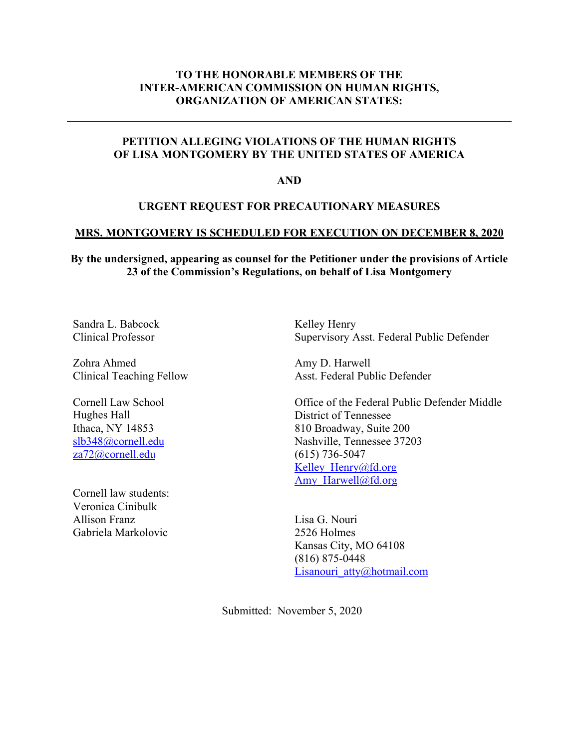**TO THE HONORABLE MEMBERS OF THE INTER-AMERICAN COMMISSION ON HUMAN RIGHTS, ORGANIZATION OF AMERICAN STATES:**

---

**PETITION ALLEGING VIOLATIONS OF THE HUMAN RIGHTS OF LISA MONTGOMERY BY THE UNITED STATES OF AMERICA**

**AND**

**URGENT REQUEST FOR PRECAUTIONARY MEASURES**

**MRS. MONTGOMERY IS SCHEDULED FOR EXECUTION ON DECEMBER 8, 2020**

**By the undersigned, appearing as counsel for the Petitioner under the provisions of Article 23 of the Commission's Regulations, on behalf of Lisa Montgomery**

Sandra L. Babcock
Clinical Professor

Zohra Ahmed
Clinical Teaching Fellow

Cornell Law School
Hughes Hall
Ithaca, NY 14853
slb348@cornell.edu
za72@cornell.edu

Cornell law students:
Veronica Cinibulk
Allison Franz
Gabriela Markolovic

Kelley Henry
Supervisory Asst. Federal Public Defender

Amy D. Harwell
Asst. Federal Public Defender

Office of the Federal Public Defender Middle District of Tennessee
810 Broadway, Suite 200
Nashville, Tennessee 37203
(615) 736-5047
Kelley_Henry@fd.org
Amy_Harwell@fd.org

Lisa G. Nouri
2526 Holmes
Kansas City, MO 64108
(816) 875-0448
Lisanouri_atty@hotmail.com

Submitted: November 5, 2020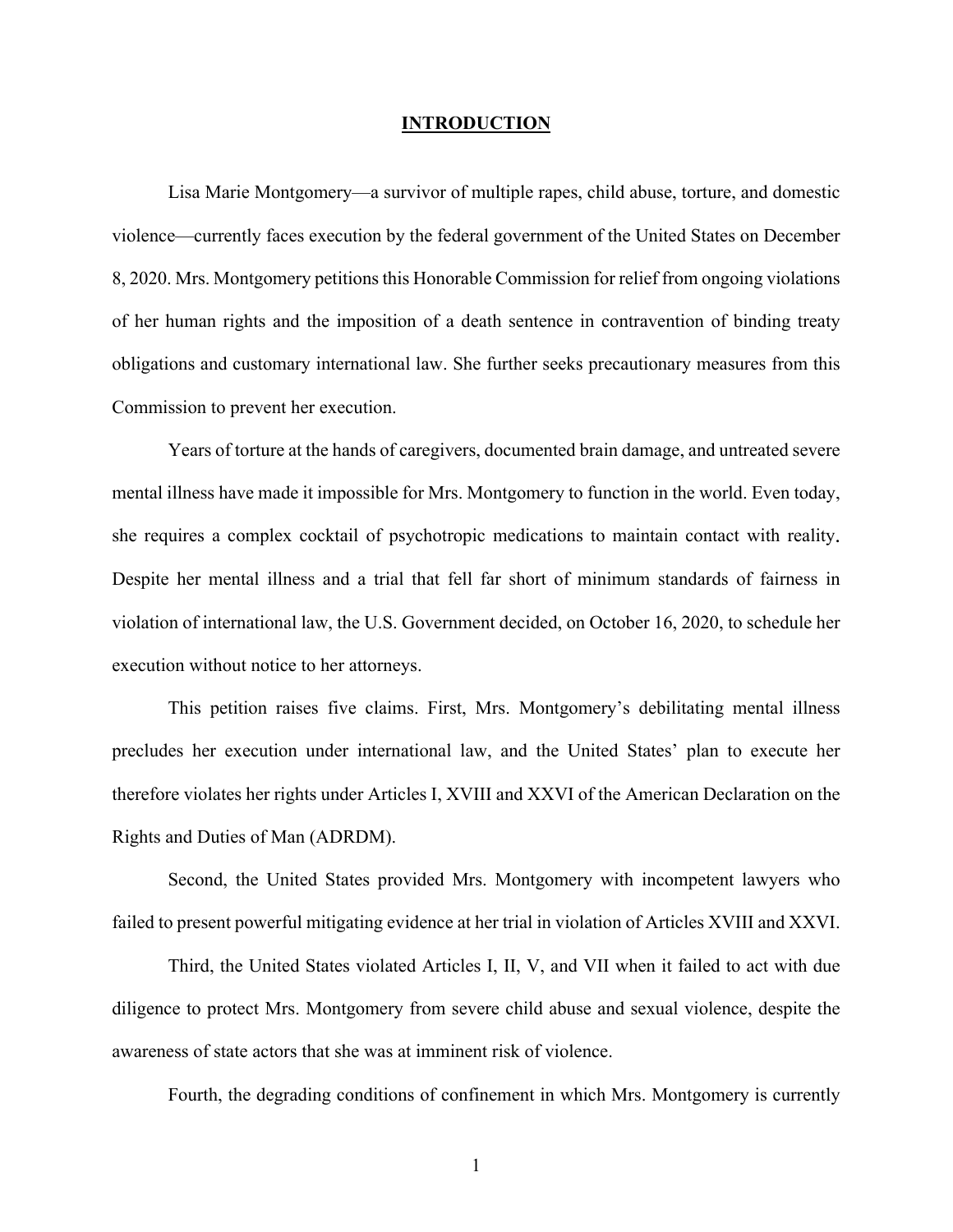# INTRODUCTION

Lisa Marie Montgomery—a survivor of multiple rapes, child abuse, torture, and domestic violence—currently faces execution by the federal government of the United States on December 8, 2020. Mrs. Montgomery petitions this Honorable Commission for relief from ongoing violations of her human rights and the imposition of a death sentence in contravention of binding treaty obligations and customary international law. She further seeks precautionary measures from this Commission to prevent her execution.

Years of torture at the hands of caregivers, documented brain damage, and untreated severe mental illness have made it impossible for Mrs. Montgomery to function in the world. Even today, she requires a complex cocktail of psychotropic medications to maintain contact with reality. Despite her mental illness and a trial that fell far short of minimum standards of fairness in violation of international law, the U.S. Government decided, on October 16, 2020, to schedule her execution without notice to her attorneys.

This petition raises five claims. First, Mrs. Montgomery's debilitating mental illness precludes her execution under international law, and the United States' plan to execute her therefore violates her rights under Articles I, XVIII and XXVI of the American Declaration on the Rights and Duties of Man (ADRDM).

Second, the United States provided Mrs. Montgomery with incompetent lawyers who failed to present powerful mitigating evidence at her trial in violation of Articles XVIII and XXVI.

Third, the United States violated Articles I, II, V, and VII when it failed to act with due diligence to protect Mrs. Montgomery from severe child abuse and sexual violence, despite the awareness of state actors that she was at imminent risk of violence.

Fourth, the degrading conditions of confinement in which Mrs. Montgomery is currently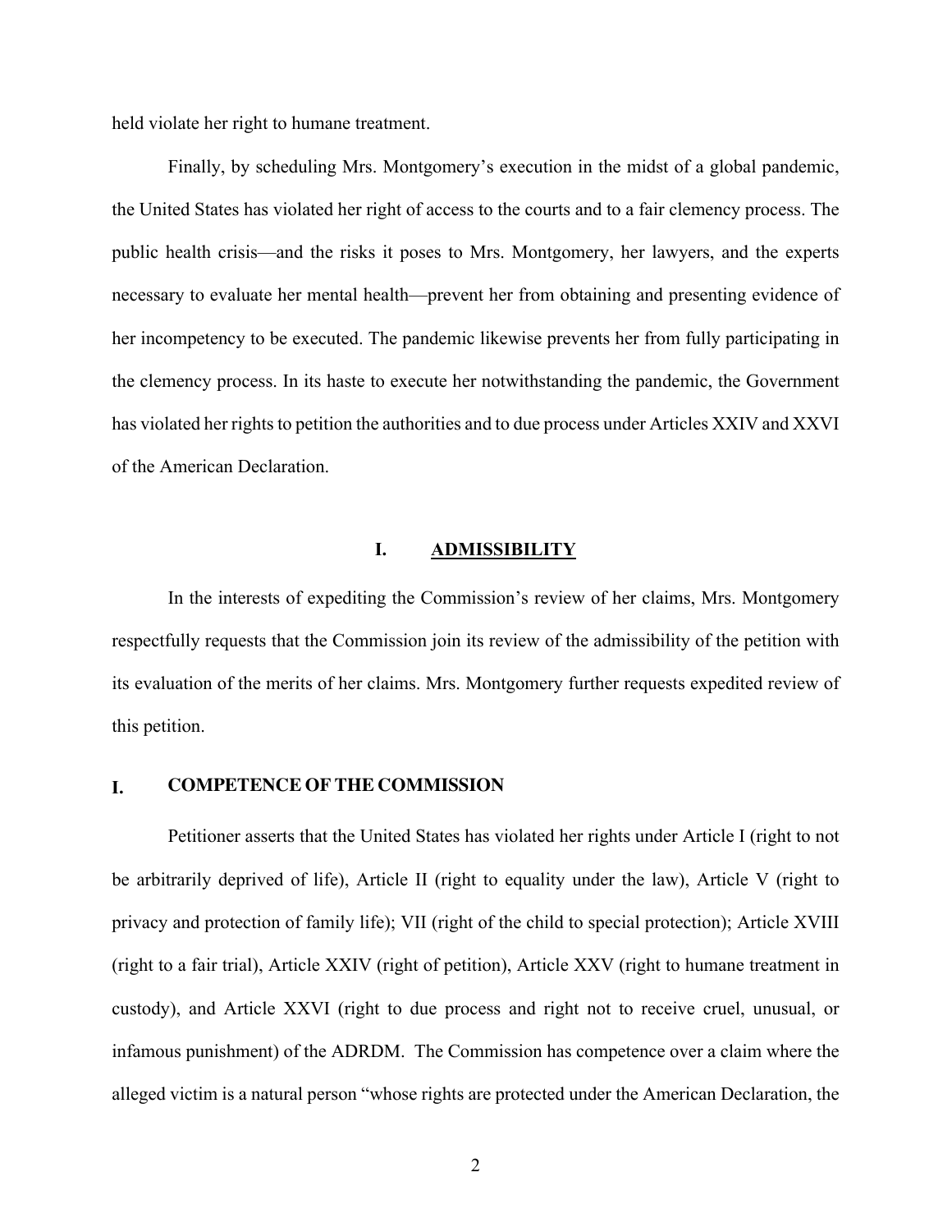held violate her right to humane treatment.

Finally, by scheduling Mrs. Montgomery's execution in the midst of a global pandemic, the United States has violated her right of access to the courts and to a fair clemency process. The public health crisis—and the risks it poses to Mrs. Montgomery, her lawyers, and the experts necessary to evaluate her mental health—prevent her from obtaining and presenting evidence of her incompetency to be executed. The pandemic likewise prevents her from fully participating in the clemency process. In its haste to execute her notwithstanding the pandemic, the Government has violated her rights to petition the authorities and to due process under Articles XXIV and XXVI of the American Declaration.

## I. <u>ADMISSIBILITY</u>

In the interests of expediting the Commission's review of her claims, Mrs. Montgomery respectfully requests that the Commission join its review of the admissibility of the petition with its evaluation of the merits of her claims. Mrs. Montgomery further requests expedited review of this petition.

## I. COMPETENCE OF THE COMMISSION

Petitioner asserts that the United States has violated her rights under Article I (right to not be arbitrarily deprived of life), Article II (right to equality under the law), Article V (right to privacy and protection of family life); VII (right of the child to special protection); Article XVIII (right to a fair trial), Article XXIV (right of petition), Article XXV (right to humane treatment in custody), and Article XXVI (right to due process and right not to receive cruel, unusual, or infamous punishment) of the ADRDM. The Commission has competence over a claim where the alleged victim is a natural person "whose rights are protected under the American Declaration, the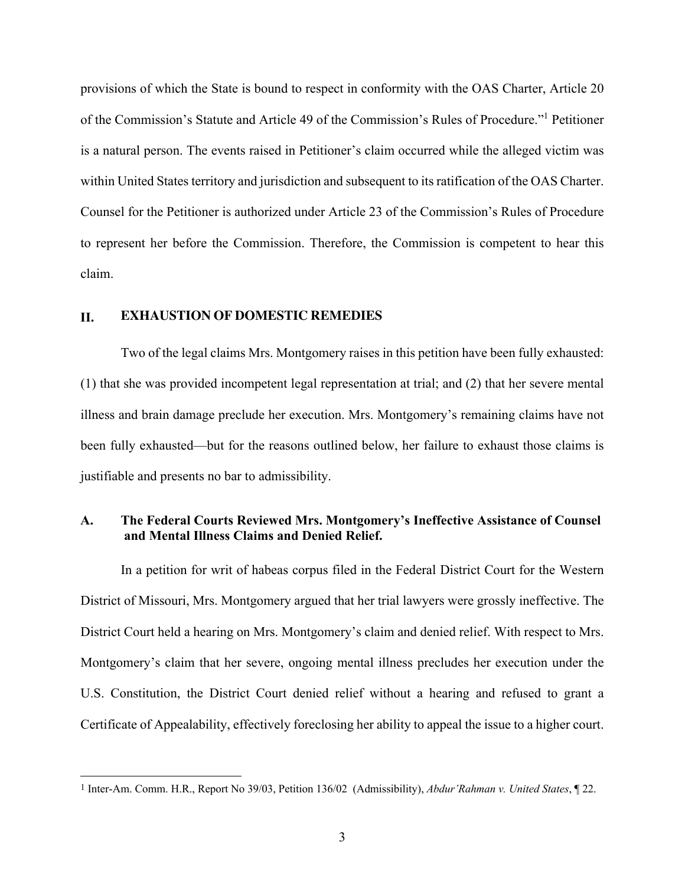provisions of which the State is bound to respect in conformity with the OAS Charter, Article 20 of the Commission's Statute and Article 49 of the Commission's Rules of Procedure."[1] Petitioner is a natural person. The events raised in Petitioner's claim occurred while the alleged victim was within United States territory and jurisdiction and subsequent to its ratification of the OAS Charter. Counsel for the Petitioner is authorized under Article 23 of the Commission's Rules of Procedure to represent her before the Commission. Therefore, the Commission is competent to hear this claim.

## II. EXHAUSTION OF DOMESTIC REMEDIES

Two of the legal claims Mrs. Montgomery raises in this petition have been fully exhausted: (1) that she was provided incompetent legal representation at trial; and (2) that her severe mental illness and brain damage preclude her execution. Mrs. Montgomery's remaining claims have not been fully exhausted—but for the reasons outlined below, her failure to exhaust those claims is justifiable and presents no bar to admissibility.

### A. The Federal Courts Reviewed Mrs. Montgomery's Ineffective Assistance of Counsel and Mental Illness Claims and Denied Relief.

In a petition for writ of habeas corpus filed in the Federal District Court for the Western District of Missouri, Mrs. Montgomery argued that her trial lawyers were grossly ineffective. The District Court held a hearing on Mrs. Montgomery's claim and denied relief. With respect to Mrs. Montgomery's claim that her severe, ongoing mental illness precludes her execution under the U.S. Constitution, the District Court denied relief without a hearing and refused to grant a Certificate of Appealability, effectively foreclosing her ability to appeal the issue to a higher court.

---

[1] Inter-Am. Comm. H.R., Report No 39/03, Petition 136/02 (Admissibility), *Abdur'Rahman v. United States*, ¶ 22.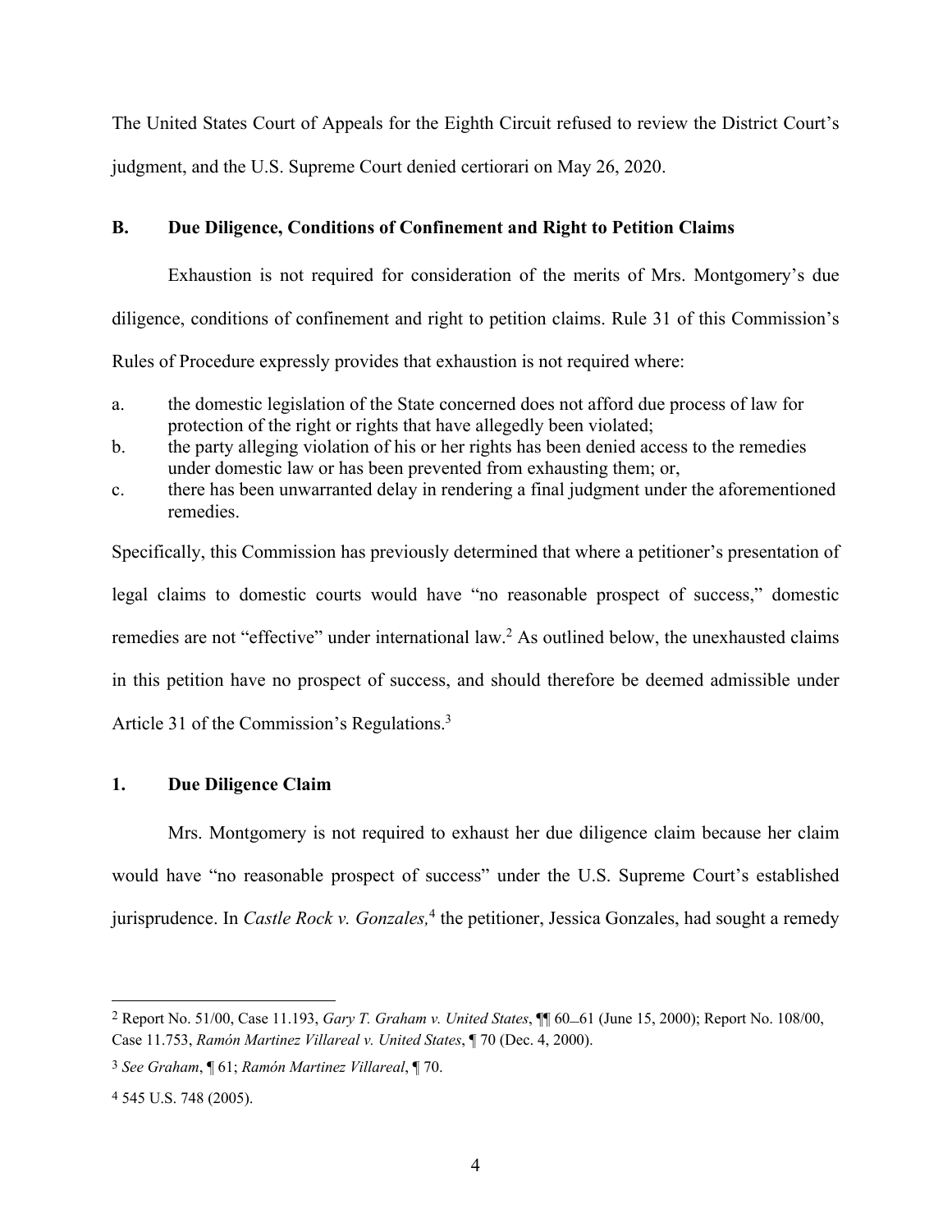The United States Court of Appeals for the Eighth Circuit refused to review the District Court's judgment, and the U.S. Supreme Court denied certiorari on May 26, 2020.

### B. Due Diligence, Conditions of Confinement and Right to Petition Claims

Exhaustion is not required for consideration of the merits of Mrs. Montgomery's due diligence, conditions of confinement and right to petition claims. Rule 31 of this Commission's Rules of Procedure expressly provides that exhaustion is not required where:

a. the domestic legislation of the State concerned does not afford due process of law for protection of the right or rights that have allegedly been violated;
b. the party alleging violation of his or her rights has been denied access to the remedies under domestic law or has been prevented from exhausting them; or,
c. there has been unwarranted delay in rendering a final judgment under the aforementioned remedies.

Specifically, this Commission has previously determined that where a petitioner's presentation of legal claims to domestic courts would have "no reasonable prospect of success," domestic remedies are not "effective" under international law.[2] As outlined below, the unexhausted claims in this petition have no prospect of success, and should therefore be deemed admissible under Article 31 of the Commission's Regulations.[3]

### 1. Due Diligence Claim

Mrs. Montgomery is not required to exhaust her due diligence claim because her claim would have "no reasonable prospect of success" under the U.S. Supreme Court's established jurisprudence. In *Castle Rock v. Gonzales,*[4] the petitioner, Jessica Gonzales, had sought a remedy

---

[2] Report No. 51/00, Case 11.193, *Gary T. Graham v. United States*, ¶¶ 60–61 (June 15, 2000); Report No. 108/00, Case 11.753, *Ramón Martinez Villareal v. United States*, ¶ 70 (Dec. 4, 2000).

[3] *See Graham*, ¶ 61; *Ramón Martinez Villareal*, ¶ 70.

[4] 545 U.S. 748 (2005).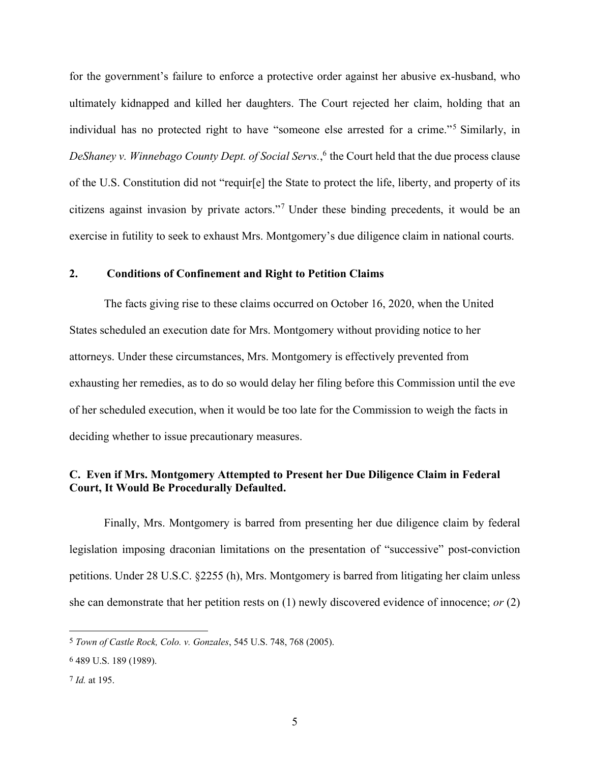for the government's failure to enforce a protective order against her abusive ex-husband, who ultimately kidnapped and killed her daughters. The Court rejected her claim, holding that an individual has no protected right to have "someone else arrested for a crime."[5] Similarly, in *DeShaney v. Winnebago County Dept. of Social Servs.*,[6] the Court held that the due process clause of the U.S. Constitution did not "requir[e] the State to protect the life, liberty, and property of its citizens against invasion by private actors."[7] Under these binding precedents, it would be an exercise in futility to seek to exhaust Mrs. Montgomery's due diligence claim in national courts.

### 2. Conditions of Confinement and Right to Petition Claims

The facts giving rise to these claims occurred on October 16, 2020, when the United States scheduled an execution date for Mrs. Montgomery without providing notice to her attorneys. Under these circumstances, Mrs. Montgomery is effectively prevented from exhausting her remedies, as to do so would delay her filing before this Commission until the eve of her scheduled execution, when it would be too late for the Commission to weigh the facts in deciding whether to issue precautionary measures.

## C. Even if Mrs. Montgomery Attempted to Present her Due Diligence Claim in Federal Court, It Would Be Procedurally Defaulted.

Finally, Mrs. Montgomery is barred from presenting her due diligence claim by federal legislation imposing draconian limitations on the presentation of "successive" post-conviction petitions. Under 28 U.S.C. §2255 (h), Mrs. Montgomery is barred from litigating her claim unless she can demonstrate that her petition rests on (1) newly discovered evidence of innocence; *or* (2)

---

[5] *Town of Castle Rock, Colo. v. Gonzales*, 545 U.S. 748, 768 (2005).

[6] 489 U.S. 189 (1989).

[7] *Id.* at 195.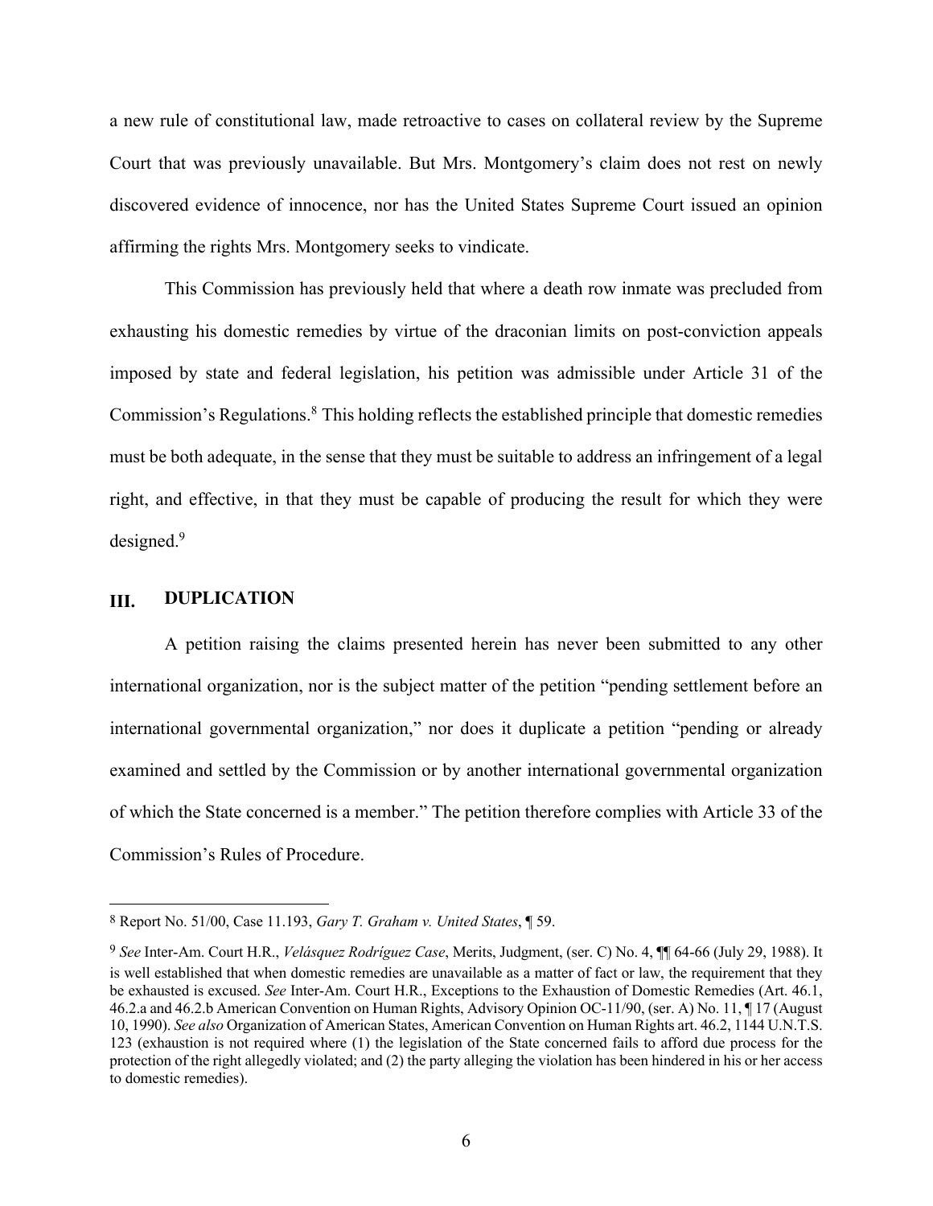a new rule of constitutional law, made retroactive to cases on collateral review by the Supreme Court that was previously unavailable. But Mrs. Montgomery's claim does not rest on newly discovered evidence of innocence, nor has the United States Supreme Court issued an opinion affirming the rights Mrs. Montgomery seeks to vindicate.

This Commission has previously held that where a death row inmate was precluded from exhausting his domestic remedies by virtue of the draconian limits on post-conviction appeals imposed by state and federal legislation, his petition was admissible under Article 31 of the Commission's Regulations.[8] This holding reflects the established principle that domestic remedies must be both adequate, in the sense that they must be suitable to address an infringement of a legal right, and effective, in that they must be capable of producing the result for which they were designed.[9]

## III. DUPLICATION

A petition raising the claims presented herein has never been submitted to any other international organization, nor is the subject matter of the petition "pending settlement before an international governmental organization," nor does it duplicate a petition "pending or already examined and settled by the Commission or by another international governmental organization of which the State concerned is a member." The petition therefore complies with Article 33 of the Commission's Rules of Procedure.

---

[8] Report No. 51/00, Case 11.193, *Gary T. Graham v. United States*, ¶ 59.

[9] *See* Inter-Am. Court H.R., *Velásquez Rodríguez Case*, Merits, Judgment, (ser. C) No. 4, ¶¶ 64-66 (July 29, 1988). It is well established that when domestic remedies are unavailable as a matter of fact or law, the requirement that they be exhausted is excused. *See* Inter-Am. Court H.R., Exceptions to the Exhaustion of Domestic Remedies (Art. 46.1, 46.2.a and 46.2.b American Convention on Human Rights, Advisory Opinion OC-11/90, (ser. A) No. 11, ¶ 17 (August 10, 1990). *See also* Organization of American States, American Convention on Human Rights art. 46.2, 1144 U.N.T.S. 123 (exhaustion is not required where (1) the legislation of the State concerned fails to afford due process for the protection of the right allegedly violated; and (2) the party alleging the violation has been hindered in his or her access to domestic remedies).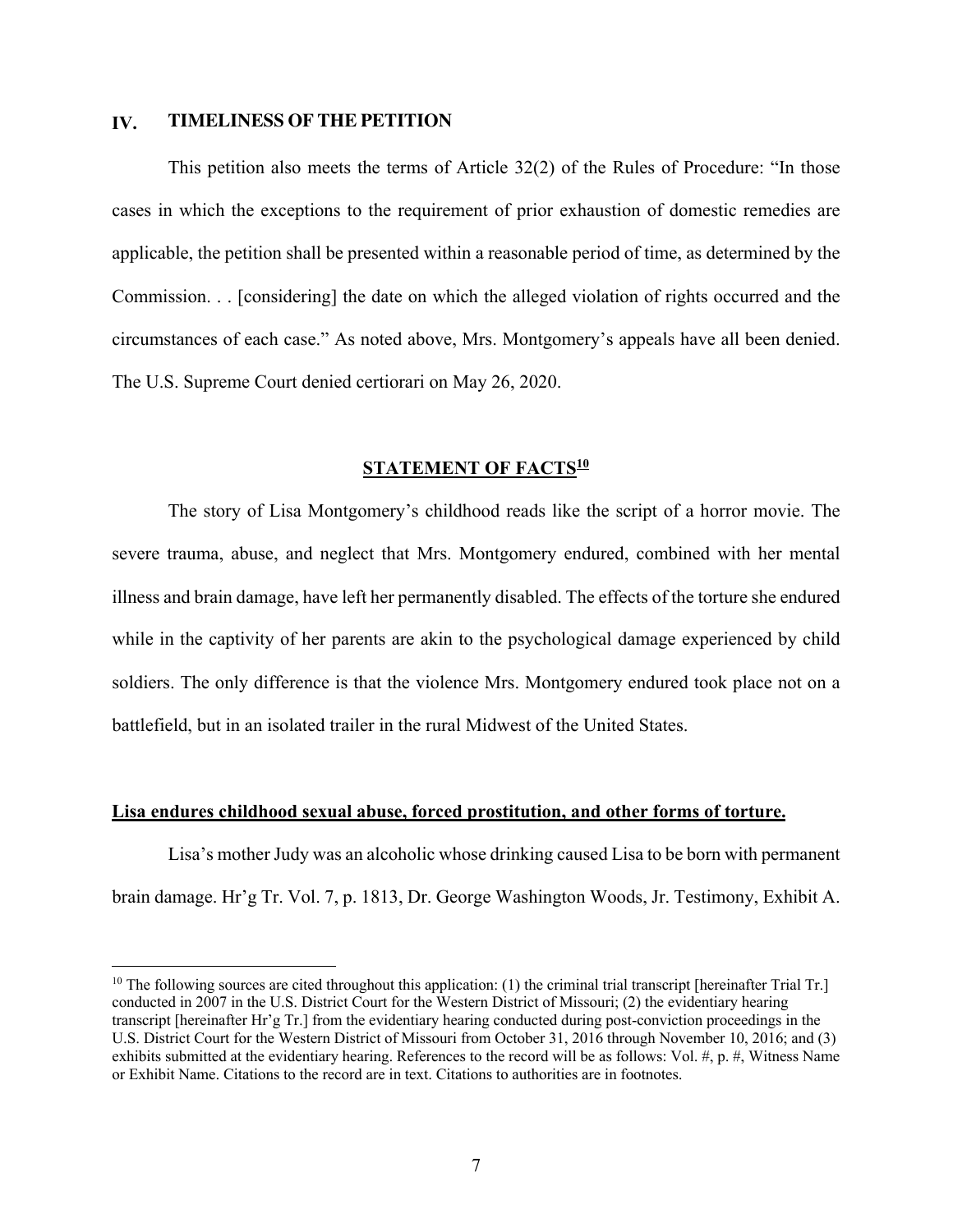## IV. TIMELINESS OF THE PETITION

This petition also meets the terms of Article 32(2) of the Rules of Procedure: "In those cases in which the exceptions to the requirement of prior exhaustion of domestic remedies are applicable, the petition shall be presented within a reasonable period of time, as determined by the Commission. . . [considering] the date on which the alleged violation of rights occurred and the circumstances of each case." As noted above, Mrs. Montgomery's appeals have all been denied. The U.S. Supreme Court denied certiorari on May 26, 2020.

## STATEMENT OF FACTS[10]

The story of Lisa Montgomery's childhood reads like the script of a horror movie. The severe trauma, abuse, and neglect that Mrs. Montgomery endured, combined with her mental illness and brain damage, have left her permanently disabled. The effects of the torture she endured while in the captivity of her parents are akin to the psychological damage experienced by child soldiers. The only difference is that the violence Mrs. Montgomery endured took place not on a battlefield, but in an isolated trailer in the rural Midwest of the United States.

### Lisa endures childhood sexual abuse, forced prostitution, and other forms of torture.

Lisa's mother Judy was an alcoholic whose drinking caused Lisa to be born with permanent brain damage. Hr'g Tr. Vol. 7, p. 1813, Dr. George Washington Woods, Jr. Testimony, Exhibit A.

---

[10] The following sources are cited throughout this application: (1) the criminal trial transcript [hereinafter Trial Tr.] conducted in 2007 in the U.S. District Court for the Western District of Missouri; (2) the evidentiary hearing transcript [hereinafter Hr'g Tr.] from the evidentiary hearing conducted during post-conviction proceedings in the U.S. District Court for the Western District of Missouri from October 31, 2016 through November 10, 2016; and (3) exhibits submitted at the evidentiary hearing. References to the record will be as follows: Vol. #, p. #, Witness Name or Exhibit Name. Citations to the record are in text. Citations to authorities are in footnotes.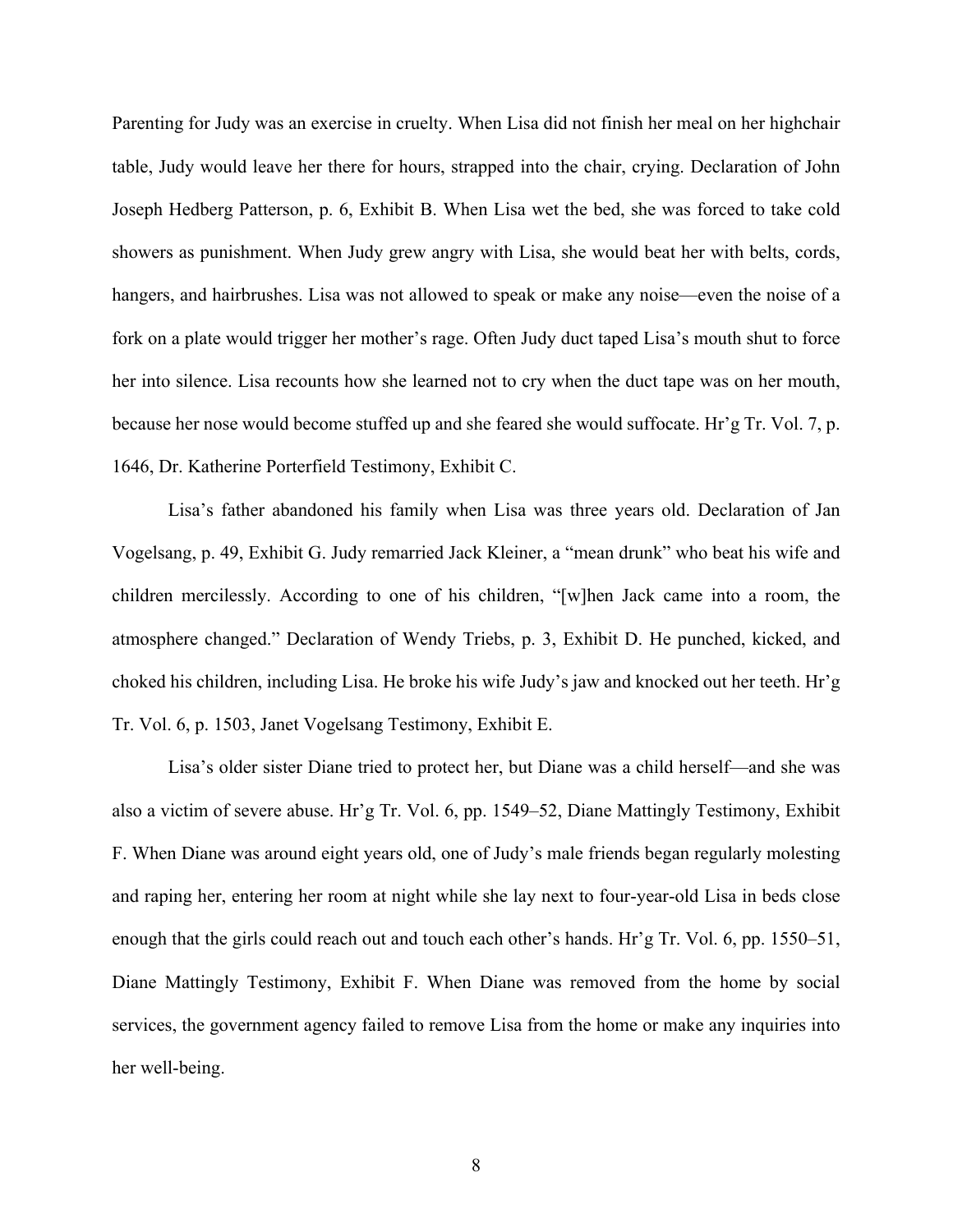Parenting for Judy was an exercise in cruelty. When Lisa did not finish her meal on her highchair table, Judy would leave her there for hours, strapped into the chair, crying. Declaration of John Joseph Hedberg Patterson, p. 6, Exhibit B. When Lisa wet the bed, she was forced to take cold showers as punishment. When Judy grew angry with Lisa, she would beat her with belts, cords, hangers, and hairbrushes. Lisa was not allowed to speak or make any noise—even the noise of a fork on a plate would trigger her mother's rage. Often Judy duct taped Lisa's mouth shut to force her into silence. Lisa recounts how she learned not to cry when the duct tape was on her mouth, because her nose would become stuffed up and she feared she would suffocate. Hr'g Tr. Vol. 7, p. 1646, Dr. Katherine Porterfield Testimony, Exhibit C.

Lisa's father abandoned his family when Lisa was three years old. Declaration of Jan Vogelsang, p. 49, Exhibit G. Judy remarried Jack Kleiner, a "mean drunk" who beat his wife and children mercilessly. According to one of his children, "[w]hen Jack came into a room, the atmosphere changed." Declaration of Wendy Triebs, p. 3, Exhibit D. He punched, kicked, and choked his children, including Lisa. He broke his wife Judy's jaw and knocked out her teeth. Hr'g Tr. Vol. 6, p. 1503, Janet Vogelsang Testimony, Exhibit E.

Lisa's older sister Diane tried to protect her, but Diane was a child herself—and she was also a victim of severe abuse. Hr'g Tr. Vol. 6, pp. 1549–52, Diane Mattingly Testimony, Exhibit F. When Diane was around eight years old, one of Judy's male friends began regularly molesting and raping her, entering her room at night while she lay next to four-year-old Lisa in beds close enough that the girls could reach out and touch each other's hands. Hr'g Tr. Vol. 6, pp. 1550–51, Diane Mattingly Testimony, Exhibit F. When Diane was removed from the home by social services, the government agency failed to remove Lisa from the home or make any inquiries into her well-being.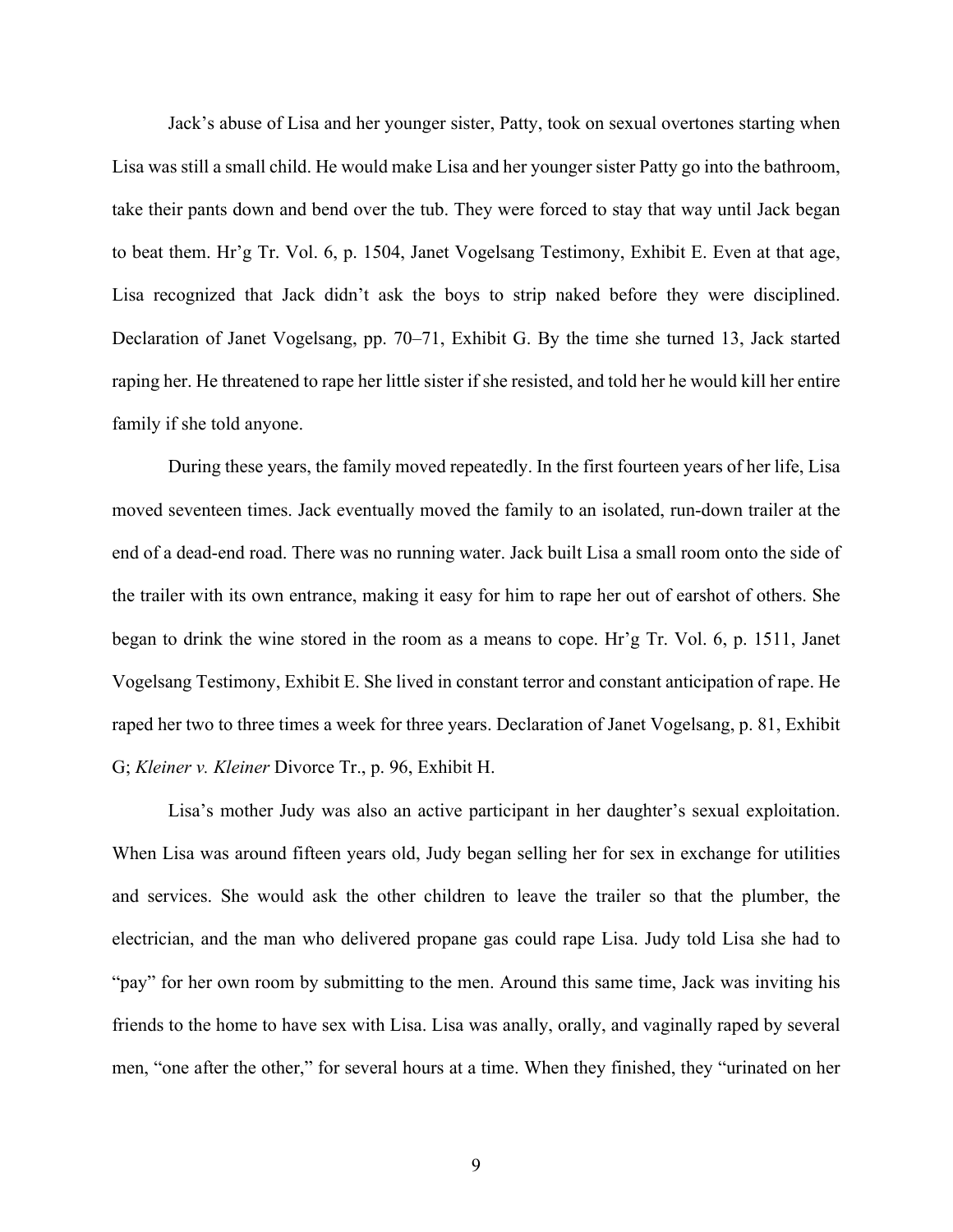Jack's abuse of Lisa and her younger sister, Patty, took on sexual overtones starting when Lisa was still a small child. He would make Lisa and her younger sister Patty go into the bathroom, take their pants down and bend over the tub. They were forced to stay that way until Jack began to beat them. Hr'g Tr. Vol. 6, p. 1504, Janet Vogelsang Testimony, Exhibit E. Even at that age, Lisa recognized that Jack didn't ask the boys to strip naked before they were disciplined. Declaration of Janet Vogelsang, pp. 70–71, Exhibit G. By the time she turned 13, Jack started raping her. He threatened to rape her little sister if she resisted, and told her he would kill her entire family if she told anyone.

During these years, the family moved repeatedly. In the first fourteen years of her life, Lisa moved seventeen times. Jack eventually moved the family to an isolated, run-down trailer at the end of a dead-end road. There was no running water. Jack built Lisa a small room onto the side of the trailer with its own entrance, making it easy for him to rape her out of earshot of others. She began to drink the wine stored in the room as a means to cope. Hr'g Tr. Vol. 6, p. 1511, Janet Vogelsang Testimony, Exhibit E. She lived in constant terror and constant anticipation of rape. He raped her two to three times a week for three years. Declaration of Janet Vogelsang, p. 81, Exhibit G; *Kleiner v. Kleiner* Divorce Tr., p. 96, Exhibit H.

Lisa's mother Judy was also an active participant in her daughter's sexual exploitation. When Lisa was around fifteen years old, Judy began selling her for sex in exchange for utilities and services. She would ask the other children to leave the trailer so that the plumber, the electrician, and the man who delivered propane gas could rape Lisa. Judy told Lisa she had to "pay" for her own room by submitting to the men. Around this same time, Jack was inviting his friends to the home to have sex with Lisa. Lisa was anally, orally, and vaginally raped by several men, "one after the other," for several hours at a time. When they finished, they "urinated on her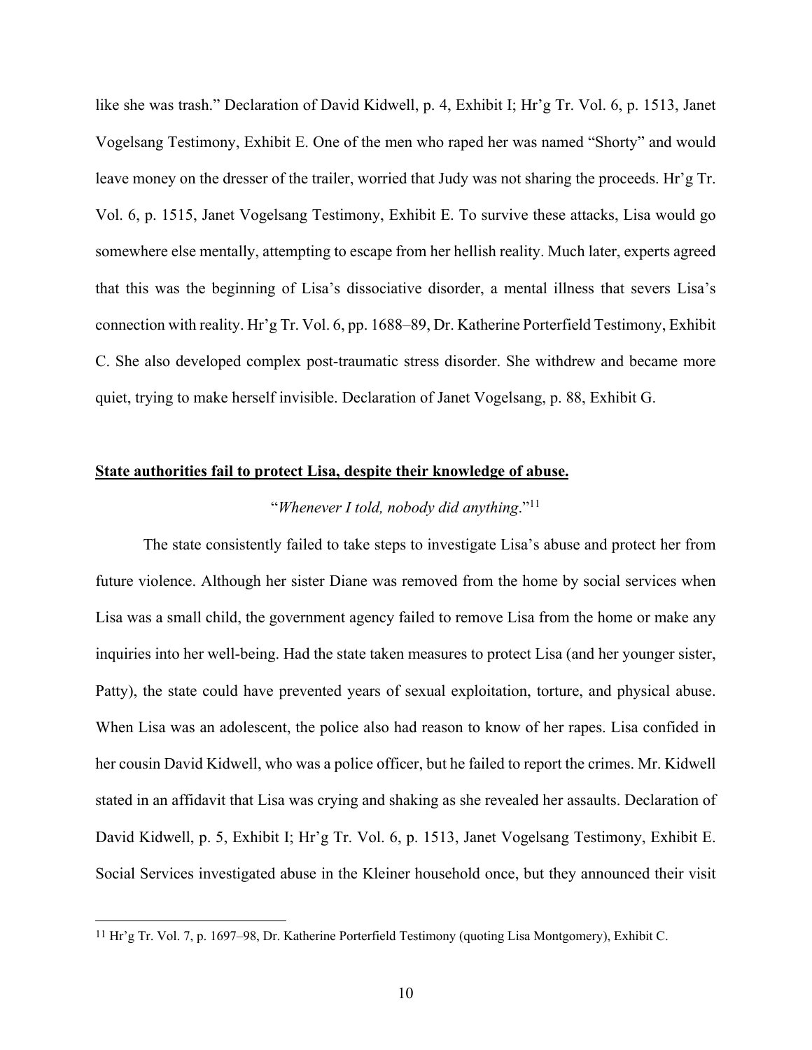like she was trash." Declaration of David Kidwell, p. 4, Exhibit I; Hr'g Tr. Vol. 6, p. 1513, Janet Vogelsang Testimony, Exhibit E. One of the men who raped her was named "Shorty" and would leave money on the dresser of the trailer, worried that Judy was not sharing the proceeds. Hr'g Tr. Vol. 6, p. 1515, Janet Vogelsang Testimony, Exhibit E. To survive these attacks, Lisa would go somewhere else mentally, attempting to escape from her hellish reality. Much later, experts agreed that this was the beginning of Lisa's dissociative disorder, a mental illness that severs Lisa's connection with reality. Hr'g Tr. Vol. 6, pp. 1688–89, Dr. Katherine Porterfield Testimony, Exhibit C. She also developed complex post-traumatic stress disorder. She withdrew and became more quiet, trying to make herself invisible. Declaration of Janet Vogelsang, p. 88, Exhibit G.

<u>**State authorities fail to protect Lisa, despite their knowledge of abuse.**</u>

"*Whenever I told, nobody did anything*."[11]

The state consistently failed to take steps to investigate Lisa's abuse and protect her from future violence. Although her sister Diane was removed from the home by social services when Lisa was a small child, the government agency failed to remove Lisa from the home or make any inquiries into her well-being. Had the state taken measures to protect Lisa (and her younger sister, Patty), the state could have prevented years of sexual exploitation, torture, and physical abuse. When Lisa was an adolescent, the police also had reason to know of her rapes. Lisa confided in her cousin David Kidwell, who was a police officer, but he failed to report the crimes. Mr. Kidwell stated in an affidavit that Lisa was crying and shaking as she revealed her assaults. Declaration of David Kidwell, p. 5, Exhibit I; Hr'g Tr. Vol. 6, p. 1513, Janet Vogelsang Testimony, Exhibit E. Social Services investigated abuse in the Kleiner household once, but they announced their visit

[11] Hr'g Tr. Vol. 7, p. 1697–98, Dr. Katherine Porterfield Testimony (quoting Lisa Montgomery), Exhibit C.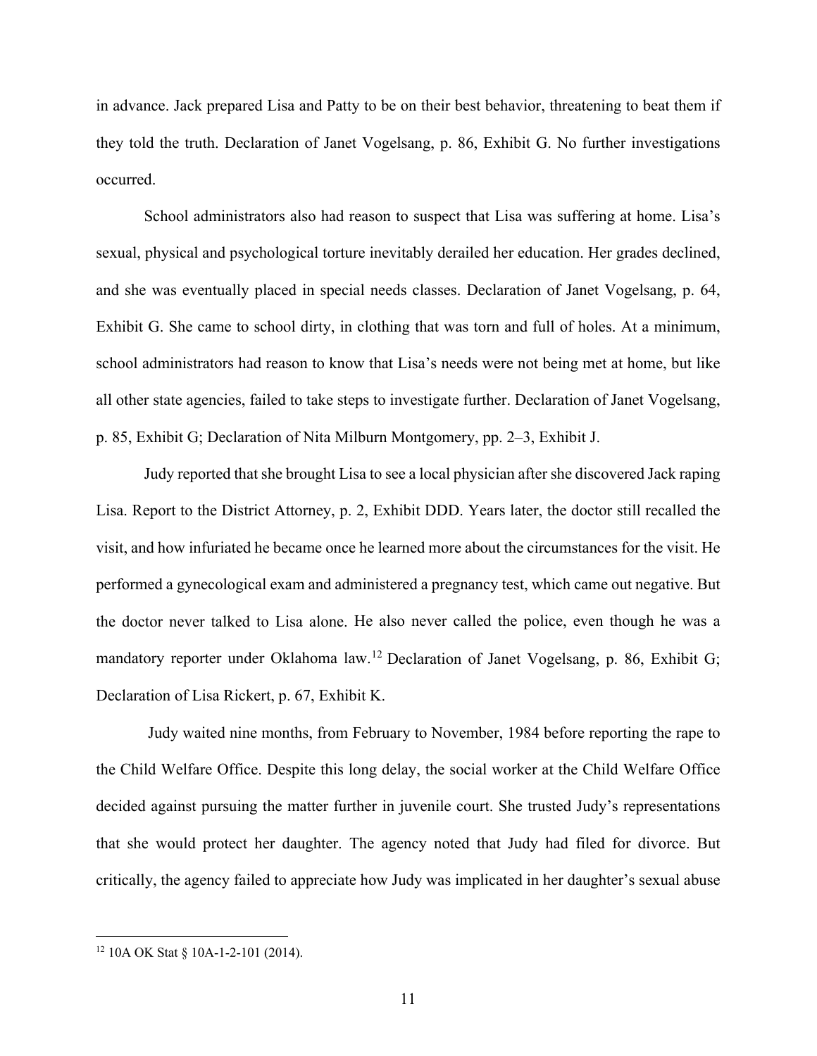in advance. Jack prepared Lisa and Patty to be on their best behavior, threatening to beat them if they told the truth. Declaration of Janet Vogelsang, p. 86, Exhibit G. No further investigations occurred.

School administrators also had reason to suspect that Lisa was suffering at home. Lisa's sexual, physical and psychological torture inevitably derailed her education. Her grades declined, and she was eventually placed in special needs classes. Declaration of Janet Vogelsang, p. 64, Exhibit G. She came to school dirty, in clothing that was torn and full of holes. At a minimum, school administrators had reason to know that Lisa's needs were not being met at home, but like all other state agencies, failed to take steps to investigate further. Declaration of Janet Vogelsang, p. 85, Exhibit G; Declaration of Nita Milburn Montgomery, pp. 2–3, Exhibit J.

Judy reported that she brought Lisa to see a local physician after she discovered Jack raping Lisa. Report to the District Attorney, p. 2, Exhibit DDD. Years later, the doctor still recalled the visit, and how infuriated he became once he learned more about the circumstances for the visit. He performed a gynecological exam and administered a pregnancy test, which came out negative. But the doctor never talked to Lisa alone. He also never called the police, even though he was a mandatory reporter under Oklahoma law.[12] Declaration of Janet Vogelsang, p. 86, Exhibit G; Declaration of Lisa Rickert, p. 67, Exhibit K.

Judy waited nine months, from February to November, 1984 before reporting the rape to the Child Welfare Office. Despite this long delay, the social worker at the Child Welfare Office decided against pursuing the matter further in juvenile court. She trusted Judy's representations that she would protect her daughter. The agency noted that Judy had filed for divorce. But critically, the agency failed to appreciate how Judy was implicated in her daughter's sexual abuse

[12] 10A OK Stat § 10A-1-2-101 (2014).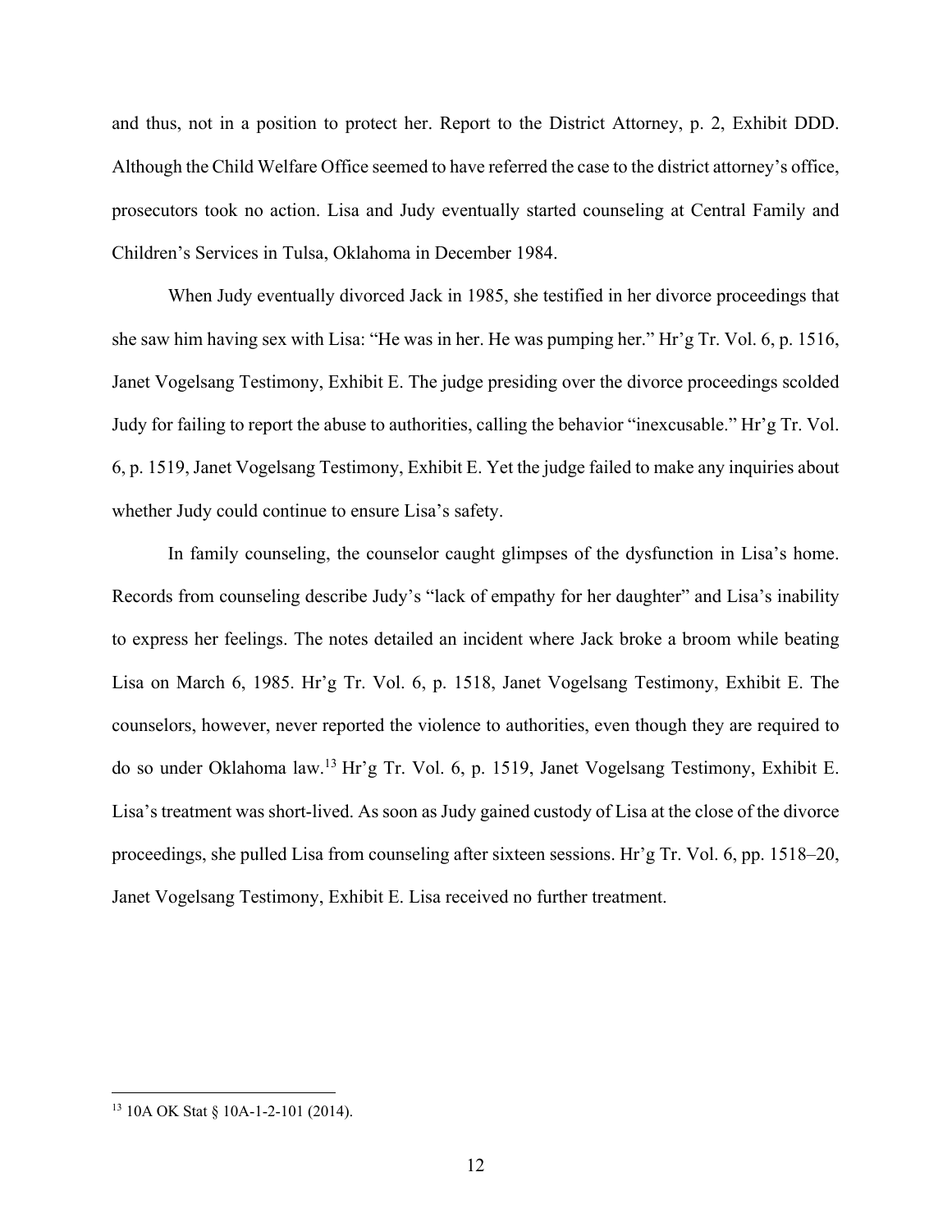and thus, not in a position to protect her. Report to the District Attorney, p. 2, Exhibit DDD. Although the Child Welfare Office seemed to have referred the case to the district attorney's office, prosecutors took no action. Lisa and Judy eventually started counseling at Central Family and Children's Services in Tulsa, Oklahoma in December 1984.

When Judy eventually divorced Jack in 1985, she testified in her divorce proceedings that she saw him having sex with Lisa: "He was in her. He was pumping her." Hr'g Tr. Vol. 6, p. 1516, Janet Vogelsang Testimony, Exhibit E. The judge presiding over the divorce proceedings scolded Judy for failing to report the abuse to authorities, calling the behavior "inexcusable." Hr'g Tr. Vol. 6, p. 1519, Janet Vogelsang Testimony, Exhibit E. Yet the judge failed to make any inquiries about whether Judy could continue to ensure Lisa's safety.

In family counseling, the counselor caught glimpses of the dysfunction in Lisa's home. Records from counseling describe Judy's "lack of empathy for her daughter" and Lisa's inability to express her feelings. The notes detailed an incident where Jack broke a broom while beating Lisa on March 6, 1985. Hr'g Tr. Vol. 6, p. 1518, Janet Vogelsang Testimony, Exhibit E. The counselors, however, never reported the violence to authorities, even though they are required to do so under Oklahoma law.[13] Hr'g Tr. Vol. 6, p. 1519, Janet Vogelsang Testimony, Exhibit E. Lisa's treatment was short-lived. As soon as Judy gained custody of Lisa at the close of the divorce proceedings, she pulled Lisa from counseling after sixteen sessions. Hr'g Tr. Vol. 6, pp. 1518–20, Janet Vogelsang Testimony, Exhibit E. Lisa received no further treatment.

---

[13] 10A OK Stat § 10A-1-2-101 (2014).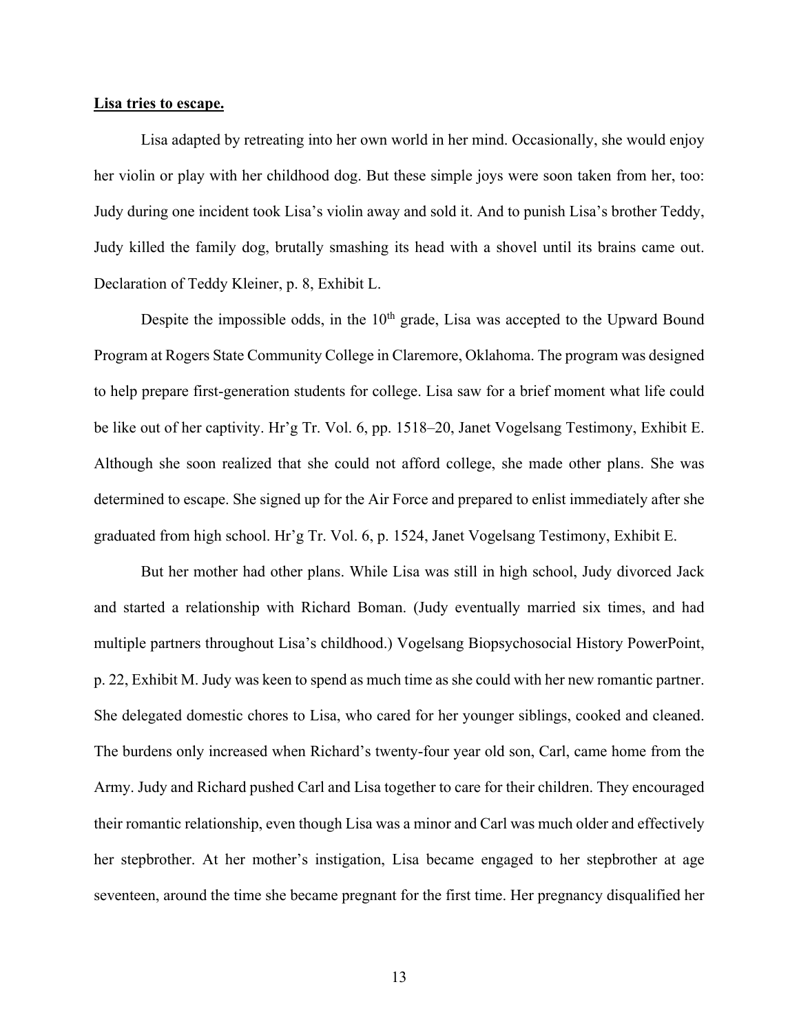**Lisa tries to escape.**

Lisa adapted by retreating into her own world in her mind. Occasionally, she would enjoy her violin or play with her childhood dog. But these simple joys were soon taken from her, too: Judy during one incident took Lisa's violin away and sold it. And to punish Lisa's brother Teddy, Judy killed the family dog, brutally smashing its head with a shovel until its brains came out. Declaration of Teddy Kleiner, p. 8, Exhibit L.

Despite the impossible odds, in the 10th grade, Lisa was accepted to the Upward Bound Program at Rogers State Community College in Claremore, Oklahoma. The program was designed to help prepare first-generation students for college. Lisa saw for a brief moment what life could be like out of her captivity. Hr'g Tr. Vol. 6, pp. 1518–20, Janet Vogelsang Testimony, Exhibit E. Although she soon realized that she could not afford college, she made other plans. She was determined to escape. She signed up for the Air Force and prepared to enlist immediately after she graduated from high school. Hr'g Tr. Vol. 6, p. 1524, Janet Vogelsang Testimony, Exhibit E.

But her mother had other plans. While Lisa was still in high school, Judy divorced Jack and started a relationship with Richard Boman. (Judy eventually married six times, and had multiple partners throughout Lisa's childhood.) Vogelsang Biopsychosocial History PowerPoint, p. 22, Exhibit M. Judy was keen to spend as much time as she could with her new romantic partner. She delegated domestic chores to Lisa, who cared for her younger siblings, cooked and cleaned. The burdens only increased when Richard's twenty-four year old son, Carl, came home from the Army. Judy and Richard pushed Carl and Lisa together to care for their children. They encouraged their romantic relationship, even though Lisa was a minor and Carl was much older and effectively her stepbrother. At her mother's instigation, Lisa became engaged to her stepbrother at age seventeen, around the time she became pregnant for the first time. Her pregnancy disqualified her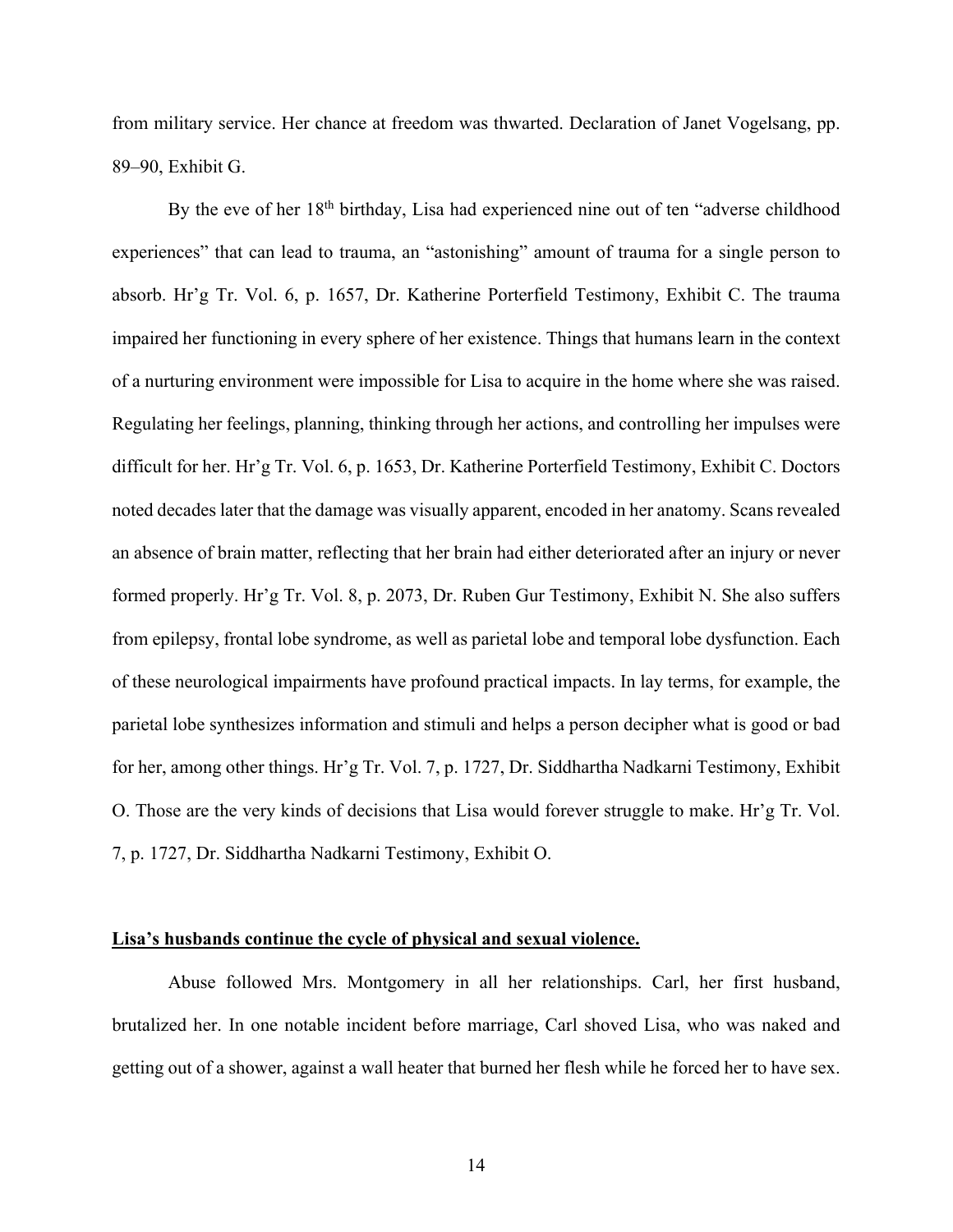from military service. Her chance at freedom was thwarted. Declaration of Janet Vogelsang, pp. 89–90, Exhibit G.

By the eve of her 18th birthday, Lisa had experienced nine out of ten "adverse childhood experiences" that can lead to trauma, an "astonishing" amount of trauma for a single person to absorb. Hr'g Tr. Vol. 6, p. 1657, Dr. Katherine Porterfield Testimony, Exhibit C. The trauma impaired her functioning in every sphere of her existence. Things that humans learn in the context of a nurturing environment were impossible for Lisa to acquire in the home where she was raised. Regulating her feelings, planning, thinking through her actions, and controlling her impulses were difficult for her. Hr'g Tr. Vol. 6, p. 1653, Dr. Katherine Porterfield Testimony, Exhibit C. Doctors noted decades later that the damage was visually apparent, encoded in her anatomy. Scans revealed an absence of brain matter, reflecting that her brain had either deteriorated after an injury or never formed properly. Hr'g Tr. Vol. 8, p. 2073, Dr. Ruben Gur Testimony, Exhibit N. She also suffers from epilepsy, frontal lobe syndrome, as well as parietal lobe and temporal lobe dysfunction. Each of these neurological impairments have profound practical impacts. In lay terms, for example, the parietal lobe synthesizes information and stimuli and helps a person decipher what is good or bad for her, among other things. Hr'g Tr. Vol. 7, p. 1727, Dr. Siddhartha Nadkarni Testimony, Exhibit O. Those are the very kinds of decisions that Lisa would forever struggle to make. Hr'g Tr. Vol. 7, p. 1727, Dr. Siddhartha Nadkarni Testimony, Exhibit O.

**Lisa's husbands continue the cycle of physical and sexual violence.**

Abuse followed Mrs. Montgomery in all her relationships. Carl, her first husband, brutalized her. In one notable incident before marriage, Carl shoved Lisa, who was naked and getting out of a shower, against a wall heater that burned her flesh while he forced her to have sex.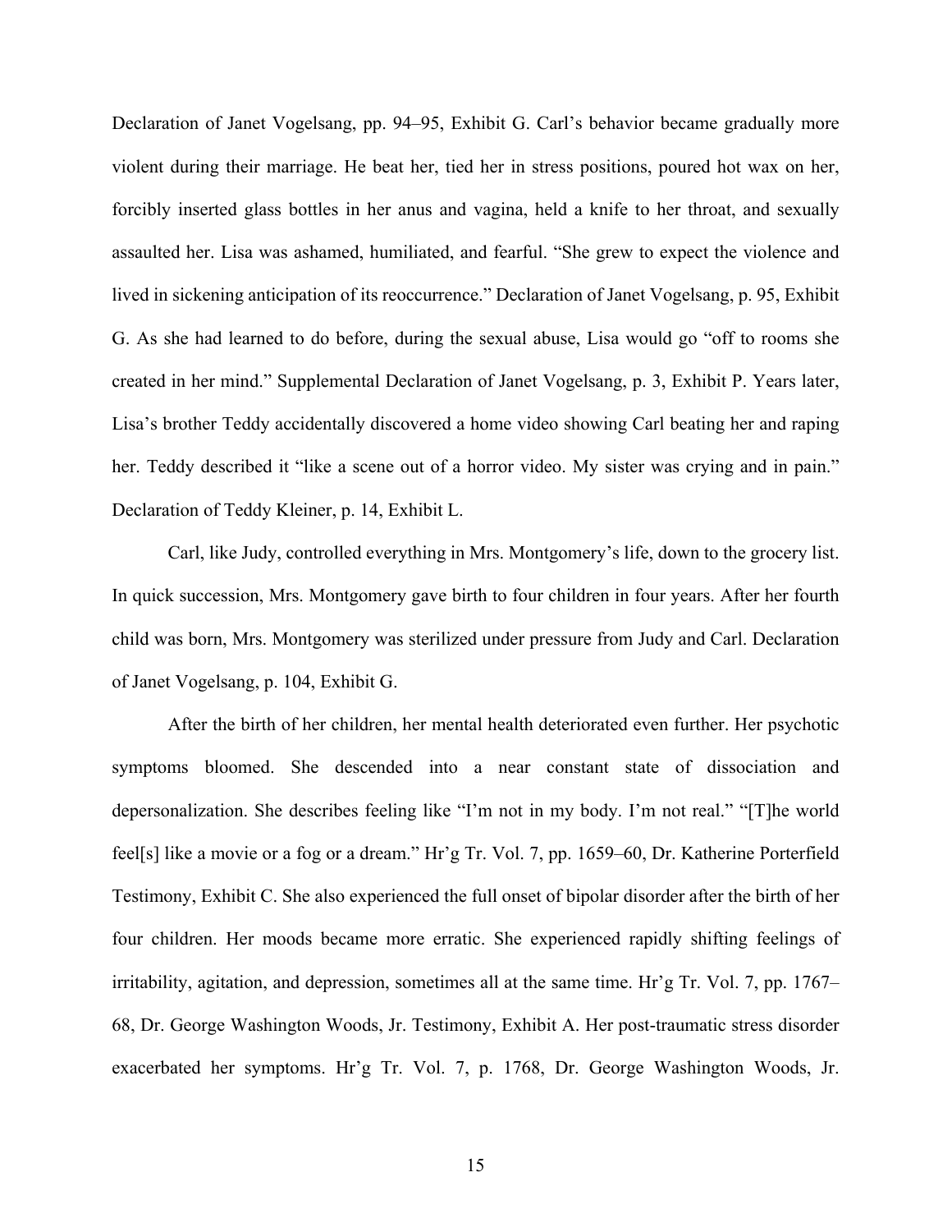Declaration of Janet Vogelsang, pp. 94–95, Exhibit G. Carl's behavior became gradually more violent during their marriage. He beat her, tied her in stress positions, poured hot wax on her, forcibly inserted glass bottles in her anus and vagina, held a knife to her throat, and sexually assaulted her. Lisa was ashamed, humiliated, and fearful. "She grew to expect the violence and lived in sickening anticipation of its reoccurrence." Declaration of Janet Vogelsang, p. 95, Exhibit G. As she had learned to do before, during the sexual abuse, Lisa would go "off to rooms she created in her mind." Supplemental Declaration of Janet Vogelsang, p. 3, Exhibit P. Years later, Lisa's brother Teddy accidentally discovered a home video showing Carl beating her and raping her. Teddy described it "like a scene out of a horror video. My sister was crying and in pain." Declaration of Teddy Kleiner, p. 14, Exhibit L.

Carl, like Judy, controlled everything in Mrs. Montgomery's life, down to the grocery list. In quick succession, Mrs. Montgomery gave birth to four children in four years. After her fourth child was born, Mrs. Montgomery was sterilized under pressure from Judy and Carl. Declaration of Janet Vogelsang, p. 104, Exhibit G.

After the birth of her children, her mental health deteriorated even further. Her psychotic symptoms bloomed. She descended into a near constant state of dissociation and depersonalization. She describes feeling like "I'm not in my body. I'm not real." "[T]he world feel[s] like a movie or a fog or a dream." Hr'g Tr. Vol. 7, pp. 1659–60, Dr. Katherine Porterfield Testimony, Exhibit C. She also experienced the full onset of bipolar disorder after the birth of her four children. Her moods became more erratic. She experienced rapidly shifting feelings of irritability, agitation, and depression, sometimes all at the same time. Hr'g Tr. Vol. 7, pp. 1767–68, Dr. George Washington Woods, Jr. Testimony, Exhibit A. Her post-traumatic stress disorder exacerbated her symptoms. Hr'g Tr. Vol. 7, p. 1768, Dr. George Washington Woods, Jr.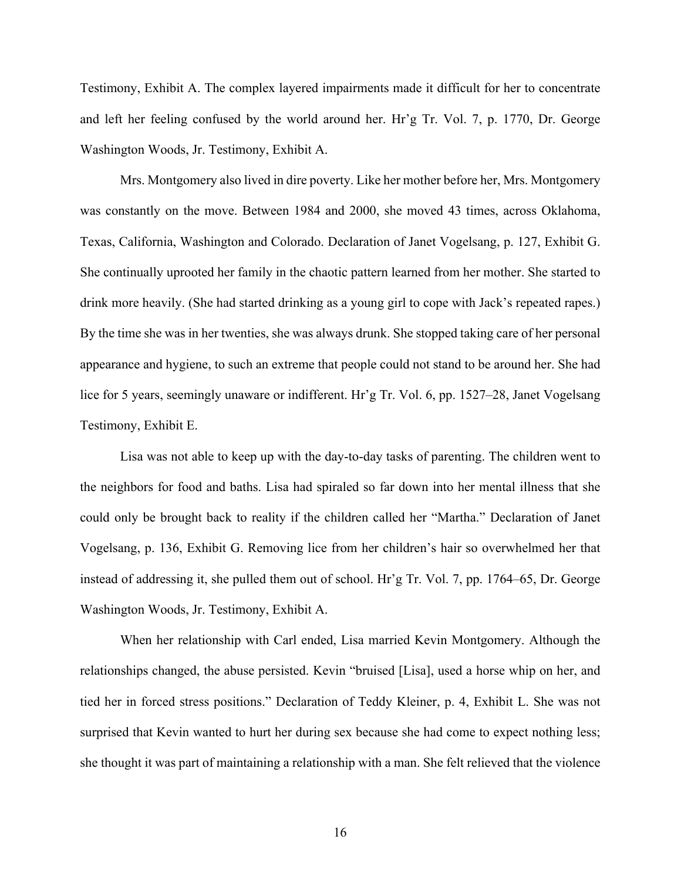Testimony, Exhibit A. The complex layered impairments made it difficult for her to concentrate and left her feeling confused by the world around her. Hr'g Tr. Vol. 7, p. 1770, Dr. George Washington Woods, Jr. Testimony, Exhibit A.

Mrs. Montgomery also lived in dire poverty. Like her mother before her, Mrs. Montgomery was constantly on the move. Between 1984 and 2000, she moved 43 times, across Oklahoma, Texas, California, Washington and Colorado. Declaration of Janet Vogelsang, p. 127, Exhibit G. She continually uprooted her family in the chaotic pattern learned from her mother. She started to drink more heavily. (She had started drinking as a young girl to cope with Jack's repeated rapes.) By the time she was in her twenties, she was always drunk. She stopped taking care of her personal appearance and hygiene, to such an extreme that people could not stand to be around her. She had lice for 5 years, seemingly unaware or indifferent. Hr'g Tr. Vol. 6, pp. 1527–28, Janet Vogelsang Testimony, Exhibit E.

Lisa was not able to keep up with the day-to-day tasks of parenting. The children went to the neighbors for food and baths. Lisa had spiraled so far down into her mental illness that she could only be brought back to reality if the children called her "Martha." Declaration of Janet Vogelsang, p. 136, Exhibit G. Removing lice from her children's hair so overwhelmed her that instead of addressing it, she pulled them out of school. Hr'g Tr. Vol. 7, pp. 1764–65, Dr. George Washington Woods, Jr. Testimony, Exhibit A.

When her relationship with Carl ended, Lisa married Kevin Montgomery. Although the relationships changed, the abuse persisted. Kevin "bruised [Lisa], used a horse whip on her, and tied her in forced stress positions." Declaration of Teddy Kleiner, p. 4, Exhibit L. She was not surprised that Kevin wanted to hurt her during sex because she had come to expect nothing less; she thought it was part of maintaining a relationship with a man. She felt relieved that the violence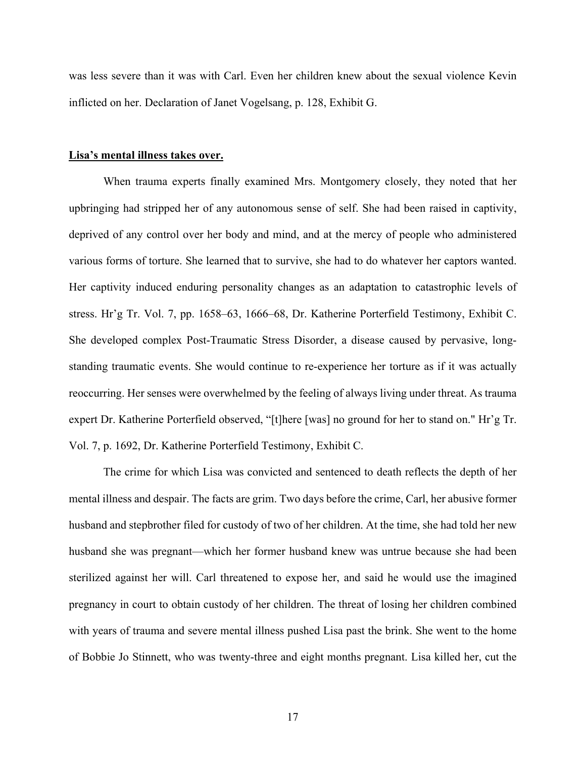was less severe than it was with Carl. Even her children knew about the sexual violence Kevin inflicted on her. Declaration of Janet Vogelsang, p. 128, Exhibit G.

**<u>Lisa's mental illness takes over.</u>**

When trauma experts finally examined Mrs. Montgomery closely, they noted that her upbringing had stripped her of any autonomous sense of self. She had been raised in captivity, deprived of any control over her body and mind, and at the mercy of people who administered various forms of torture. She learned that to survive, she had to do whatever her captors wanted. Her captivity induced enduring personality changes as an adaptation to catastrophic levels of stress. Hr'g Tr. Vol. 7, pp. 1658–63, 1666–68, Dr. Katherine Porterfield Testimony, Exhibit C. She developed complex Post-Traumatic Stress Disorder, a disease caused by pervasive, long-standing traumatic events. She would continue to re-experience her torture as if it was actually reoccurring. Her senses were overwhelmed by the feeling of always living under threat. As trauma expert Dr. Katherine Porterfield observed, "[t]here [was] no ground for her to stand on." Hr'g Tr. Vol. 7, p. 1692, Dr. Katherine Porterfield Testimony, Exhibit C.

The crime for which Lisa was convicted and sentenced to death reflects the depth of her mental illness and despair. The facts are grim. Two days before the crime, Carl, her abusive former husband and stepbrother filed for custody of two of her children. At the time, she had told her new husband she was pregnant—which her former husband knew was untrue because she had been sterilized against her will. Carl threatened to expose her, and said he would use the imagined pregnancy in court to obtain custody of her children. The threat of losing her children combined with years of trauma and severe mental illness pushed Lisa past the brink. She went to the home of Bobbie Jo Stinnett, who was twenty-three and eight months pregnant. Lisa killed her, cut the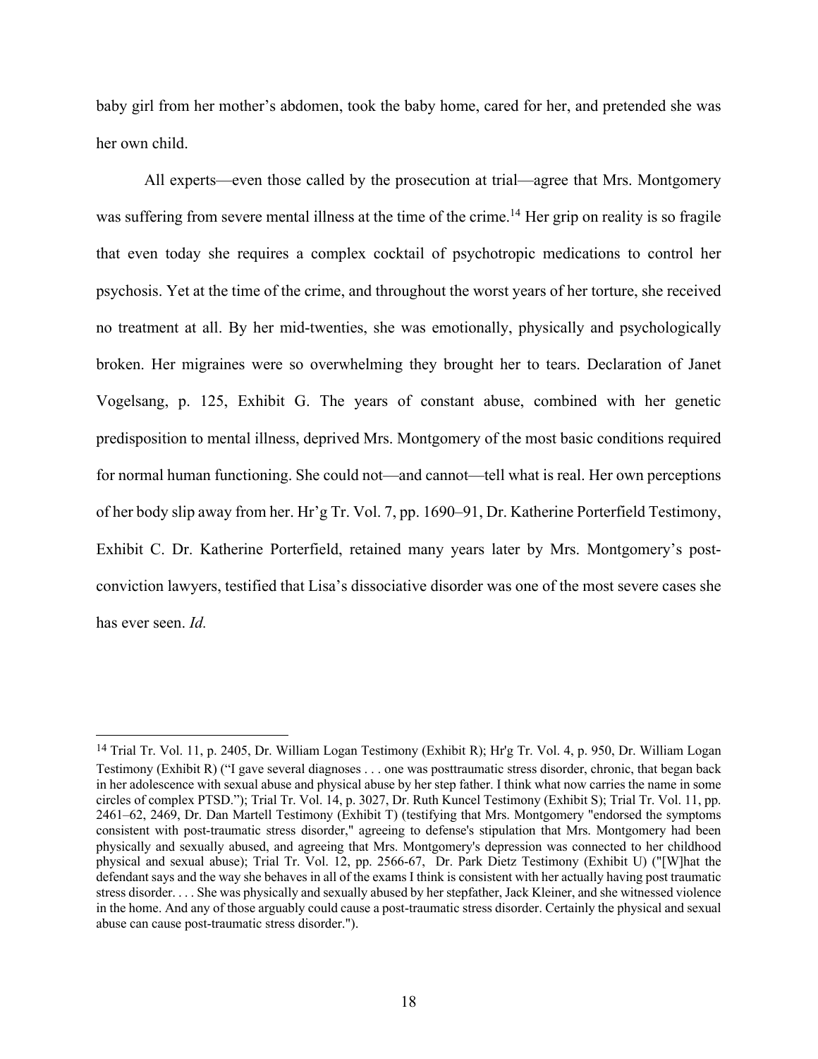baby girl from her mother's abdomen, took the baby home, cared for her, and pretended she was her own child.

All experts—even those called by the prosecution at trial—agree that Mrs. Montgomery was suffering from severe mental illness at the time of the crime.[14] Her grip on reality is so fragile that even today she requires a complex cocktail of psychotropic medications to control her psychosis. Yet at the time of the crime, and throughout the worst years of her torture, she received no treatment at all. By her mid-twenties, she was emotionally, physically and psychologically broken. Her migraines were so overwhelming they brought her to tears. Declaration of Janet Vogelsang, p. 125, Exhibit G. The years of constant abuse, combined with her genetic predisposition to mental illness, deprived Mrs. Montgomery of the most basic conditions required for normal human functioning. She could not—and cannot—tell what is real. Her own perceptions of her body slip away from her. Hr'g Tr. Vol. 7, pp. 1690–91, Dr. Katherine Porterfield Testimony, Exhibit C. Dr. Katherine Porterfield, retained many years later by Mrs. Montgomery's post-conviction lawyers, testified that Lisa's dissociative disorder was one of the most severe cases she has ever seen. *Id.*

---

[14] Trial Tr. Vol. 11, p. 2405, Dr. William Logan Testimony (Exhibit R); Hr'g Tr. Vol. 4, p. 950, Dr. William Logan Testimony (Exhibit R) ("I gave several diagnoses . . . one was posttraumatic stress disorder, chronic, that began back in her adolescence with sexual abuse and physical abuse by her step father. I think what now carries the name in some circles of complex PTSD."); Trial Tr. Vol. 14, p. 3027, Dr. Ruth Kuncel Testimony (Exhibit S); Trial Tr. Vol. 11, pp. 2461–62, 2469, Dr. Dan Martell Testimony (Exhibit T) (testifying that Mrs. Montgomery "endorsed the symptoms consistent with post-traumatic stress disorder," agreeing to defense's stipulation that Mrs. Montgomery had been physically and sexually abused, and agreeing that Mrs. Montgomery's depression was connected to her childhood physical and sexual abuse); Trial Tr. Vol. 12, pp. 2566-67, Dr. Park Dietz Testimony (Exhibit U) ("[W]hat the defendant says and the way she behaves in all of the exams I think is consistent with her actually having post traumatic stress disorder. . . . She was physically and sexually abused by her stepfather, Jack Kleiner, and she witnessed violence in the home. And any of those arguably could cause a post-traumatic stress disorder. Certainly the physical and sexual abuse can cause post-traumatic stress disorder.").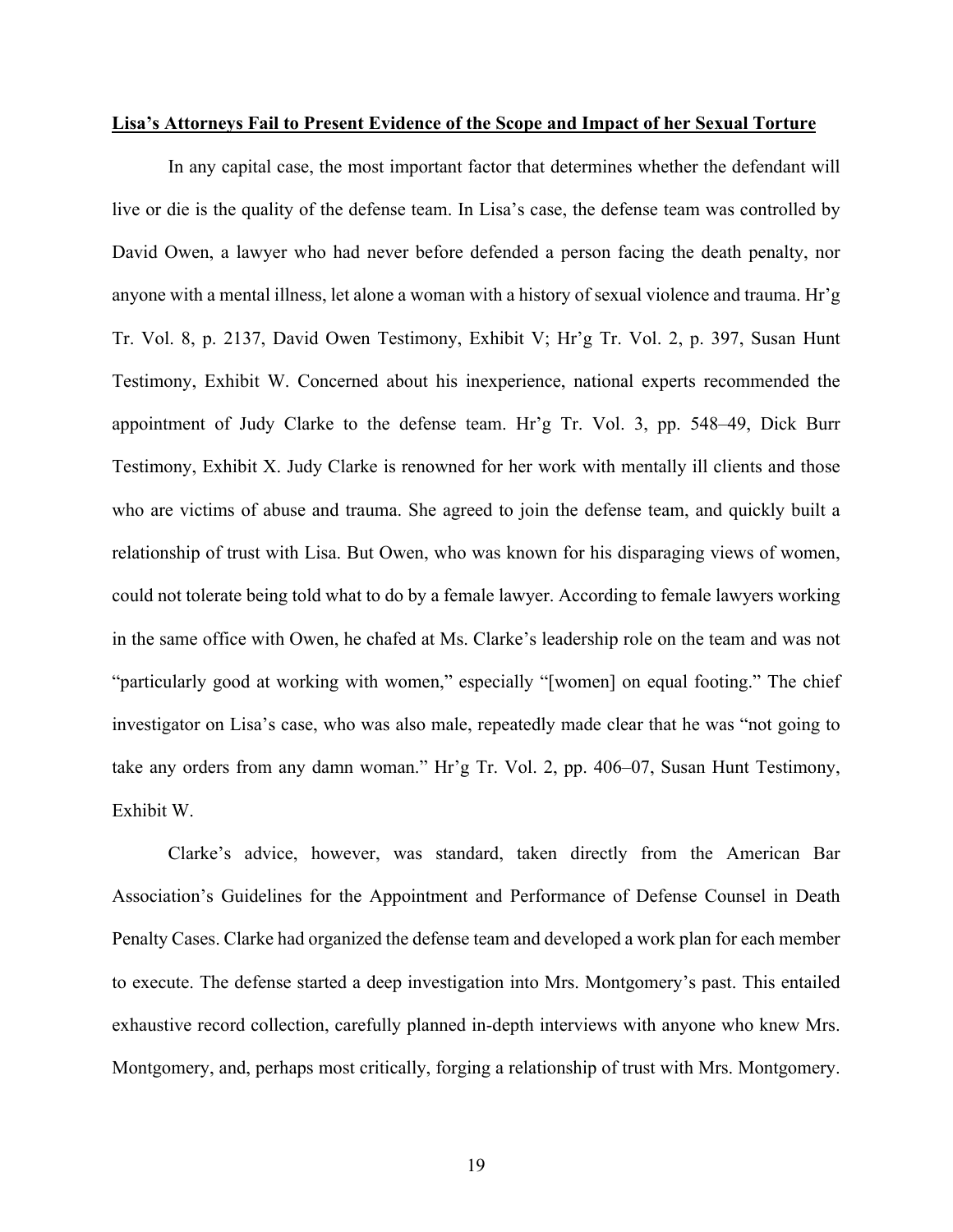**Lisa's Attorneys Fail to Present Evidence of the Scope and Impact of her Sexual Torture**

In any capital case, the most important factor that determines whether the defendant will live or die is the quality of the defense team. In Lisa's case, the defense team was controlled by David Owen, a lawyer who had never before defended a person facing the death penalty, nor anyone with a mental illness, let alone a woman with a history of sexual violence and trauma. Hr'g Tr. Vol. 8, p. 2137, David Owen Testimony, Exhibit V; Hr'g Tr. Vol. 2, p. 397, Susan Hunt Testimony, Exhibit W. Concerned about his inexperience, national experts recommended the appointment of Judy Clarke to the defense team. Hr'g Tr. Vol. 3, pp. 548–49, Dick Burr Testimony, Exhibit X. Judy Clarke is renowned for her work with mentally ill clients and those who are victims of abuse and trauma. She agreed to join the defense team, and quickly built a relationship of trust with Lisa. But Owen, who was known for his disparaging views of women, could not tolerate being told what to do by a female lawyer. According to female lawyers working in the same office with Owen, he chafed at Ms. Clarke's leadership role on the team and was not "particularly good at working with women," especially "[women] on equal footing." The chief investigator on Lisa's case, who was also male, repeatedly made clear that he was "not going to take any orders from any damn woman." Hr'g Tr. Vol. 2, pp. 406–07, Susan Hunt Testimony, Exhibit W.

Clarke's advice, however, was standard, taken directly from the American Bar Association's Guidelines for the Appointment and Performance of Defense Counsel in Death Penalty Cases. Clarke had organized the defense team and developed a work plan for each member to execute. The defense started a deep investigation into Mrs. Montgomery's past. This entailed exhaustive record collection, carefully planned in-depth interviews with anyone who knew Mrs. Montgomery, and, perhaps most critically, forging a relationship of trust with Mrs. Montgomery.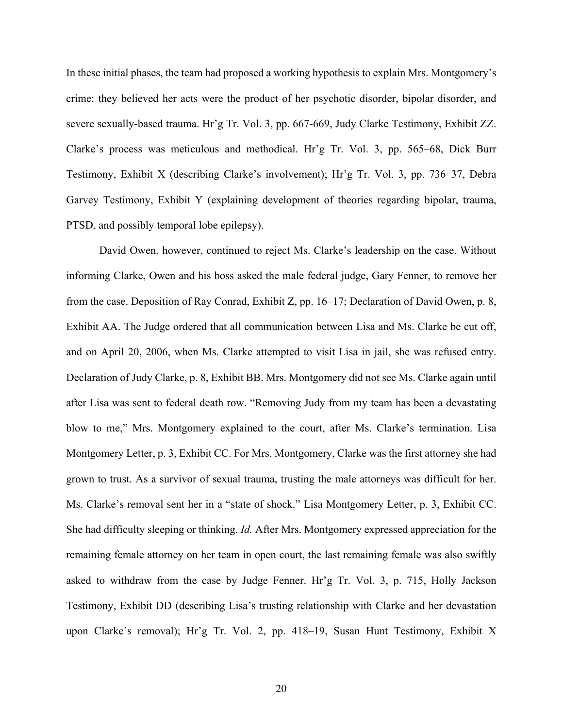In these initial phases, the team had proposed a working hypothesis to explain Mrs. Montgomery's crime: they believed her acts were the product of her psychotic disorder, bipolar disorder, and severe sexually-based trauma. Hr'g Tr. Vol. 3, pp. 667-669, Judy Clarke Testimony, Exhibit ZZ. Clarke's process was meticulous and methodical. Hr'g Tr. Vol. 3, pp. 565–68, Dick Burr Testimony, Exhibit X (describing Clarke's involvement); Hr'g Tr. Vol. 3, pp. 736–37, Debra Garvey Testimony, Exhibit Y (explaining development of theories regarding bipolar, trauma, PTSD, and possibly temporal lobe epilepsy).

David Owen, however, continued to reject Ms. Clarke's leadership on the case. Without informing Clarke, Owen and his boss asked the male federal judge, Gary Fenner, to remove her from the case. Deposition of Ray Conrad, Exhibit Z, pp. 16–17; Declaration of David Owen, p. 8, Exhibit AA. The Judge ordered that all communication between Lisa and Ms. Clarke be cut off, and on April 20, 2006, when Ms. Clarke attempted to visit Lisa in jail, she was refused entry. Declaration of Judy Clarke, p. 8, Exhibit BB. Mrs. Montgomery did not see Ms. Clarke again until after Lisa was sent to federal death row. "Removing Judy from my team has been a devastating blow to me," Mrs. Montgomery explained to the court, after Ms. Clarke's termination. Lisa Montgomery Letter, p. 3, Exhibit CC. For Mrs. Montgomery, Clarke was the first attorney she had grown to trust. As a survivor of sexual trauma, trusting the male attorneys was difficult for her. Ms. Clarke's removal sent her in a "state of shock." Lisa Montgomery Letter, p. 3, Exhibit CC. She had difficulty sleeping or thinking. *Id.* After Mrs. Montgomery expressed appreciation for the remaining female attorney on her team in open court, the last remaining female was also swiftly asked to withdraw from the case by Judge Fenner. Hr'g Tr. Vol. 3, p. 715, Holly Jackson Testimony, Exhibit DD (describing Lisa's trusting relationship with Clarke and her devastation upon Clarke's removal); Hr'g Tr. Vol. 2, pp. 418–19, Susan Hunt Testimony, Exhibit X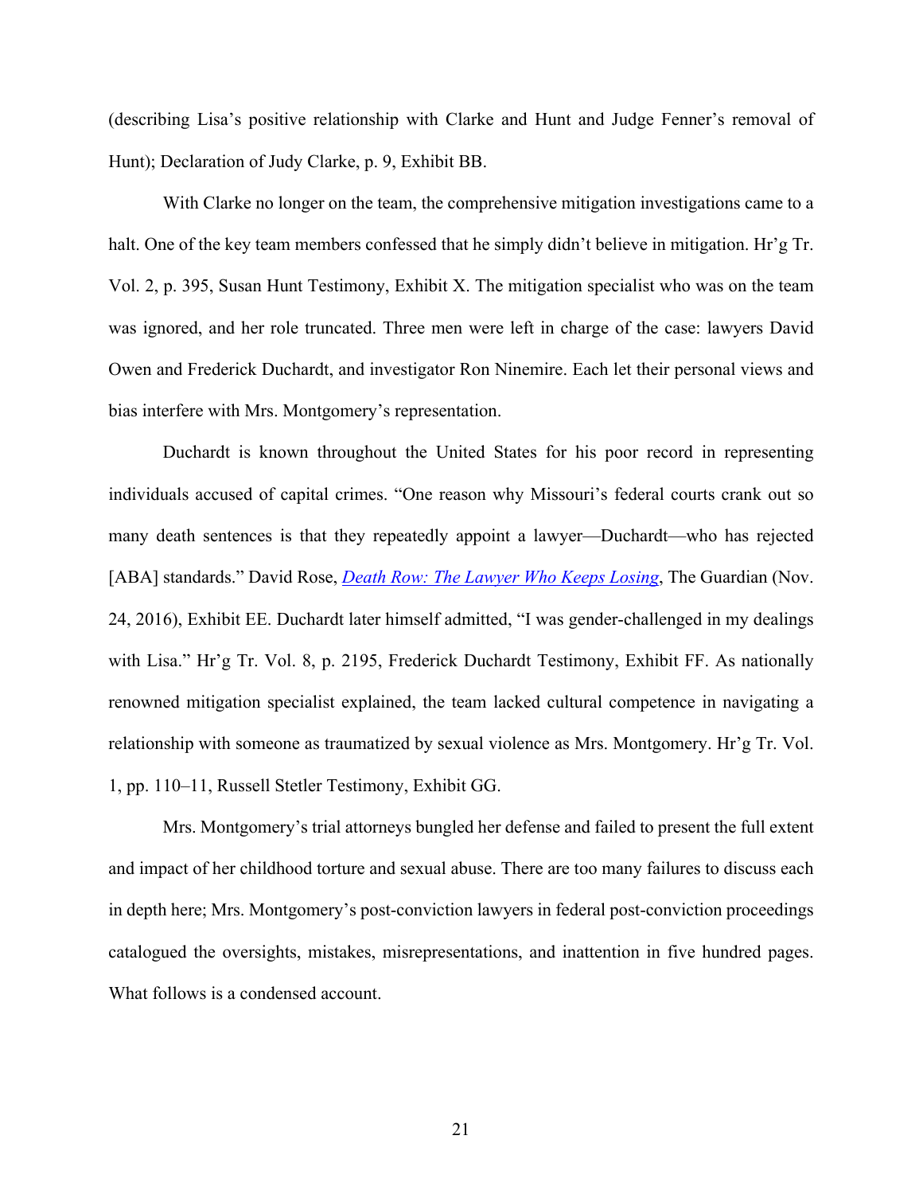(describing Lisa's positive relationship with Clarke and Hunt and Judge Fenner's removal of Hunt); Declaration of Judy Clarke, p. 9, Exhibit BB.

With Clarke no longer on the team, the comprehensive mitigation investigations came to a halt. One of the key team members confessed that he simply didn't believe in mitigation. Hr'g Tr. Vol. 2, p. 395, Susan Hunt Testimony, Exhibit X. The mitigation specialist who was on the team was ignored, and her role truncated. Three men were left in charge of the case: lawyers David Owen and Frederick Duchardt, and investigator Ron Ninemire. Each let their personal views and bias interfere with Mrs. Montgomery's representation.

Duchardt is known throughout the United States for his poor record in representing individuals accused of capital crimes. "One reason why Missouri's federal courts crank out so many death sentences is that they repeatedly appoint a lawyer—Duchardt—who has rejected [ABA] standards." David Rose, *Death Row: The Lawyer Who Keeps Losing*, The Guardian (Nov. 24, 2016), Exhibit EE. Duchardt later himself admitted, "I was gender-challenged in my dealings with Lisa." Hr'g Tr. Vol. 8, p. 2195, Frederick Duchardt Testimony, Exhibit FF. As nationally renowned mitigation specialist explained, the team lacked cultural competence in navigating a relationship with someone as traumatized by sexual violence as Mrs. Montgomery. Hr'g Tr. Vol. 1, pp. 110–11, Russell Stetler Testimony, Exhibit GG.

Mrs. Montgomery's trial attorneys bungled her defense and failed to present the full extent and impact of her childhood torture and sexual abuse. There are too many failures to discuss each in depth here; Mrs. Montgomery's post-conviction lawyers in federal post-conviction proceedings catalogued the oversights, mistakes, misrepresentations, and inattention in five hundred pages. What follows is a condensed account.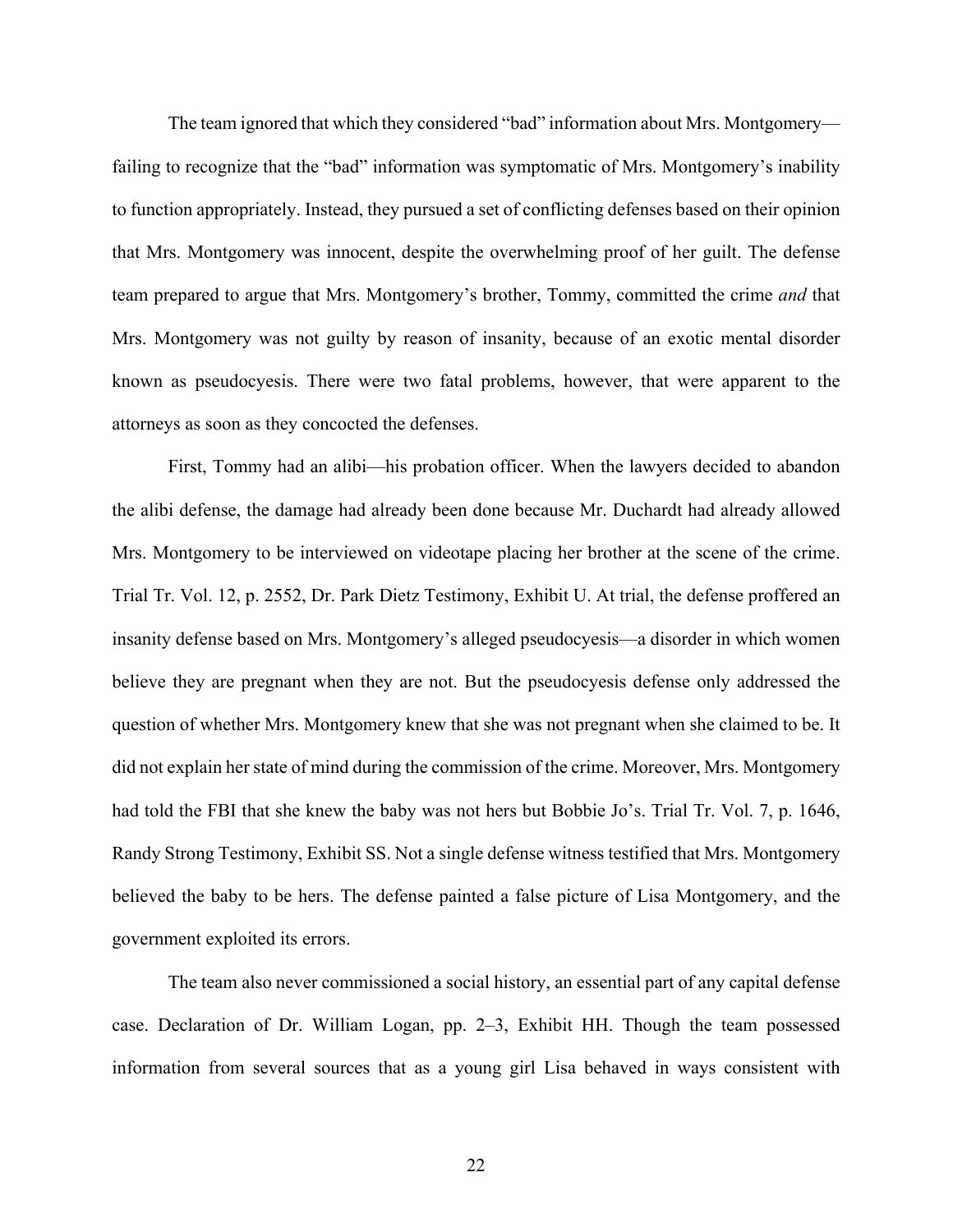The team ignored that which they considered "bad" information about Mrs. Montgomery—failing to recognize that the "bad" information was symptomatic of Mrs. Montgomery's inability to function appropriately. Instead, they pursued a set of conflicting defenses based on their opinion that Mrs. Montgomery was innocent, despite the overwhelming proof of her guilt. The defense team prepared to argue that Mrs. Montgomery's brother, Tommy, committed the crime *and* that Mrs. Montgomery was not guilty by reason of insanity, because of an exotic mental disorder known as pseudocyesis. There were two fatal problems, however, that were apparent to the attorneys as soon as they concocted the defenses.

First, Tommy had an alibi—his probation officer. When the lawyers decided to abandon the alibi defense, the damage had already been done because Mr. Duchardt had already allowed Mrs. Montgomery to be interviewed on videotape placing her brother at the scene of the crime. Trial Tr. Vol. 12, p. 2552, Dr. Park Dietz Testimony, Exhibit U. At trial, the defense proffered an insanity defense based on Mrs. Montgomery's alleged pseudocyesis—a disorder in which women believe they are pregnant when they are not. But the pseudocyesis defense only addressed the question of whether Mrs. Montgomery knew that she was not pregnant when she claimed to be. It did not explain her state of mind during the commission of the crime. Moreover, Mrs. Montgomery had told the FBI that she knew the baby was not hers but Bobbie Jo's. Trial Tr. Vol. 7, p. 1646, Randy Strong Testimony, Exhibit SS. Not a single defense witness testified that Mrs. Montgomery believed the baby to be hers. The defense painted a false picture of Lisa Montgomery, and the government exploited its errors.

The team also never commissioned a social history, an essential part of any capital defense case. Declaration of Dr. William Logan, pp. 2–3, Exhibit HH. Though the team possessed information from several sources that as a young girl Lisa behaved in ways consistent with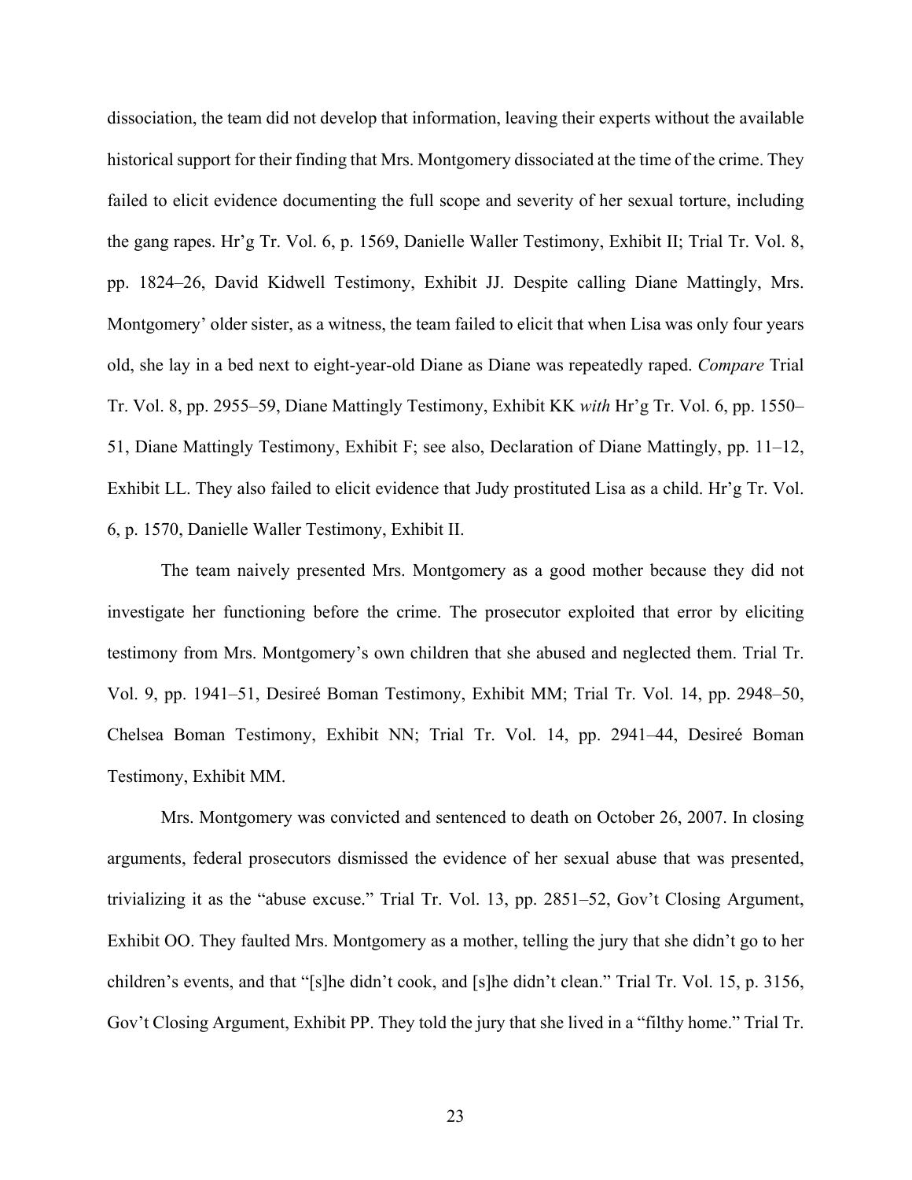dissociation, the team did not develop that information, leaving their experts without the available historical support for their finding that Mrs. Montgomery dissociated at the time of the crime. They failed to elicit evidence documenting the full scope and severity of her sexual torture, including the gang rapes. Hr'g Tr. Vol. 6, p. 1569, Danielle Waller Testimony, Exhibit II; Trial Tr. Vol. 8, pp. 1824–26, David Kidwell Testimony, Exhibit JJ. Despite calling Diane Mattingly, Mrs. Montgomery' older sister, as a witness, the team failed to elicit that when Lisa was only four years old, she lay in a bed next to eight-year-old Diane as Diane was repeatedly raped. *Compare* Trial Tr. Vol. 8, pp. 2955–59, Diane Mattingly Testimony, Exhibit KK *with* Hr'g Tr. Vol. 6, pp. 1550–51, Diane Mattingly Testimony, Exhibit F; see also, Declaration of Diane Mattingly, pp. 11–12, Exhibit LL. They also failed to elicit evidence that Judy prostituted Lisa as a child. Hr'g Tr. Vol. 6, p. 1570, Danielle Waller Testimony, Exhibit II.

The team naively presented Mrs. Montgomery as a good mother because they did not investigate her functioning before the crime. The prosecutor exploited that error by eliciting testimony from Mrs. Montgomery's own children that she abused and neglected them. Trial Tr. Vol. 9, pp. 1941–51, Desireé Boman Testimony, Exhibit MM; Trial Tr. Vol. 14, pp. 2948–50, Chelsea Boman Testimony, Exhibit NN; Trial Tr. Vol. 14, pp. 2941–44, Desireé Boman Testimony, Exhibit MM.

Mrs. Montgomery was convicted and sentenced to death on October 26, 2007. In closing arguments, federal prosecutors dismissed the evidence of her sexual abuse that was presented, trivializing it as the "abuse excuse." Trial Tr. Vol. 13, pp. 2851–52, Gov't Closing Argument, Exhibit OO. They faulted Mrs. Montgomery as a mother, telling the jury that she didn't go to her children's events, and that "[s]he didn't cook, and [s]he didn't clean." Trial Tr. Vol. 15, p. 3156, Gov't Closing Argument, Exhibit PP. They told the jury that she lived in a "filthy home." Trial Tr.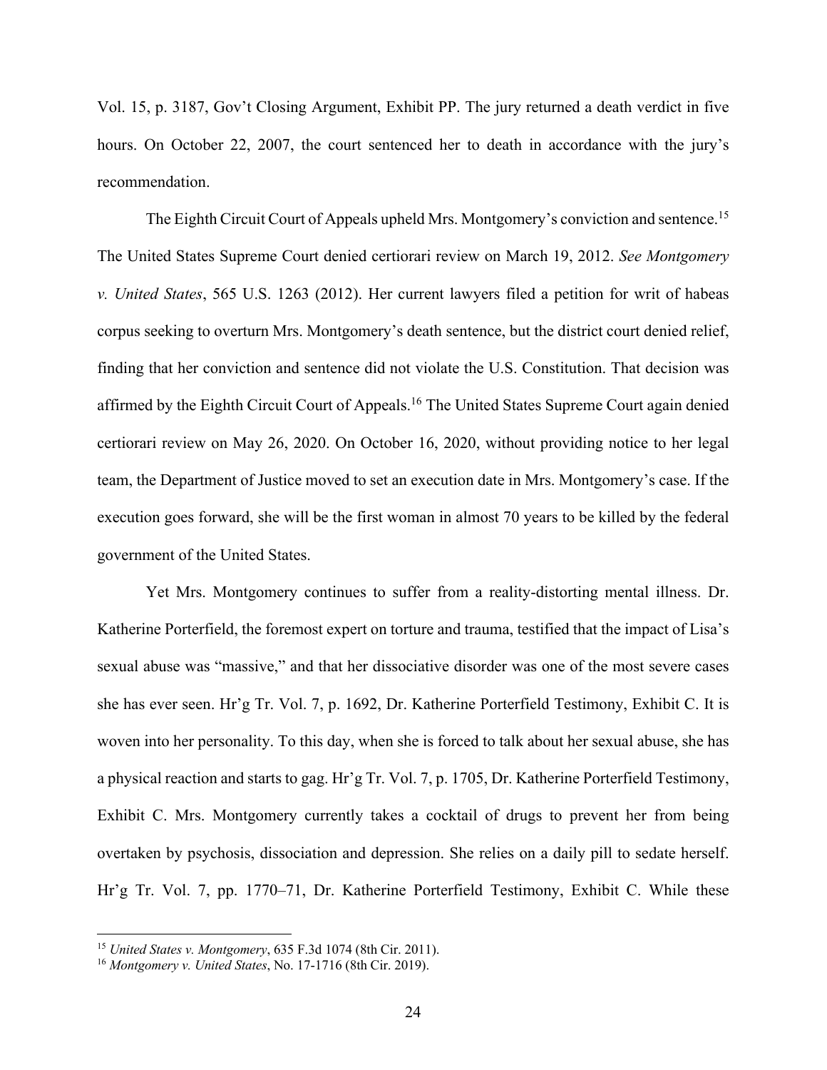Vol. 15, p. 3187, Gov't Closing Argument, Exhibit PP. The jury returned a death verdict in five hours. On October 22, 2007, the court sentenced her to death in accordance with the jury's recommendation.

The Eighth Circuit Court of Appeals upheld Mrs. Montgomery's conviction and sentence.[15] The United States Supreme Court denied certiorari review on March 19, 2012. *See Montgomery v. United States*, 565 U.S. 1263 (2012). Her current lawyers filed a petition for writ of habeas corpus seeking to overturn Mrs. Montgomery's death sentence, but the district court denied relief, finding that her conviction and sentence did not violate the U.S. Constitution. That decision was affirmed by the Eighth Circuit Court of Appeals.[16] The United States Supreme Court again denied certiorari review on May 26, 2020. On October 16, 2020, without providing notice to her legal team, the Department of Justice moved to set an execution date in Mrs. Montgomery's case. If the execution goes forward, she will be the first woman in almost 70 years to be killed by the federal government of the United States.

Yet Mrs. Montgomery continues to suffer from a reality-distorting mental illness. Dr. Katherine Porterfield, the foremost expert on torture and trauma, testified that the impact of Lisa's sexual abuse was "massive," and that her dissociative disorder was one of the most severe cases she has ever seen. Hr'g Tr. Vol. 7, p. 1692, Dr. Katherine Porterfield Testimony, Exhibit C. It is woven into her personality. To this day, when she is forced to talk about her sexual abuse, she has a physical reaction and starts to gag. Hr'g Tr. Vol. 7, p. 1705, Dr. Katherine Porterfield Testimony, Exhibit C. Mrs. Montgomery currently takes a cocktail of drugs to prevent her from being overtaken by psychosis, dissociation and depression. She relies on a daily pill to sedate herself. Hr'g Tr. Vol. 7, pp. 1770–71, Dr. Katherine Porterfield Testimony, Exhibit C. While these

[15] *United States v. Montgomery*, 635 F.3d 1074 (8th Cir. 2011).

[16] *Montgomery v. United States*, No. 17-1716 (8th Cir. 2019).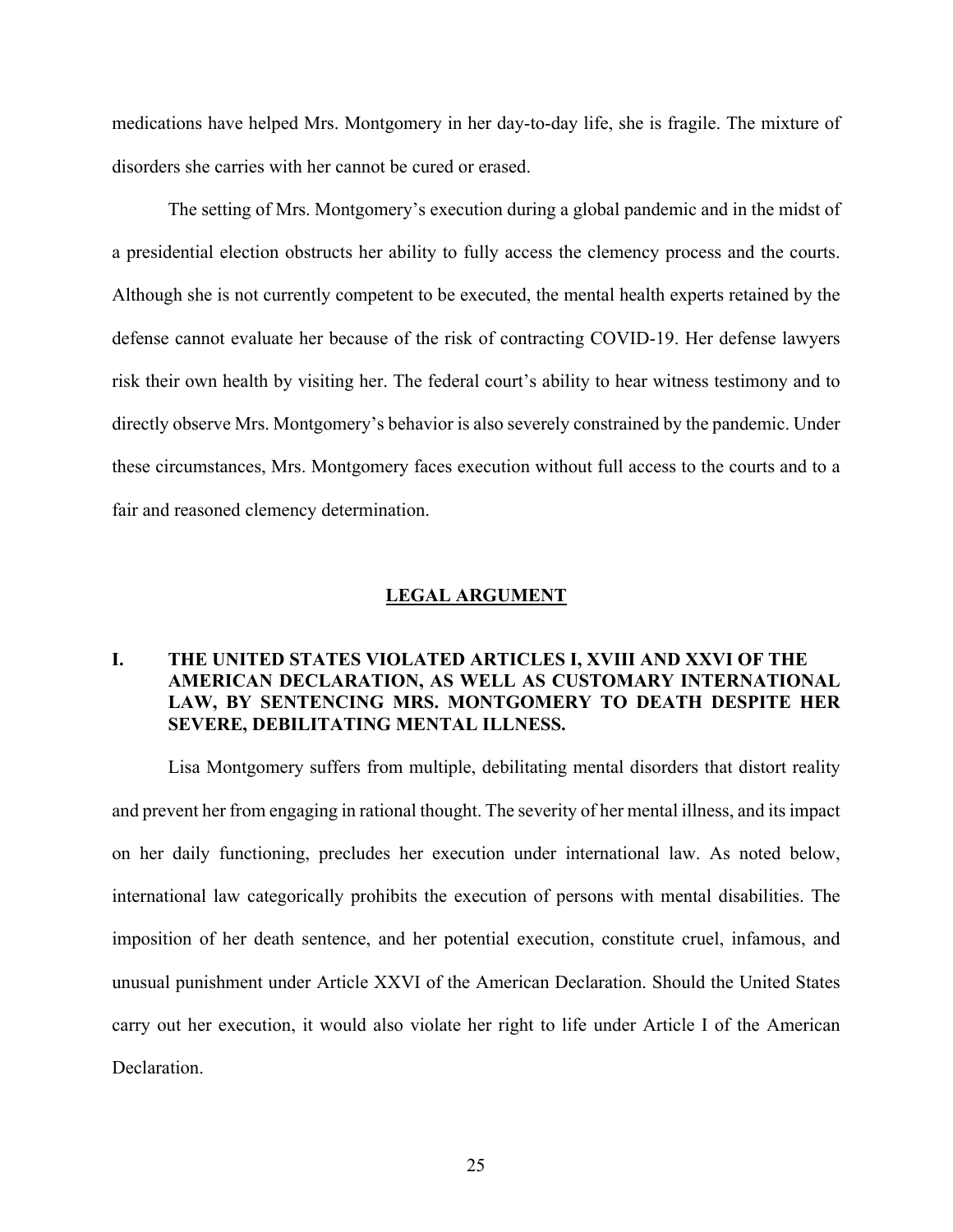medications have helped Mrs. Montgomery in her day-to-day life, she is fragile. The mixture of disorders she carries with her cannot be cured or erased.

The setting of Mrs. Montgomery's execution during a global pandemic and in the midst of a presidential election obstructs her ability to fully access the clemency process and the courts. Although she is not currently competent to be executed, the mental health experts retained by the defense cannot evaluate her because of the risk of contracting COVID-19. Her defense lawyers risk their own health by visiting her. The federal court's ability to hear witness testimony and to directly observe Mrs. Montgomery's behavior is also severely constrained by the pandemic. Under these circumstances, Mrs. Montgomery faces execution without full access to the courts and to a fair and reasoned clemency determination.

## LEGAL ARGUMENT

### I. THE UNITED STATES VIOLATED ARTICLES I, XVIII AND XXVI OF THE AMERICAN DECLARATION, AS WELL AS CUSTOMARY INTERNATIONAL LAW, BY SENTENCING MRS. MONTGOMERY TO DEATH DESPITE HER SEVERE, DEBILITATING MENTAL ILLNESS.

Lisa Montgomery suffers from multiple, debilitating mental disorders that distort reality and prevent her from engaging in rational thought. The severity of her mental illness, and its impact on her daily functioning, precludes her execution under international law. As noted below, international law categorically prohibits the execution of persons with mental disabilities. The imposition of her death sentence, and her potential execution, constitute cruel, infamous, and unusual punishment under Article XXVI of the American Declaration. Should the United States carry out her execution, it would also violate her right to life under Article I of the American Declaration.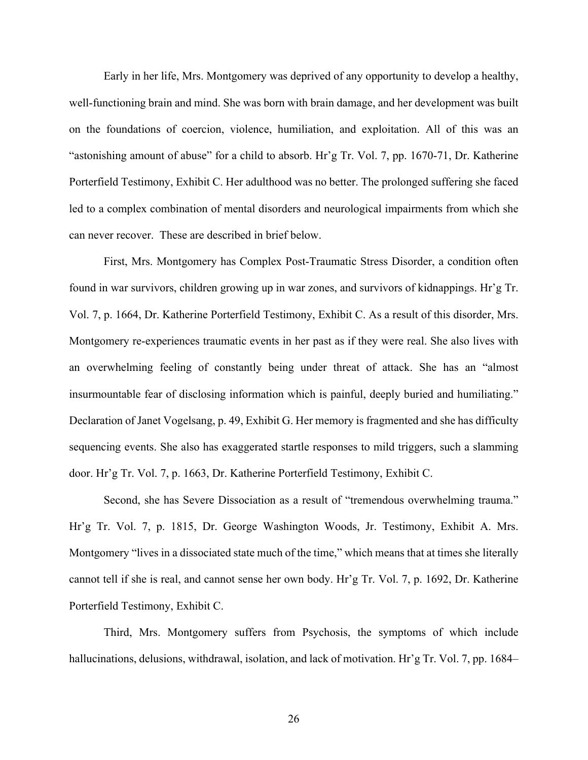Early in her life, Mrs. Montgomery was deprived of any opportunity to develop a healthy, well-functioning brain and mind. She was born with brain damage, and her development was built on the foundations of coercion, violence, humiliation, and exploitation. All of this was an "astonishing amount of abuse" for a child to absorb. Hr'g Tr. Vol. 7, pp. 1670-71, Dr. Katherine Porterfield Testimony, Exhibit C. Her adulthood was no better. The prolonged suffering she faced led to a complex combination of mental disorders and neurological impairments from which she can never recover. These are described in brief below.

First, Mrs. Montgomery has Complex Post-Traumatic Stress Disorder, a condition often found in war survivors, children growing up in war zones, and survivors of kidnappings. Hr'g Tr. Vol. 7, p. 1664, Dr. Katherine Porterfield Testimony, Exhibit C. As a result of this disorder, Mrs. Montgomery re-experiences traumatic events in her past as if they were real. She also lives with an overwhelming feeling of constantly being under threat of attack. She has an "almost insurmountable fear of disclosing information which is painful, deeply buried and humiliating." Declaration of Janet Vogelsang, p. 49, Exhibit G. Her memory is fragmented and she has difficulty sequencing events. She also has exaggerated startle responses to mild triggers, such a slamming door. Hr'g Tr. Vol. 7, p. 1663, Dr. Katherine Porterfield Testimony, Exhibit C.

Second, she has Severe Dissociation as a result of "tremendous overwhelming trauma." Hr'g Tr. Vol. 7, p. 1815, Dr. George Washington Woods, Jr. Testimony, Exhibit A. Mrs. Montgomery "lives in a dissociated state much of the time," which means that at times she literally cannot tell if she is real, and cannot sense her own body. Hr'g Tr. Vol. 7, p. 1692, Dr. Katherine Porterfield Testimony, Exhibit C.

Third, Mrs. Montgomery suffers from Psychosis, the symptoms of which include hallucinations, delusions, withdrawal, isolation, and lack of motivation. Hr'g Tr. Vol. 7, pp. 1684–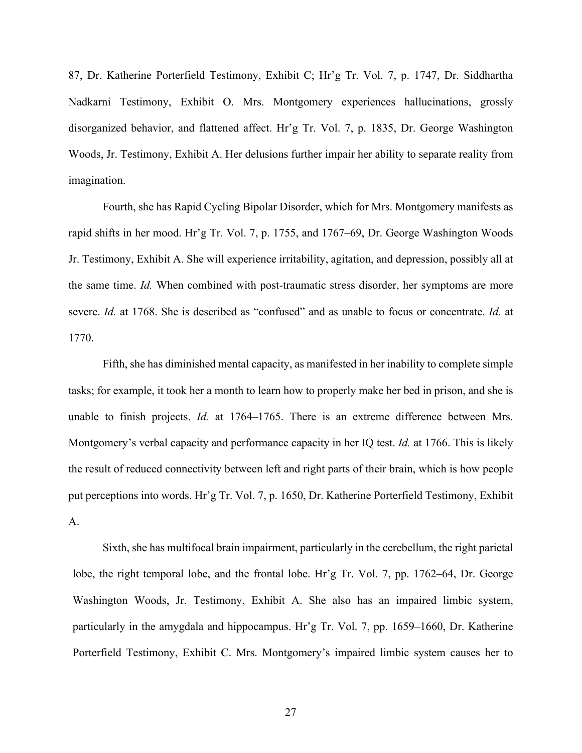87, Dr. Katherine Porterfield Testimony, Exhibit C; Hr'g Tr. Vol. 7, p. 1747, Dr. Siddhartha Nadkarni Testimony, Exhibit O. Mrs. Montgomery experiences hallucinations, grossly disorganized behavior, and flattened affect. Hr'g Tr. Vol. 7, p. 1835, Dr. George Washington Woods, Jr. Testimony, Exhibit A. Her delusions further impair her ability to separate reality from imagination.

Fourth, she has Rapid Cycling Bipolar Disorder, which for Mrs. Montgomery manifests as rapid shifts in her mood. Hr'g Tr. Vol. 7, p. 1755, and 1767–69, Dr. George Washington Woods Jr. Testimony, Exhibit A. She will experience irritability, agitation, and depression, possibly all at the same time. *Id.* When combined with post-traumatic stress disorder, her symptoms are more severe. *Id.* at 1768. She is described as "confused" and as unable to focus or concentrate. *Id.* at 1770.

Fifth, she has diminished mental capacity, as manifested in her inability to complete simple tasks; for example, it took her a month to learn how to properly make her bed in prison, and she is unable to finish projects. *Id.* at 1764–1765. There is an extreme difference between Mrs. Montgomery's verbal capacity and performance capacity in her IQ test. *Id.* at 1766. This is likely the result of reduced connectivity between left and right parts of their brain, which is how people put perceptions into words. Hr'g Tr. Vol. 7, p. 1650, Dr. Katherine Porterfield Testimony, Exhibit A.

Sixth, she has multifocal brain impairment, particularly in the cerebellum, the right parietal lobe, the right temporal lobe, and the frontal lobe. Hr'g Tr. Vol. 7, pp. 1762–64, Dr. George Washington Woods, Jr. Testimony, Exhibit A. She also has an impaired limbic system, particularly in the amygdala and hippocampus. Hr'g Tr. Vol. 7, pp. 1659–1660, Dr. Katherine Porterfield Testimony, Exhibit C. Mrs. Montgomery's impaired limbic system causes her to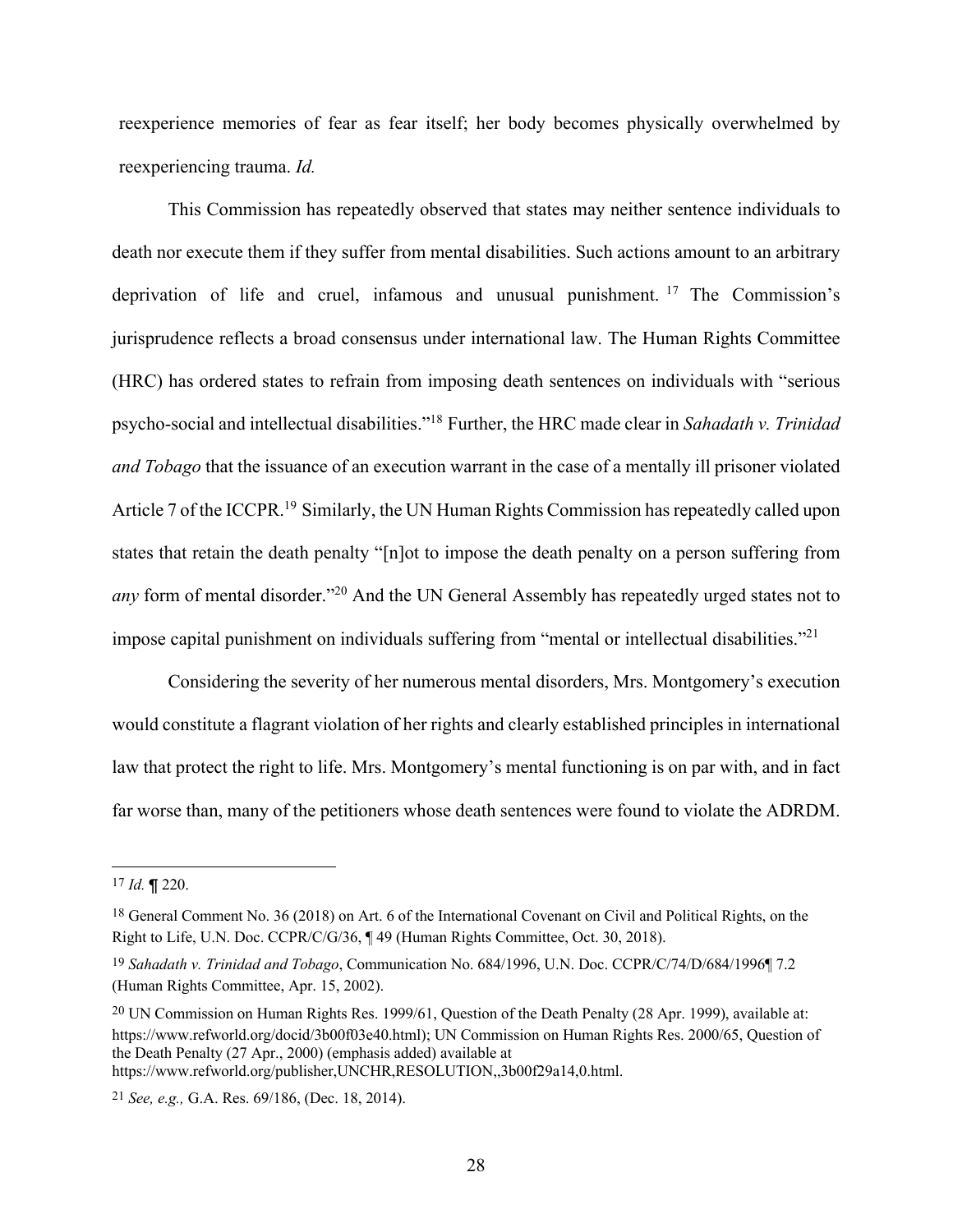reexperience memories of fear as fear itself; her body becomes physically overwhelmed by reexperiencing trauma. *Id.*

This Commission has repeatedly observed that states may neither sentence individuals to death nor execute them if they suffer from mental disabilities. Such actions amount to an arbitrary deprivation of life and cruel, infamous and unusual punishment.[17] The Commission's jurisprudence reflects a broad consensus under international law. The Human Rights Committee (HRC) has ordered states to refrain from imposing death sentences on individuals with "serious psycho-social and intellectual disabilities."[18] Further, the HRC made clear in *Sahadath v. Trinidad and Tobago* that the issuance of an execution warrant in the case of a mentally ill prisoner violated Article 7 of the ICCPR.[19] Similarly, the UN Human Rights Commission has repeatedly called upon states that retain the death penalty "[n]ot to impose the death penalty on a person suffering from *any* form of mental disorder."[20] And the UN General Assembly has repeatedly urged states not to impose capital punishment on individuals suffering from "mental or intellectual disabilities."[21]

Considering the severity of her numerous mental disorders, Mrs. Montgomery's execution would constitute a flagrant violation of her rights and clearly established principles in international law that protect the right to life. Mrs. Montgomery's mental functioning is on par with, and in fact far worse than, many of the petitioners whose death sentences were found to violate the ADRDM.

---

[17] *Id.* ¶ 220.

[18] General Comment No. 36 (2018) on Art. 6 of the International Covenant on Civil and Political Rights, on the Right to Life, U.N. Doc. CCPR/C/G/36, ¶ 49 (Human Rights Committee, Oct. 30, 2018).

[19] *Sahadath v. Trinidad and Tobago*, Communication No. 684/1996, U.N. Doc. CCPR/C/74/D/684/1996¶ 7.2 (Human Rights Committee, Apr. 15, 2002).

[20] UN Commission on Human Rights Res. 1999/61, Question of the Death Penalty (28 Apr. 1999), available at: https://www.refworld.org/docid/3b00f03e40.html); UN Commission on Human Rights Res. 2000/65, Question of the Death Penalty (27 Apr., 2000) (emphasis added) available at https://www.refworld.org/publisher,UNCHR,RESOLUTION,,3b00f29a14,0.html.

[21] *See, e.g.,* G.A. Res. 69/186, (Dec. 18, 2014).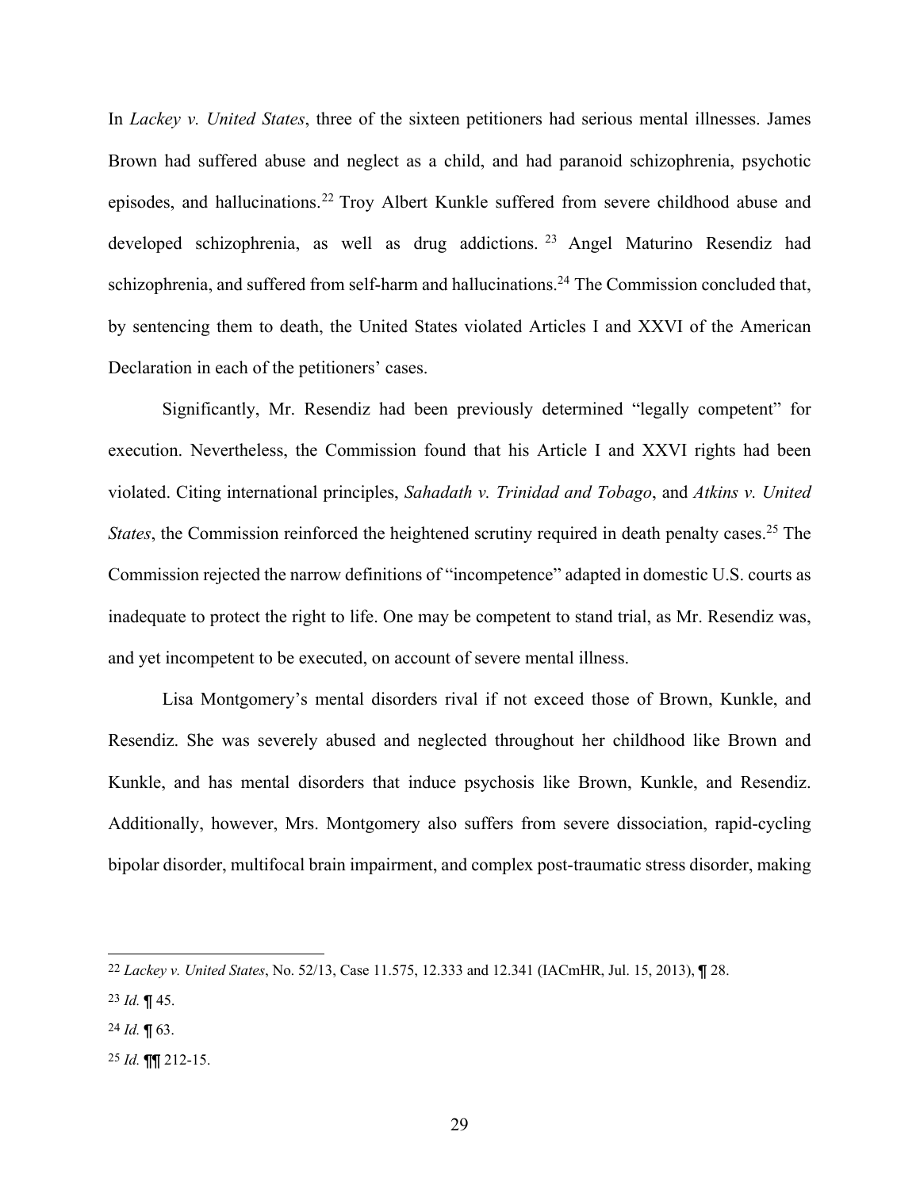In *Lackey v. United States*, three of the sixteen petitioners had serious mental illnesses. James Brown had suffered abuse and neglect as a child, and had paranoid schizophrenia, psychotic episodes, and hallucinations.[22] Troy Albert Kunkle suffered from severe childhood abuse and developed schizophrenia, as well as drug addictions.[23] Angel Maturino Resendiz had schizophrenia, and suffered from self-harm and hallucinations.[24] The Commission concluded that, by sentencing them to death, the United States violated Articles I and XXVI of the American Declaration in each of the petitioners' cases.

Significantly, Mr. Resendiz had been previously determined "legally competent" for execution. Nevertheless, the Commission found that his Article I and XXVI rights had been violated. Citing international principles, *Sahadath v. Trinidad and Tobago*, and *Atkins v. United States*, the Commission reinforced the heightened scrutiny required in death penalty cases.[25] The Commission rejected the narrow definitions of "incompetence" adapted in domestic U.S. courts as inadequate to protect the right to life. One may be competent to stand trial, as Mr. Resendiz was, and yet incompetent to be executed, on account of severe mental illness.

Lisa Montgomery's mental disorders rival if not exceed those of Brown, Kunkle, and Resendiz. She was severely abused and neglected throughout her childhood like Brown and Kunkle, and has mental disorders that induce psychosis like Brown, Kunkle, and Resendiz. Additionally, however, Mrs. Montgomery also suffers from severe dissociation, rapid-cycling bipolar disorder, multifocal brain impairment, and complex post-traumatic stress disorder, making

---

[22] *Lackey v. United States*, No. 52/13, Case 11.575, 12.333 and 12.341 (IACmHR, Jul. 15, 2013), ¶ 28.

[23] *Id.* ¶ 45.

[24] *Id.* ¶ 63.

[25] *Id.* ¶¶ 212-15.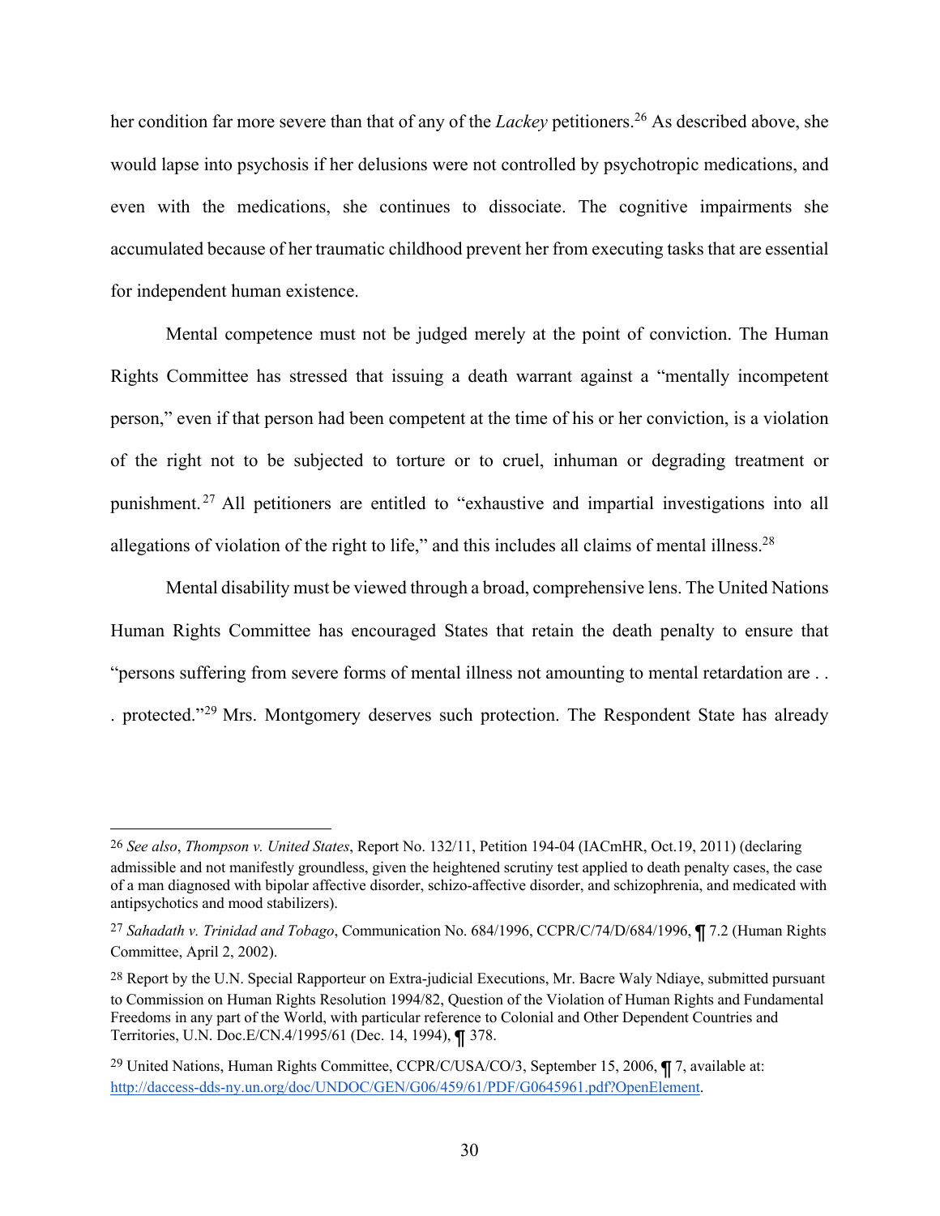her condition far more severe than that of any of the *Lackey* petitioners.[26] As described above, she would lapse into psychosis if her delusions were not controlled by psychotropic medications, and even with the medications, she continues to dissociate. The cognitive impairments she accumulated because of her traumatic childhood prevent her from executing tasks that are essential for independent human existence.

Mental competence must not be judged merely at the point of conviction. The Human Rights Committee has stressed that issuing a death warrant against a "mentally incompetent person," even if that person had been competent at the time of his or her conviction, is a violation of the right not to be subjected to torture or to cruel, inhuman or degrading treatment or punishment.[27] All petitioners are entitled to "exhaustive and impartial investigations into all allegations of violation of the right to life," and this includes all claims of mental illness.[28]

Mental disability must be viewed through a broad, comprehensive lens. The United Nations Human Rights Committee has encouraged States that retain the death penalty to ensure that "persons suffering from severe forms of mental illness not amounting to mental retardation are . . . protected."[29] Mrs. Montgomery deserves such protection. The Respondent State has already

---

[26] *See also*, *Thompson v. United States*, Report No. 132/11, Petition 194-04 (IACmHR, Oct.19, 2011) (declaring admissible and not manifestly groundless, given the heightened scrutiny test applied to death penalty cases, the case of a man diagnosed with bipolar affective disorder, schizo-affective disorder, and schizophrenia, and medicated with antipsychotics and mood stabilizers).

[27] *Sahadath v. Trinidad and Tobago*, Communication No. 684/1996, CCPR/C/74/D/684/1996, ¶ 7.2 (Human Rights Committee, April 2, 2002).

[28] Report by the U.N. Special Rapporteur on Extra-judicial Executions, Mr. Bacre Waly Ndiaye, submitted pursuant to Commission on Human Rights Resolution 1994/82, Question of the Violation of Human Rights and Fundamental Freedoms in any part of the World, with particular reference to Colonial and Other Dependent Countries and Territories, U.N. Doc.E/CN.4/1995/61 (Dec. 14, 1994), ¶ 378.

[29] United Nations, Human Rights Committee, CCPR/C/USA/CO/3, September 15, 2006, ¶ 7, available at: http://daccess-dds-ny.un.org/doc/UNDOC/GEN/G06/459/61/PDF/G0645961.pdf?OpenElement.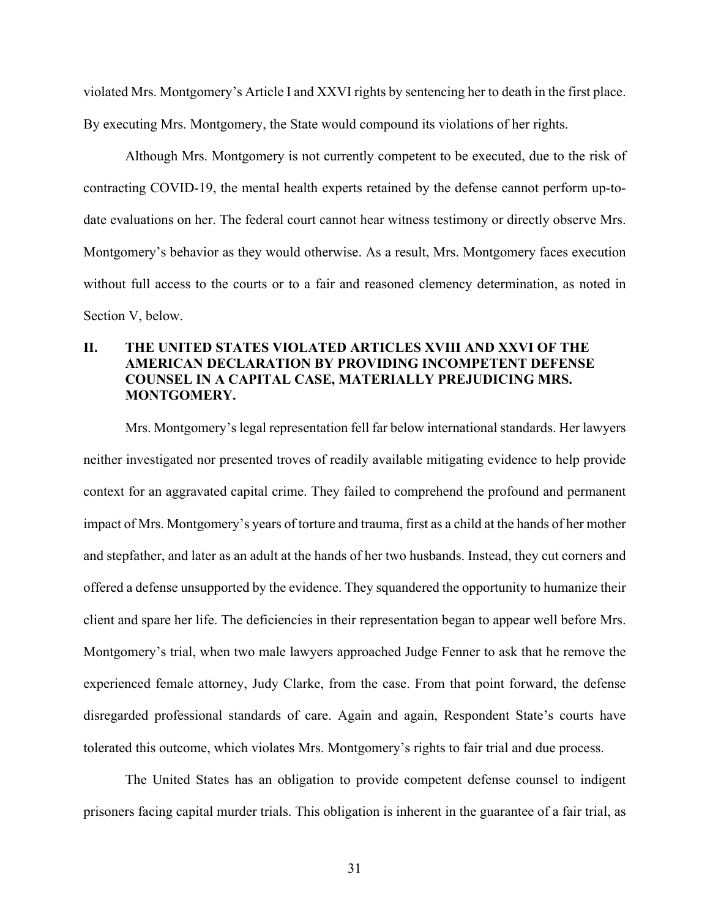violated Mrs. Montgomery's Article I and XXVI rights by sentencing her to death in the first place. By executing Mrs. Montgomery, the State would compound its violations of her rights.

Although Mrs. Montgomery is not currently competent to be executed, due to the risk of contracting COVID-19, the mental health experts retained by the defense cannot perform up-to-date evaluations on her. The federal court cannot hear witness testimony or directly observe Mrs. Montgomery's behavior as they would otherwise. As a result, Mrs. Montgomery faces execution without full access to the courts or to a fair and reasoned clemency determination, as noted in Section V, below.

## II. THE UNITED STATES VIOLATED ARTICLES XVIII AND XXVI OF THE AMERICAN DECLARATION BY PROVIDING INCOMPETENT DEFENSE COUNSEL IN A CAPITAL CASE, MATERIALLY PREJUDICING MRS. MONTGOMERY.

Mrs. Montgomery's legal representation fell far below international standards. Her lawyers neither investigated nor presented troves of readily available mitigating evidence to help provide context for an aggravated capital crime. They failed to comprehend the profound and permanent impact of Mrs. Montgomery's years of torture and trauma, first as a child at the hands of her mother and stepfather, and later as an adult at the hands of her two husbands. Instead, they cut corners and offered a defense unsupported by the evidence. They squandered the opportunity to humanize their client and spare her life. The deficiencies in their representation began to appear well before Mrs. Montgomery's trial, when two male lawyers approached Judge Fenner to ask that he remove the experienced female attorney, Judy Clarke, from the case. From that point forward, the defense disregarded professional standards of care. Again and again, Respondent State's courts have tolerated this outcome, which violates Mrs. Montgomery's rights to fair trial and due process.

The United States has an obligation to provide competent defense counsel to indigent prisoners facing capital murder trials. This obligation is inherent in the guarantee of a fair trial, as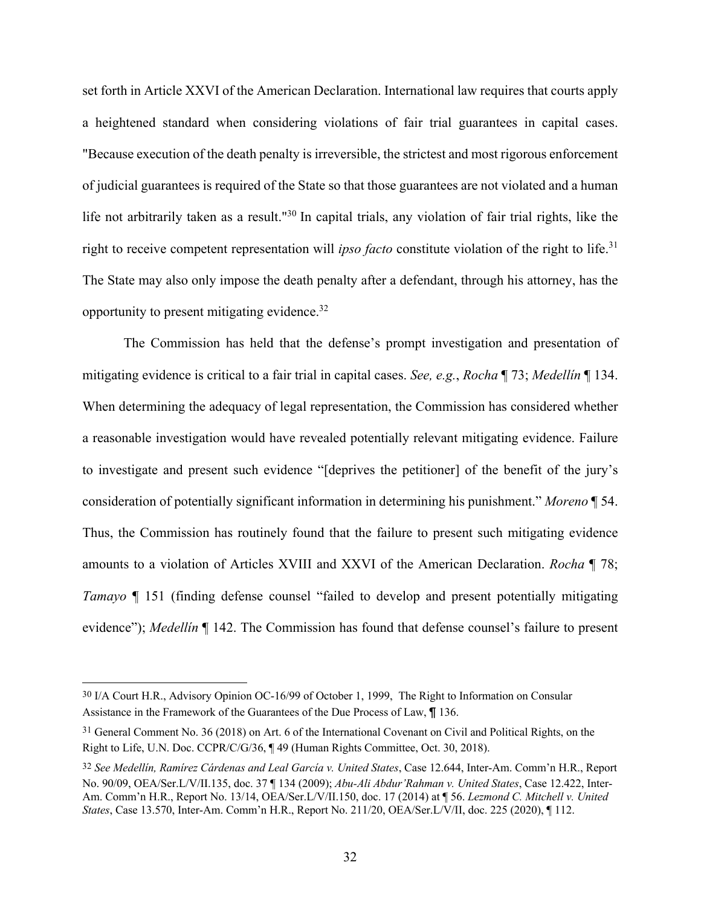set forth in Article XXVI of the American Declaration. International law requires that courts apply a heightened standard when considering violations of fair trial guarantees in capital cases. "Because execution of the death penalty is irreversible, the strictest and most rigorous enforcement of judicial guarantees is required of the State so that those guarantees are not violated and a human life not arbitrarily taken as a result."[30] In capital trials, any violation of fair trial rights, like the right to receive competent representation will *ipso facto* constitute violation of the right to life.[31] The State may also only impose the death penalty after a defendant, through his attorney, has the opportunity to present mitigating evidence.[32]

The Commission has held that the defense's prompt investigation and presentation of mitigating evidence is critical to a fair trial in capital cases. *See, e.g.*, *Rocha* ¶ 73; *Medellín* ¶ 134. When determining the adequacy of legal representation, the Commission has considered whether a reasonable investigation would have revealed potentially relevant mitigating evidence. Failure to investigate and present such evidence "[deprives the petitioner] of the benefit of the jury's consideration of potentially significant information in determining his punishment." *Moreno* ¶ 54. Thus, the Commission has routinely found that the failure to present such mitigating evidence amounts to a violation of Articles XVIII and XXVI of the American Declaration. *Rocha* ¶ 78; *Tamayo* ¶ 151 (finding defense counsel "failed to develop and present potentially mitigating evidence"); *Medellín* ¶ 142. The Commission has found that defense counsel's failure to present

---

30 I/A Court H.R., Advisory Opinion OC-16/99 of October 1, 1999, The Right to Information on Consular Assistance in the Framework of the Guarantees of the Due Process of Law, ¶ 136.

31 General Comment No. 36 (2018) on Art. 6 of the International Covenant on Civil and Political Rights, on the Right to Life, U.N. Doc. CCPR/C/G/36, ¶ 49 (Human Rights Committee, Oct. 30, 2018).

32 *See Medellín, Ramírez Cárdenas and Leal García v. United States*, Case 12.644, Inter-Am. Comm'n H.R., Report No. 90/09, OEA/Ser.L/V/II.135, doc. 37 ¶ 134 (2009); *Abu-Ali Abdur'Rahman v. United States*, Case 12.422, Inter-Am. Comm'n H.R., Report No. 13/14, OEA/Ser.L/V/II.150, doc. 17 (2014) at ¶ 56. *Lezmond C. Mitchell v. United States*, Case 13.570, Inter-Am. Comm'n H.R., Report No. 211/20, OEA/Ser.L/V/II, doc. 225 (2020), ¶ 112.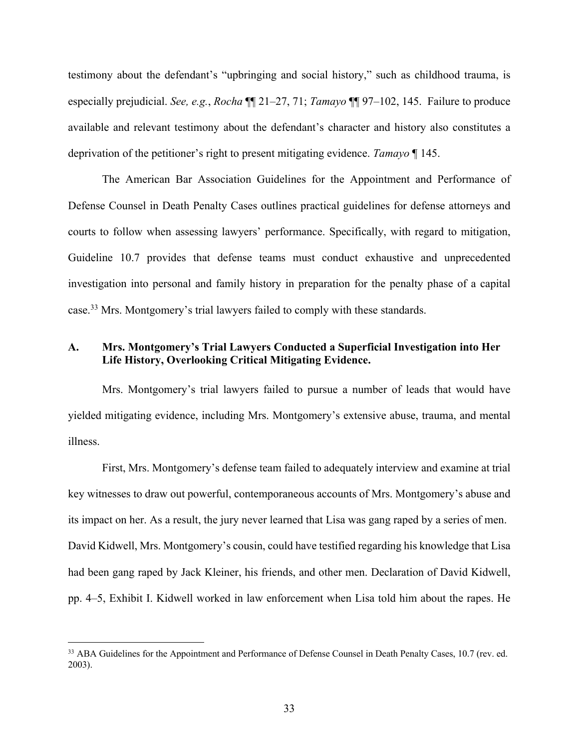testimony about the defendant's "upbringing and social history," such as childhood trauma, is especially prejudicial. *See, e.g.*, *Rocha* ¶¶ 21–27, 71; *Tamayo* ¶¶ 97–102, 145. Failure to produce available and relevant testimony about the defendant's character and history also constitutes a deprivation of the petitioner's right to present mitigating evidence. *Tamayo* ¶ 145.

The American Bar Association Guidelines for the Appointment and Performance of Defense Counsel in Death Penalty Cases outlines practical guidelines for defense attorneys and courts to follow when assessing lawyers' performance. Specifically, with regard to mitigation, Guideline 10.7 provides that defense teams must conduct exhaustive and unprecedented investigation into personal and family history in preparation for the penalty phase of a capital case.[33] Mrs. Montgomery's trial lawyers failed to comply with these standards.

### A. Mrs. Montgomery's Trial Lawyers Conducted a Superficial Investigation into Her Life History, Overlooking Critical Mitigating Evidence.

Mrs. Montgomery's trial lawyers failed to pursue a number of leads that would have yielded mitigating evidence, including Mrs. Montgomery's extensive abuse, trauma, and mental illness.

First, Mrs. Montgomery's defense team failed to adequately interview and examine at trial key witnesses to draw out powerful, contemporaneous accounts of Mrs. Montgomery's abuse and its impact on her. As a result, the jury never learned that Lisa was gang raped by a series of men. David Kidwell, Mrs. Montgomery's cousin, could have testified regarding his knowledge that Lisa had been gang raped by Jack Kleiner, his friends, and other men. Declaration of David Kidwell, pp. 4–5, Exhibit I. Kidwell worked in law enforcement when Lisa told him about the rapes. He

---

[33] ABA Guidelines for the Appointment and Performance of Defense Counsel in Death Penalty Cases, 10.7 (rev. ed. 2003).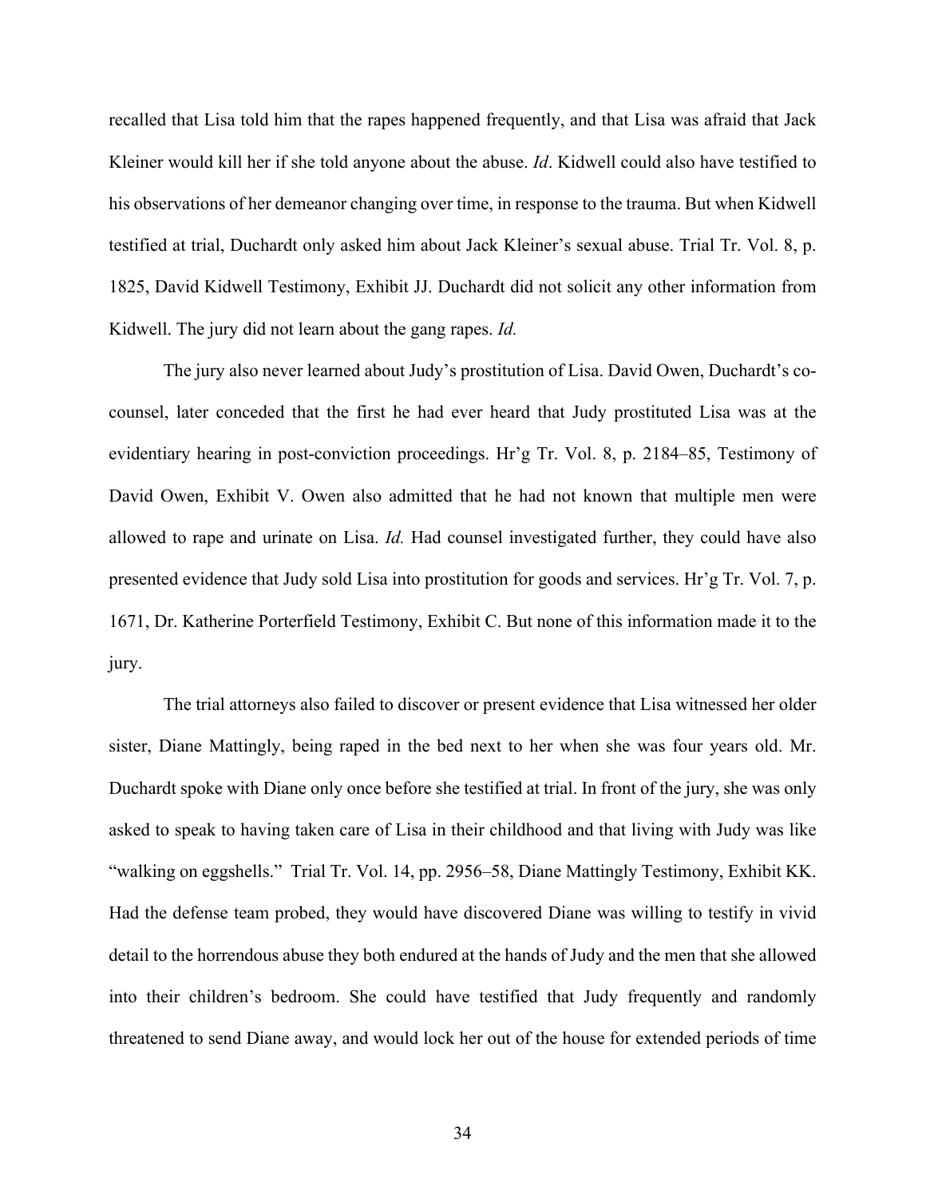recalled that Lisa told him that the rapes happened frequently, and that Lisa was afraid that Jack Kleiner would kill her if she told anyone about the abuse. *Id*. Kidwell could also have testified to his observations of her demeanor changing over time, in response to the trauma. But when Kidwell testified at trial, Duchardt only asked him about Jack Kleiner's sexual abuse. Trial Tr. Vol. 8, p. 1825, David Kidwell Testimony, Exhibit JJ. Duchardt did not solicit any other information from Kidwell. The jury did not learn about the gang rapes. *Id.*

The jury also never learned about Judy's prostitution of Lisa. David Owen, Duchardt's co-counsel, later conceded that the first he had ever heard that Judy prostituted Lisa was at the evidentiary hearing in post-conviction proceedings. Hr'g Tr. Vol. 8, p. 2184–85, Testimony of David Owen, Exhibit V. Owen also admitted that he had not known that multiple men were allowed to rape and urinate on Lisa. *Id.* Had counsel investigated further, they could have also presented evidence that Judy sold Lisa into prostitution for goods and services. Hr'g Tr. Vol. 7, p. 1671, Dr. Katherine Porterfield Testimony, Exhibit C. But none of this information made it to the jury.

The trial attorneys also failed to discover or present evidence that Lisa witnessed her older sister, Diane Mattingly, being raped in the bed next to her when she was four years old. Mr. Duchardt spoke with Diane only once before she testified at trial. In front of the jury, she was only asked to speak to having taken care of Lisa in their childhood and that living with Judy was like "walking on eggshells." Trial Tr. Vol. 14, pp. 2956–58, Diane Mattingly Testimony, Exhibit KK. Had the defense team probed, they would have discovered Diane was willing to testify in vivid detail to the horrendous abuse they both endured at the hands of Judy and the men that she allowed into their children's bedroom. She could have testified that Judy frequently and randomly threatened to send Diane away, and would lock her out of the house for extended periods of time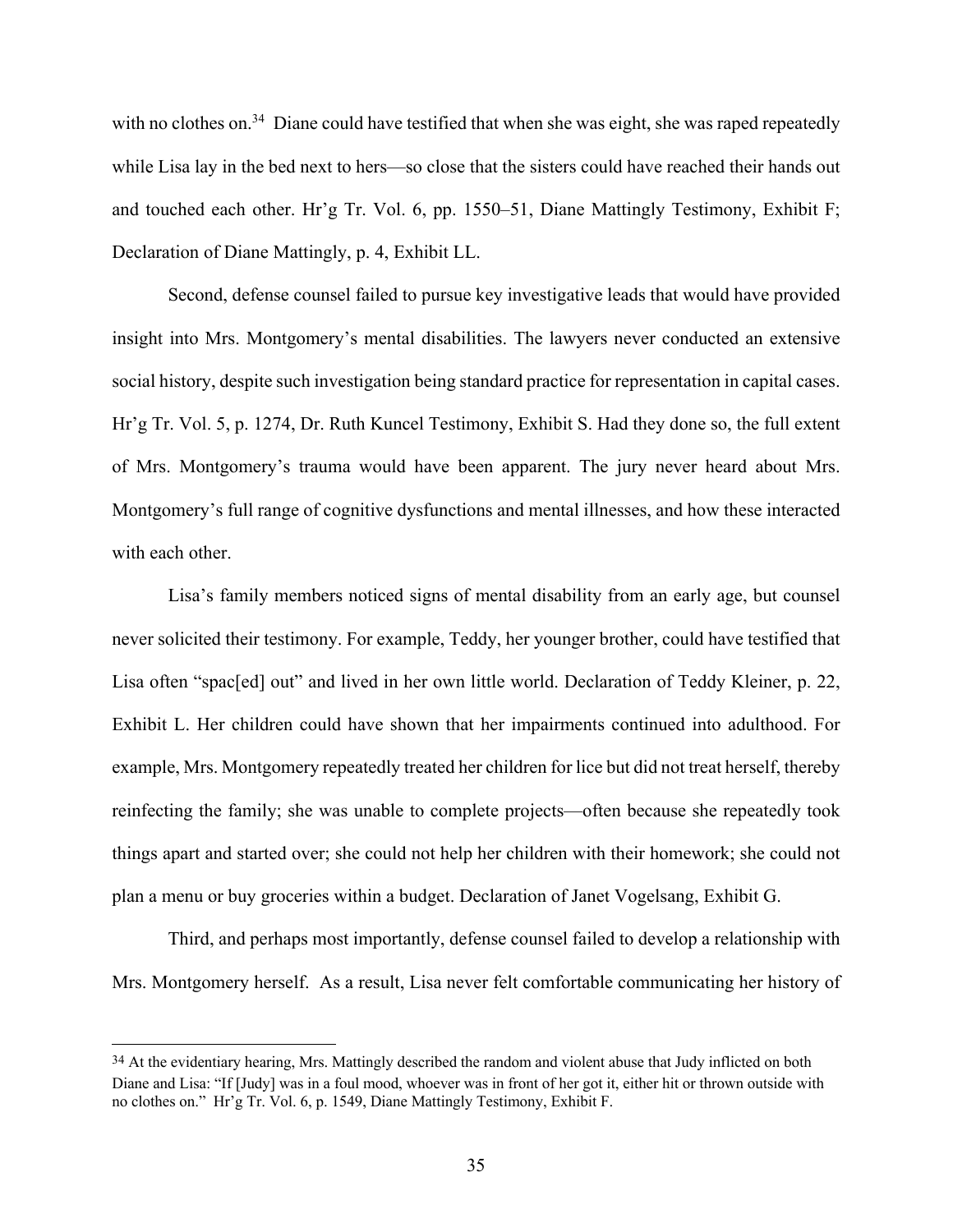with no clothes on.[34] Diane could have testified that when she was eight, she was raped repeatedly while Lisa lay in the bed next to hers—so close that the sisters could have reached their hands out and touched each other. Hr'g Tr. Vol. 6, pp. 1550–51, Diane Mattingly Testimony, Exhibit F; Declaration of Diane Mattingly, p. 4, Exhibit LL.

Second, defense counsel failed to pursue key investigative leads that would have provided insight into Mrs. Montgomery's mental disabilities. The lawyers never conducted an extensive social history, despite such investigation being standard practice for representation in capital cases. Hr'g Tr. Vol. 5, p. 1274, Dr. Ruth Kuncel Testimony, Exhibit S. Had they done so, the full extent of Mrs. Montgomery's trauma would have been apparent. The jury never heard about Mrs. Montgomery's full range of cognitive dysfunctions and mental illnesses, and how these interacted with each other.

Lisa's family members noticed signs of mental disability from an early age, but counsel never solicited their testimony. For example, Teddy, her younger brother, could have testified that Lisa often "spac[ed] out" and lived in her own little world. Declaration of Teddy Kleiner, p. 22, Exhibit L. Her children could have shown that her impairments continued into adulthood. For example, Mrs. Montgomery repeatedly treated her children for lice but did not treat herself, thereby reinfecting the family; she was unable to complete projects—often because she repeatedly took things apart and started over; she could not help her children with their homework; she could not plan a menu or buy groceries within a budget. Declaration of Janet Vogelsang, Exhibit G.

Third, and perhaps most importantly, defense counsel failed to develop a relationship with Mrs. Montgomery herself. As a result, Lisa never felt comfortable communicating her history of

[34] At the evidentiary hearing, Mrs. Mattingly described the random and violent abuse that Judy inflicted on both Diane and Lisa: "If [Judy] was in a foul mood, whoever was in front of her got it, either hit or thrown outside with no clothes on." Hr'g Tr. Vol. 6, p. 1549, Diane Mattingly Testimony, Exhibit F.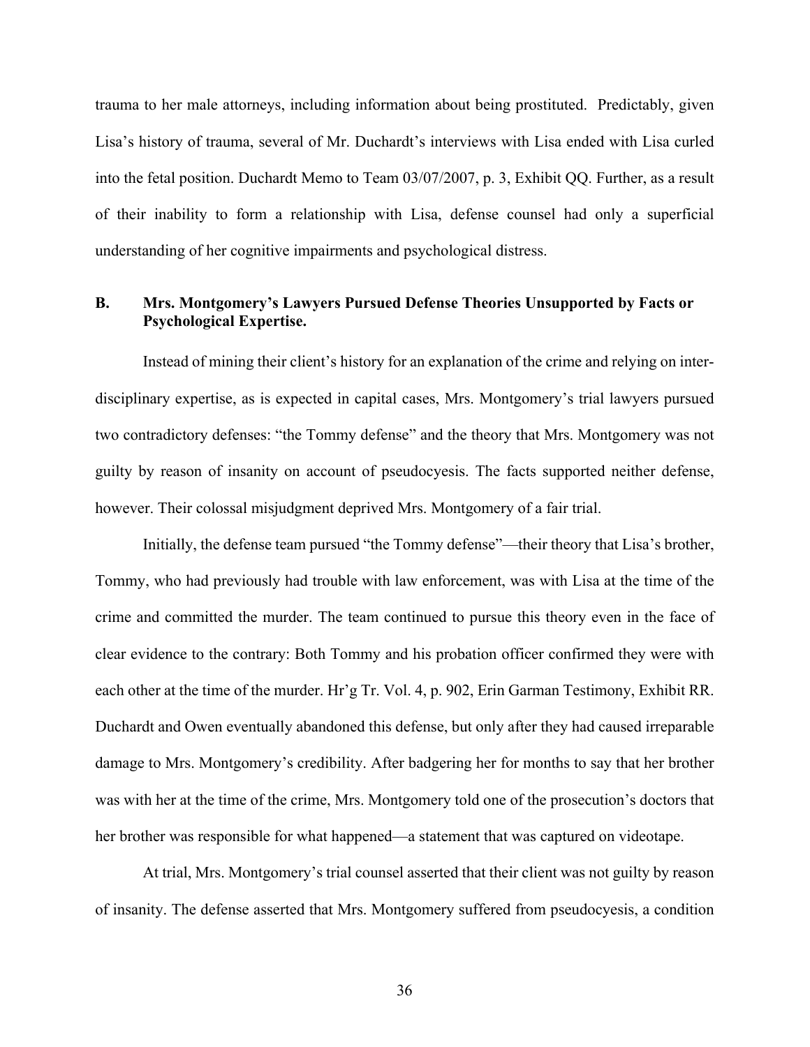trauma to her male attorneys, including information about being prostituted. Predictably, given Lisa's history of trauma, several of Mr. Duchardt's interviews with Lisa ended with Lisa curled into the fetal position. Duchardt Memo to Team 03/07/2007, p. 3, Exhibit QQ. Further, as a result of their inability to form a relationship with Lisa, defense counsel had only a superficial understanding of her cognitive impairments and psychological distress.

### B. Mrs. Montgomery's Lawyers Pursued Defense Theories Unsupported by Facts or Psychological Expertise.

Instead of mining their client's history for an explanation of the crime and relying on inter-disciplinary expertise, as is expected in capital cases, Mrs. Montgomery's trial lawyers pursued two contradictory defenses: "the Tommy defense" and the theory that Mrs. Montgomery was not guilty by reason of insanity on account of pseudocyesis. The facts supported neither defense, however. Their colossal misjudgment deprived Mrs. Montgomery of a fair trial.

Initially, the defense team pursued "the Tommy defense"—their theory that Lisa's brother, Tommy, who had previously had trouble with law enforcement, was with Lisa at the time of the crime and committed the murder. The team continued to pursue this theory even in the face of clear evidence to the contrary: Both Tommy and his probation officer confirmed they were with each other at the time of the murder. Hr'g Tr. Vol. 4, p. 902, Erin Garman Testimony, Exhibit RR. Duchardt and Owen eventually abandoned this defense, but only after they had caused irreparable damage to Mrs. Montgomery's credibility. After badgering her for months to say that her brother was with her at the time of the crime, Mrs. Montgomery told one of the prosecution's doctors that her brother was responsible for what happened—a statement that was captured on videotape.

At trial, Mrs. Montgomery's trial counsel asserted that their client was not guilty by reason of insanity. The defense asserted that Mrs. Montgomery suffered from pseudocyesis, a condition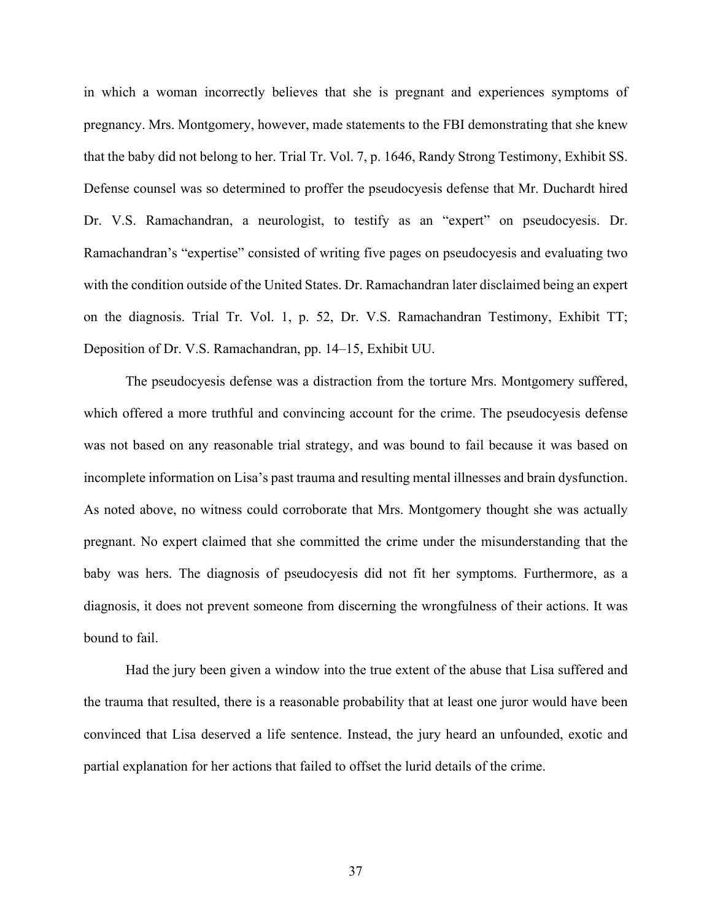in which a woman incorrectly believes that she is pregnant and experiences symptoms of pregnancy. Mrs. Montgomery, however, made statements to the FBI demonstrating that she knew that the baby did not belong to her. Trial Tr. Vol. 7, p. 1646, Randy Strong Testimony, Exhibit SS. Defense counsel was so determined to proffer the pseudocyesis defense that Mr. Duchardt hired Dr. V.S. Ramachandran, a neurologist, to testify as an "expert" on pseudocyesis. Dr. Ramachandran's "expertise" consisted of writing five pages on pseudocyesis and evaluating two with the condition outside of the United States. Dr. Ramachandran later disclaimed being an expert on the diagnosis. Trial Tr. Vol. 1, p. 52, Dr. V.S. Ramachandran Testimony, Exhibit TT; Deposition of Dr. V.S. Ramachandran, pp. 14–15, Exhibit UU.

The pseudocyesis defense was a distraction from the torture Mrs. Montgomery suffered, which offered a more truthful and convincing account for the crime. The pseudocyesis defense was not based on any reasonable trial strategy, and was bound to fail because it was based on incomplete information on Lisa's past trauma and resulting mental illnesses and brain dysfunction. As noted above, no witness could corroborate that Mrs. Montgomery thought she was actually pregnant. No expert claimed that she committed the crime under the misunderstanding that the baby was hers. The diagnosis of pseudocyesis did not fit her symptoms. Furthermore, as a diagnosis, it does not prevent someone from discerning the wrongfulness of their actions. It was bound to fail.

Had the jury been given a window into the true extent of the abuse that Lisa suffered and the trauma that resulted, there is a reasonable probability that at least one juror would have been convinced that Lisa deserved a life sentence. Instead, the jury heard an unfounded, exotic and partial explanation for her actions that failed to offset the lurid details of the crime.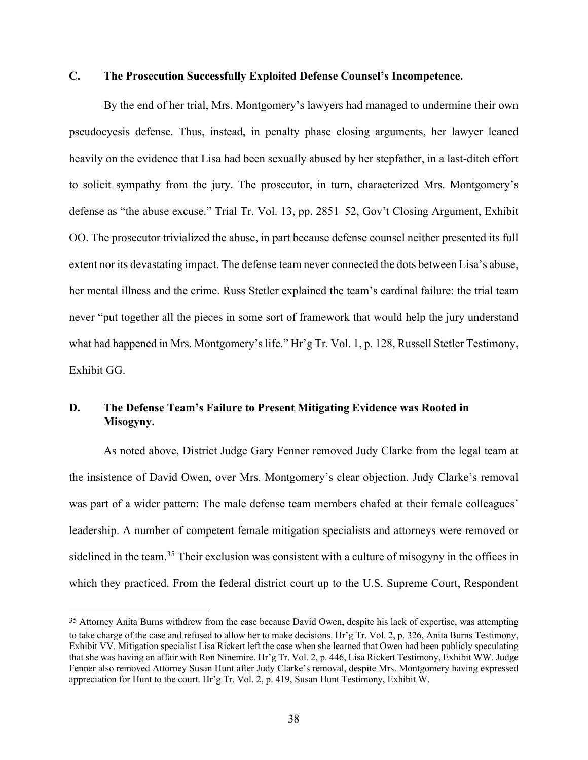## C. The Prosecution Successfully Exploited Defense Counsel's Incompetence.

By the end of her trial, Mrs. Montgomery's lawyers had managed to undermine their own pseudocyesis defense. Thus, instead, in penalty phase closing arguments, her lawyer leaned heavily on the evidence that Lisa had been sexually abused by her stepfather, in a last-ditch effort to solicit sympathy from the jury. The prosecutor, in turn, characterized Mrs. Montgomery's defense as "the abuse excuse." Trial Tr. Vol. 13, pp. 2851–52, Gov't Closing Argument, Exhibit OO. The prosecutor trivialized the abuse, in part because defense counsel neither presented its full extent nor its devastating impact. The defense team never connected the dots between Lisa's abuse, her mental illness and the crime. Russ Stetler explained the team's cardinal failure: the trial team never "put together all the pieces in some sort of framework that would help the jury understand what had happened in Mrs. Montgomery's life." Hr'g Tr. Vol. 1, p. 128, Russell Stetler Testimony, Exhibit GG.

## D. The Defense Team's Failure to Present Mitigating Evidence was Rooted in Misogyny.

As noted above, District Judge Gary Fenner removed Judy Clarke from the legal team at the insistence of David Owen, over Mrs. Montgomery's clear objection. Judy Clarke's removal was part of a wider pattern: The male defense team members chafed at their female colleagues' leadership. A number of competent female mitigation specialists and attorneys were removed or sidelined in the team.[35] Their exclusion was consistent with a culture of misogyny in the offices in which they practiced. From the federal district court up to the U.S. Supreme Court, Respondent

[35] Attorney Anita Burns withdrew from the case because David Owen, despite his lack of expertise, was attempting to take charge of the case and refused to allow her to make decisions. Hr'g Tr. Vol. 2, p. 326, Anita Burns Testimony, Exhibit VV. Mitigation specialist Lisa Rickert left the case when she learned that Owen had been publicly speculating that she was having an affair with Ron Ninemire. Hr'g Tr. Vol. 2, p. 446, Lisa Rickert Testimony, Exhibit WW. Judge Fenner also removed Attorney Susan Hunt after Judy Clarke's removal, despite Mrs. Montgomery having expressed appreciation for Hunt to the court. Hr'g Tr. Vol. 2, p. 419, Susan Hunt Testimony, Exhibit W.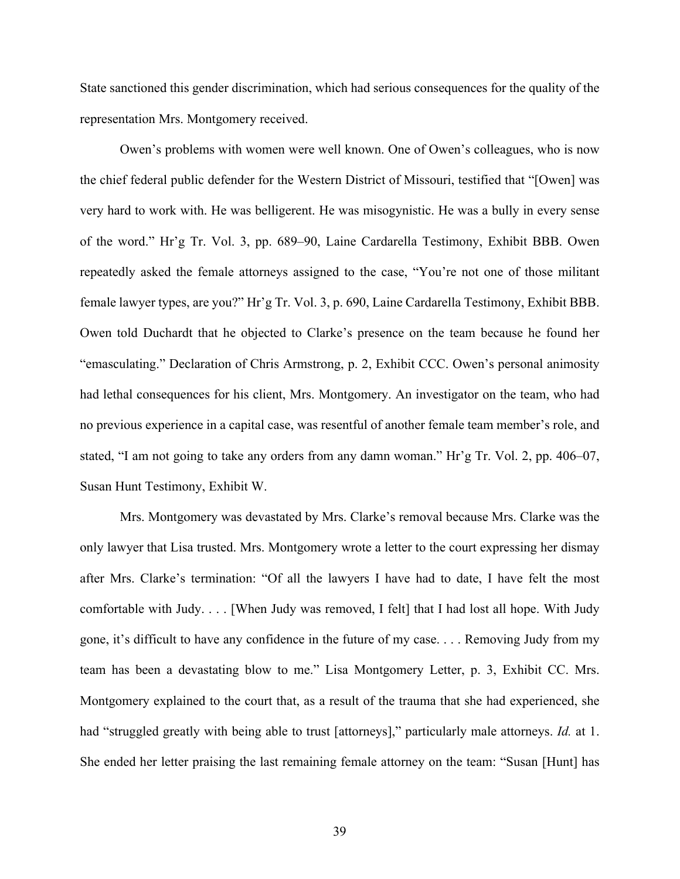State sanctioned this gender discrimination, which had serious consequences for the quality of the representation Mrs. Montgomery received.

Owen's problems with women were well known. One of Owen's colleagues, who is now the chief federal public defender for the Western District of Missouri, testified that "[Owen] was very hard to work with. He was belligerent. He was misogynistic. He was a bully in every sense of the word." Hr'g Tr. Vol. 3, pp. 689–90, Laine Cardarella Testimony, Exhibit BBB. Owen repeatedly asked the female attorneys assigned to the case, "You're not one of those militant female lawyer types, are you?" Hr'g Tr. Vol. 3, p. 690, Laine Cardarella Testimony, Exhibit BBB. Owen told Duchardt that he objected to Clarke's presence on the team because he found her "emasculating." Declaration of Chris Armstrong, p. 2, Exhibit CCC. Owen's personal animosity had lethal consequences for his client, Mrs. Montgomery. An investigator on the team, who had no previous experience in a capital case, was resentful of another female team member's role, and stated, "I am not going to take any orders from any damn woman." Hr'g Tr. Vol. 2, pp. 406–07, Susan Hunt Testimony, Exhibit W.

Mrs. Montgomery was devastated by Mrs. Clarke's removal because Mrs. Clarke was the only lawyer that Lisa trusted. Mrs. Montgomery wrote a letter to the court expressing her dismay after Mrs. Clarke's termination: "Of all the lawyers I have had to date, I have felt the most comfortable with Judy. . . . [When Judy was removed, I felt] that I had lost all hope. With Judy gone, it's difficult to have any confidence in the future of my case. . . . Removing Judy from my team has been a devastating blow to me." Lisa Montgomery Letter, p. 3, Exhibit CC. Mrs. Montgomery explained to the court that, as a result of the trauma that she had experienced, she had "struggled greatly with being able to trust [attorneys]," particularly male attorneys. *Id.* at 1. She ended her letter praising the last remaining female attorney on the team: "Susan [Hunt] has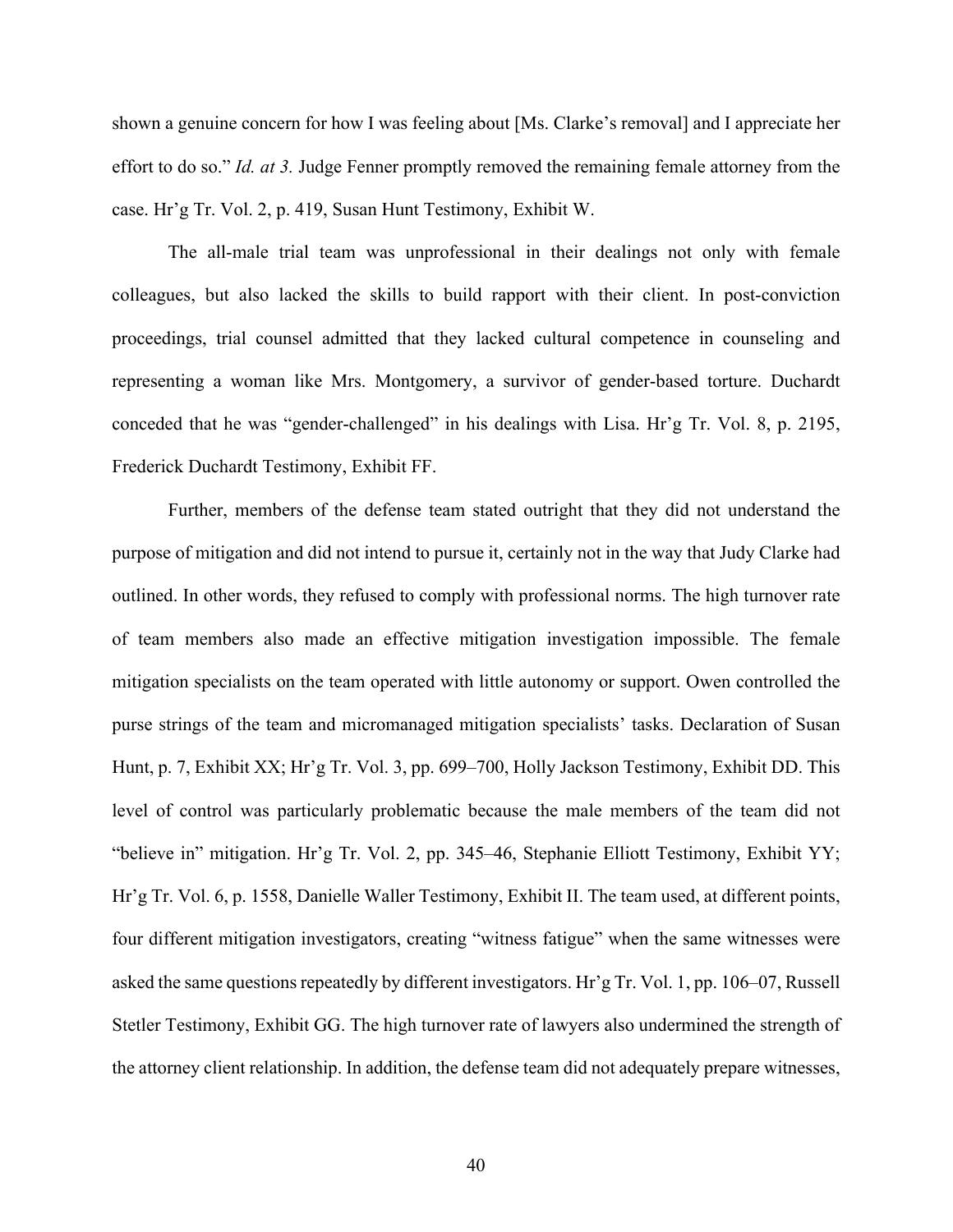shown a genuine concern for how I was feeling about [Ms. Clarke's removal] and I appreciate her effort to do so." *Id. at 3.* Judge Fenner promptly removed the remaining female attorney from the case. Hr'g Tr. Vol. 2, p. 419, Susan Hunt Testimony, Exhibit W.

The all-male trial team was unprofessional in their dealings not only with female colleagues, but also lacked the skills to build rapport with their client. In post-conviction proceedings, trial counsel admitted that they lacked cultural competence in counseling and representing a woman like Mrs. Montgomery, a survivor of gender-based torture. Duchardt conceded that he was "gender-challenged" in his dealings with Lisa. Hr'g Tr. Vol. 8, p. 2195, Frederick Duchardt Testimony, Exhibit FF.

Further, members of the defense team stated outright that they did not understand the purpose of mitigation and did not intend to pursue it, certainly not in the way that Judy Clarke had outlined. In other words, they refused to comply with professional norms. The high turnover rate of team members also made an effective mitigation investigation impossible. The female mitigation specialists on the team operated with little autonomy or support. Owen controlled the purse strings of the team and micromanaged mitigation specialists' tasks. Declaration of Susan Hunt, p. 7, Exhibit XX; Hr'g Tr. Vol. 3, pp. 699–700, Holly Jackson Testimony, Exhibit DD. This level of control was particularly problematic because the male members of the team did not "believe in" mitigation. Hr'g Tr. Vol. 2, pp. 345–46, Stephanie Elliott Testimony, Exhibit YY; Hr'g Tr. Vol. 6, p. 1558, Danielle Waller Testimony, Exhibit II. The team used, at different points, four different mitigation investigators, creating "witness fatigue" when the same witnesses were asked the same questions repeatedly by different investigators. Hr'g Tr. Vol. 1, pp. 106–07, Russell Stetler Testimony, Exhibit GG. The high turnover rate of lawyers also undermined the strength of the attorney client relationship. In addition, the defense team did not adequately prepare witnesses,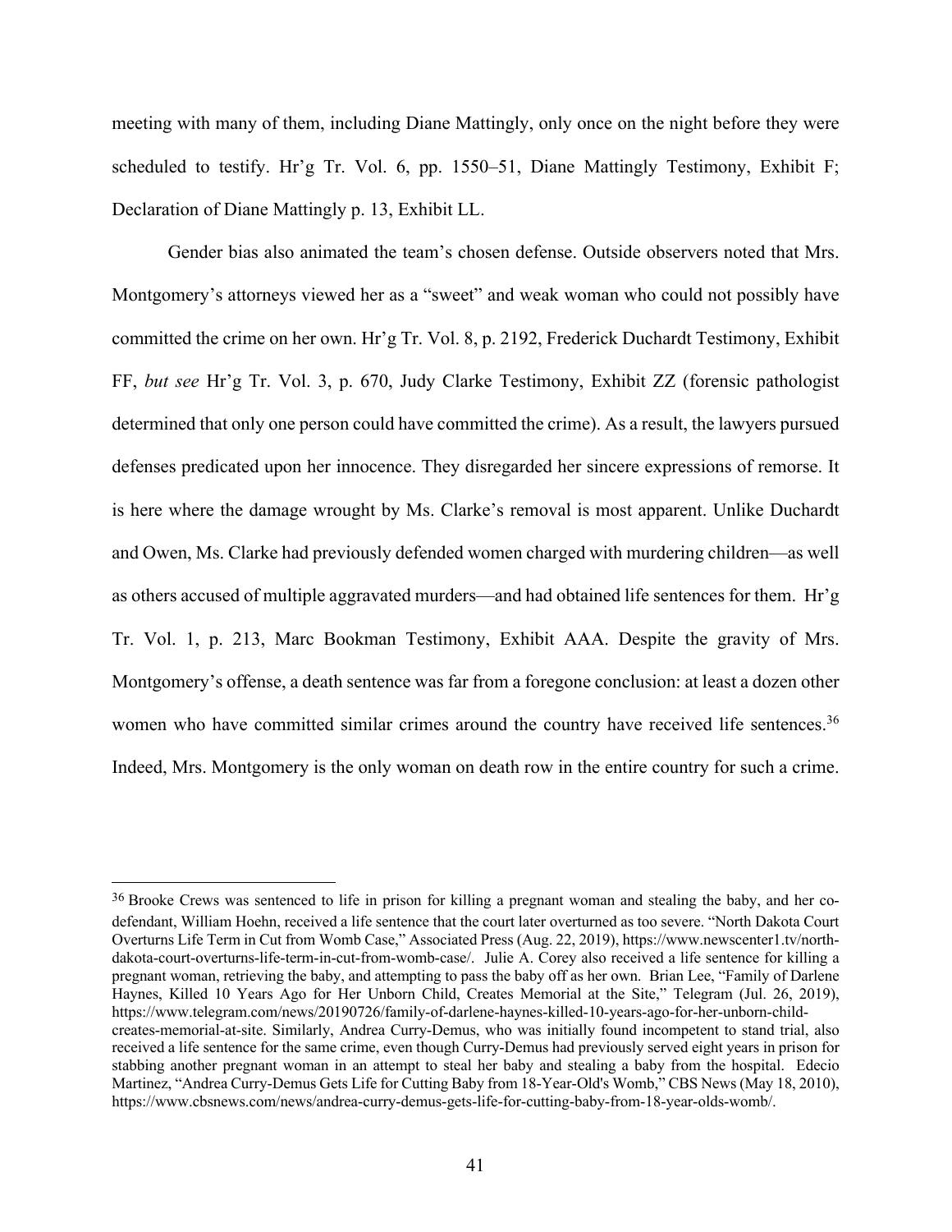meeting with many of them, including Diane Mattingly, only once on the night before they were scheduled to testify. Hr'g Tr. Vol. 6, pp. 1550–51, Diane Mattingly Testimony, Exhibit F; Declaration of Diane Mattingly p. 13, Exhibit LL.

Gender bias also animated the team's chosen defense. Outside observers noted that Mrs. Montgomery's attorneys viewed her as a "sweet" and weak woman who could not possibly have committed the crime on her own. Hr'g Tr. Vol. 8, p. 2192, Frederick Duchardt Testimony, Exhibit FF, *but see* Hr'g Tr. Vol. 3, p. 670, Judy Clarke Testimony, Exhibit ZZ (forensic pathologist determined that only one person could have committed the crime). As a result, the lawyers pursued defenses predicated upon her innocence. They disregarded her sincere expressions of remorse. It is here where the damage wrought by Ms. Clarke's removal is most apparent. Unlike Duchardt and Owen, Ms. Clarke had previously defended women charged with murdering children—as well as others accused of multiple aggravated murders—and had obtained life sentences for them. Hr'g Tr. Vol. 1, p. 213, Marc Bookman Testimony, Exhibit AAA. Despite the gravity of Mrs. Montgomery's offense, a death sentence was far from a foregone conclusion: at least a dozen other women who have committed similar crimes around the country have received life sentences.[36] Indeed, Mrs. Montgomery is the only woman on death row in the entire country for such a crime.

---

[36] Brooke Crews was sentenced to life in prison for killing a pregnant woman and stealing the baby, and her co-defendant, William Hoehn, received a life sentence that the court later overturned as too severe. "North Dakota Court Overturns Life Term in Cut from Womb Case," Associated Press (Aug. 22, 2019), https://www.newscenter1.tv/north-dakota-court-overturns-life-term-in-cut-from-womb-case/. Julie A. Corey also received a life sentence for killing a pregnant woman, retrieving the baby, and attempting to pass the baby off as her own. Brian Lee, "Family of Darlene Haynes, Killed 10 Years Ago for Her Unborn Child, Creates Memorial at the Site," Telegram (Jul. 26, 2019), https://www.telegram.com/news/20190726/family-of-darlene-haynes-killed-10-years-ago-for-her-unborn-child-creates-memorial-at-site. Similarly, Andrea Curry-Demus, who was initially found incompetent to stand trial, also received a life sentence for the same crime, even though Curry-Demus had previously served eight years in prison for stabbing another pregnant woman in an attempt to steal her baby and stealing a baby from the hospital. Edecio Martinez, "Andrea Curry-Demus Gets Life for Cutting Baby from 18-Year-Old's Womb," CBS News (May 18, 2010), https://www.cbsnews.com/news/andrea-curry-demus-gets-life-for-cutting-baby-from-18-year-olds-womb/.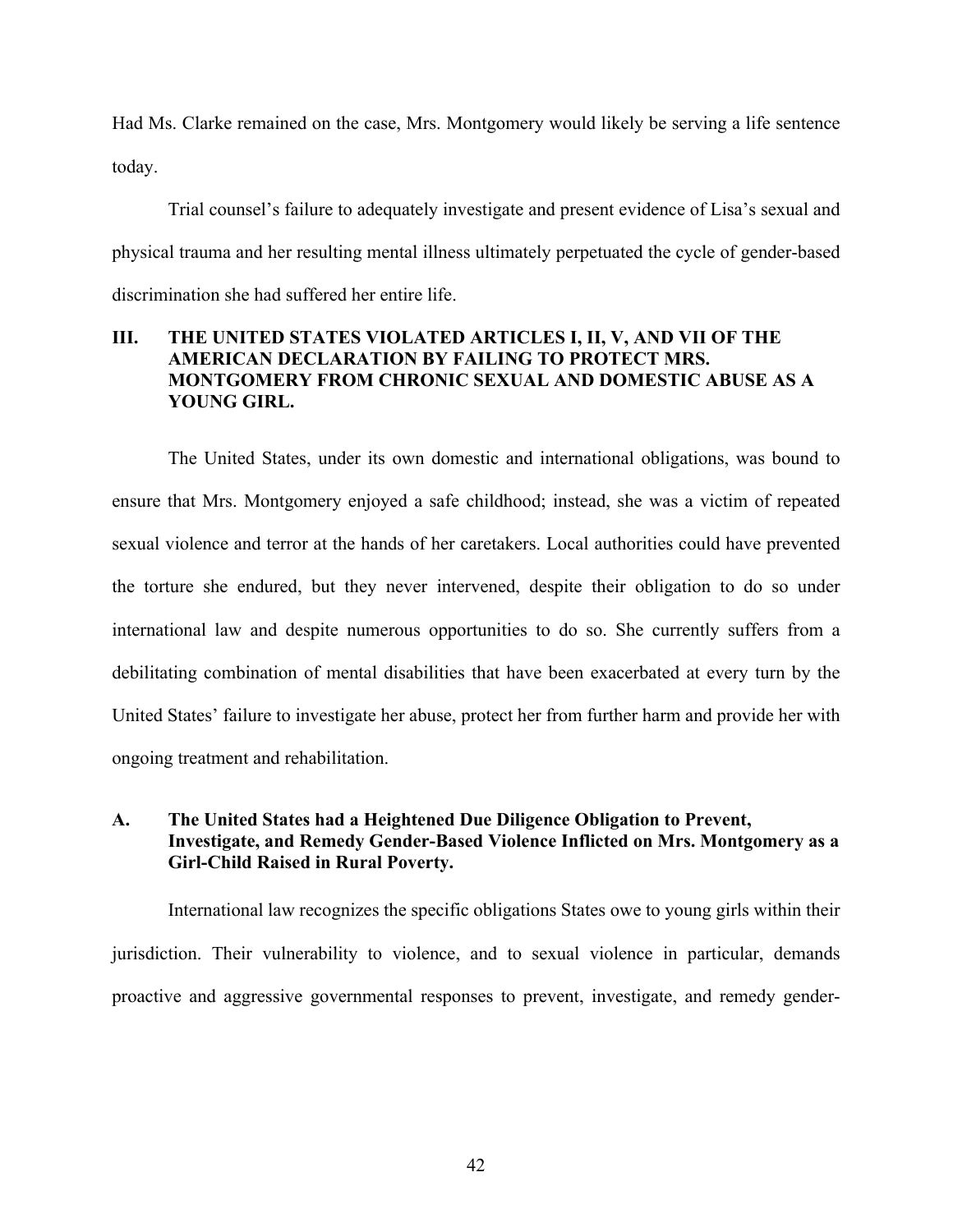Had Ms. Clarke remained on the case, Mrs. Montgomery would likely be serving a life sentence today.

Trial counsel's failure to adequately investigate and present evidence of Lisa's sexual and physical trauma and her resulting mental illness ultimately perpetuated the cycle of gender-based discrimination she had suffered her entire life.

## III. THE UNITED STATES VIOLATED ARTICLES I, II, V, AND VII OF THE AMERICAN DECLARATION BY FAILING TO PROTECT MRS. MONTGOMERY FROM CHRONIC SEXUAL AND DOMESTIC ABUSE AS A YOUNG GIRL.

The United States, under its own domestic and international obligations, was bound to ensure that Mrs. Montgomery enjoyed a safe childhood; instead, she was a victim of repeated sexual violence and terror at the hands of her caretakers. Local authorities could have prevented the torture she endured, but they never intervened, despite their obligation to do so under international law and despite numerous opportunities to do so. She currently suffers from a debilitating combination of mental disabilities that have been exacerbated at every turn by the United States' failure to investigate her abuse, protect her from further harm and provide her with ongoing treatment and rehabilitation.

### A. The United States had a Heightened Due Diligence Obligation to Prevent, Investigate, and Remedy Gender-Based Violence Inflicted on Mrs. Montgomery as a Girl-Child Raised in Rural Poverty.

International law recognizes the specific obligations States owe to young girls within their jurisdiction. Their vulnerability to violence, and to sexual violence in particular, demands proactive and aggressive governmental responses to prevent, investigate, and remedy gender-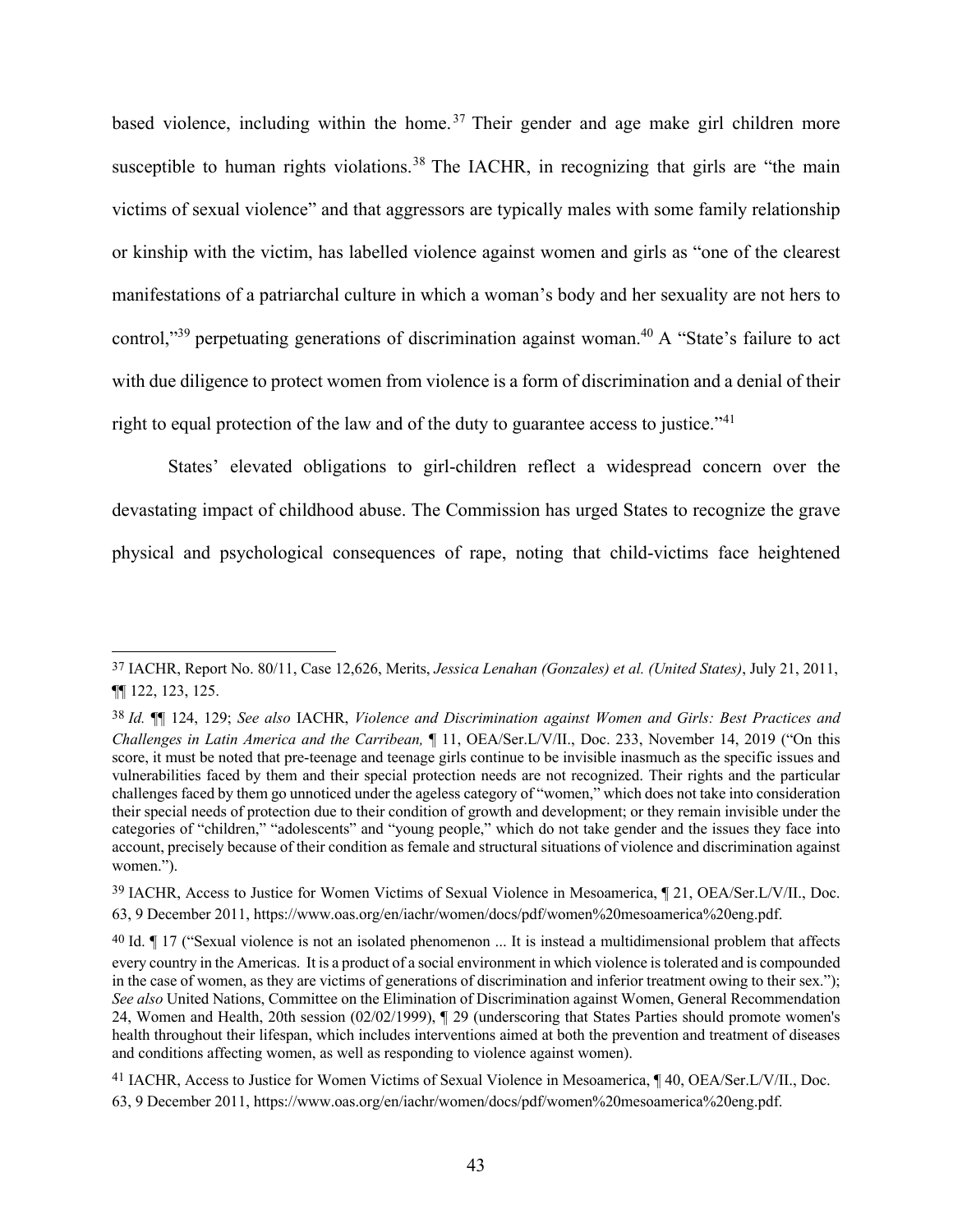based violence, including within the home.[37] Their gender and age make girl children more susceptible to human rights violations.[38] The IACHR, in recognizing that girls are "the main victims of sexual violence" and that aggressors are typically males with some family relationship or kinship with the victim, has labelled violence against women and girls as "one of the clearest manifestations of a patriarchal culture in which a woman's body and her sexuality are not hers to control,"[39] perpetuating generations of discrimination against woman.[40] A "State's failure to act with due diligence to protect women from violence is a form of discrimination and a denial of their right to equal protection of the law and of the duty to guarantee access to justice."[41]

States' elevated obligations to girl-children reflect a widespread concern over the devastating impact of childhood abuse. The Commission has urged States to recognize the grave physical and psychological consequences of rape, noting that child-victims face heightened

---

[37] IACHR, Report No. 80/11, Case 12,626, Merits, *Jessica Lenahan (Gonzales) et al. (United States)*, July 21, 2011, ¶¶ 122, 123, 125.

[38] *Id.* ¶¶ 124, 129; *See also* IACHR, *Violence and Discrimination against Women and Girls: Best Practices and Challenges in Latin America and the Carribean,* ¶ 11, OEA/Ser.L/V/II., Doc. 233, November 14, 2019 ("On this score, it must be noted that pre-teenage and teenage girls continue to be invisible inasmuch as the specific issues and vulnerabilities faced by them and their special protection needs are not recognized. Their rights and the particular challenges faced by them go unnoticed under the ageless category of "women," which does not take into consideration their special needs of protection due to their condition of growth and development; or they remain invisible under the categories of "children," "adolescents" and "young people," which do not take gender and the issues they face into account, precisely because of their condition as female and structural situations of violence and discrimination against women.").

[39] IACHR, Access to Justice for Women Victims of Sexual Violence in Mesoamerica, ¶ 21, OEA/Ser.L/V/II., Doc. 63, 9 December 2011, https://www.oas.org/en/iachr/women/docs/pdf/women%20mesoamerica%20eng.pdf.

[40] Id. ¶ 17 ("Sexual violence is not an isolated phenomenon ... It is instead a multidimensional problem that affects every country in the Americas. It is a product of a social environment in which violence is tolerated and is compounded in the case of women, as they are victims of generations of discrimination and inferior treatment owing to their sex."); *See also* United Nations, Committee on the Elimination of Discrimination against Women, General Recommendation 24, Women and Health, 20th session (02/02/1999), ¶ 29 (underscoring that States Parties should promote women's health throughout their lifespan, which includes interventions aimed at both the prevention and treatment of diseases and conditions affecting women, as well as responding to violence against women).

[41] IACHR, Access to Justice for Women Victims of Sexual Violence in Mesoamerica, ¶ 40, OEA/Ser.L/V/II., Doc. 63, 9 December 2011, https://www.oas.org/en/iachr/women/docs/pdf/women%20mesoamerica%20eng.pdf.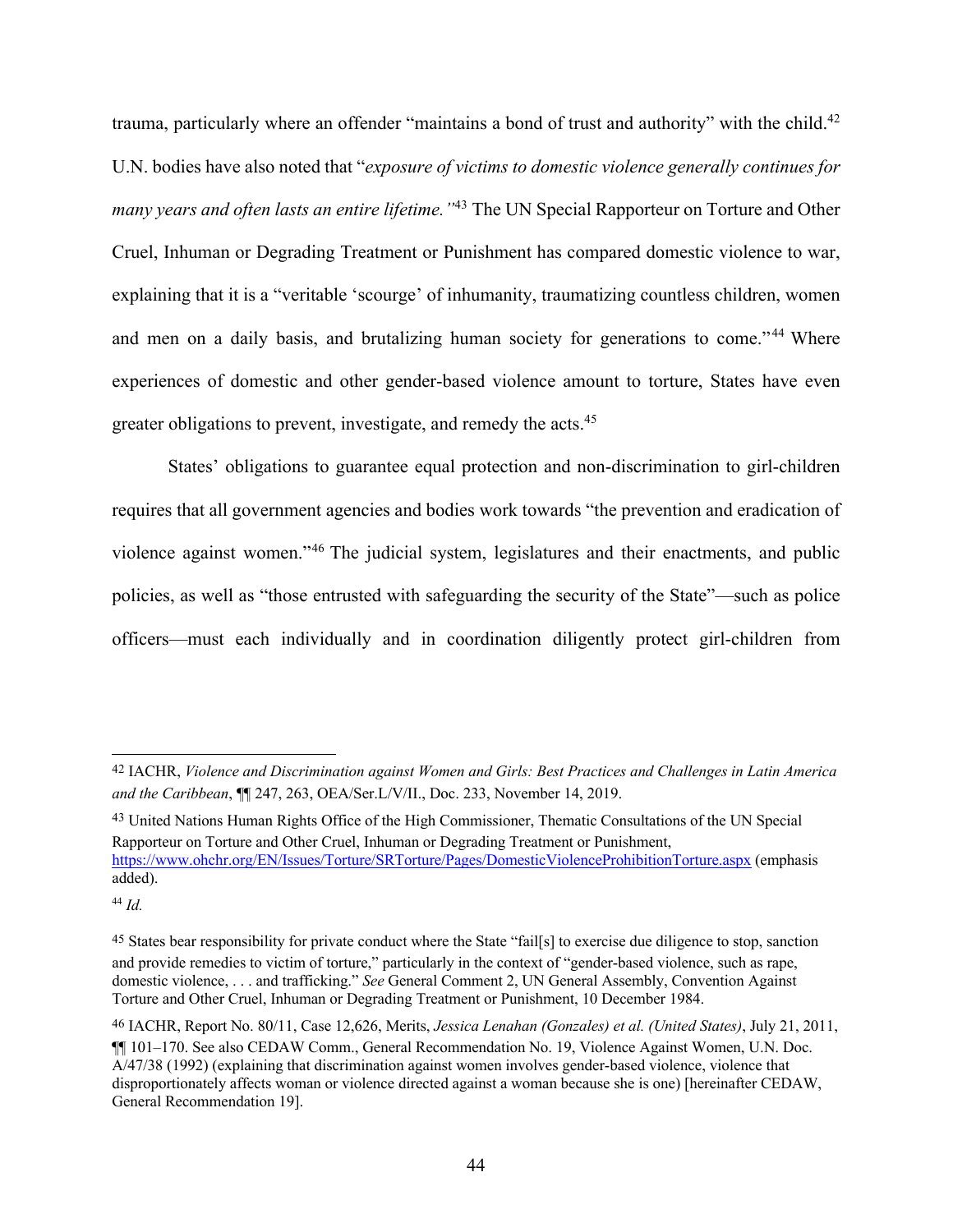trauma, particularly where an offender "maintains a bond of trust and authority" with the child.[42] U.N. bodies have also noted that "*exposure of victims to domestic violence generally continues for many years and often lasts an entire lifetime.*"[43] The UN Special Rapporteur on Torture and Other Cruel, Inhuman or Degrading Treatment or Punishment has compared domestic violence to war, explaining that it is a "veritable 'scourge' of inhumanity, traumatizing countless children, women and men on a daily basis, and brutalizing human society for generations to come."[44] Where experiences of domestic and other gender-based violence amount to torture, States have even greater obligations to prevent, investigate, and remedy the acts.[45]

States' obligations to guarantee equal protection and non-discrimination to girl-children requires that all government agencies and bodies work towards "the prevention and eradication of violence against women."[46] The judicial system, legislatures and their enactments, and public policies, as well as "those entrusted with safeguarding the security of the State"—such as police officers—must each individually and in coordination diligently protect girl-children from

---

[42] IACHR, *Violence and Discrimination against Women and Girls: Best Practices and Challenges in Latin America and the Caribbean*, ¶¶ 247, 263, OEA/Ser.L/V/II., Doc. 233, November 14, 2019.

[43] United Nations Human Rights Office of the High Commissioner, Thematic Consultations of the UN Special Rapporteur on Torture and Other Cruel, Inhuman or Degrading Treatment or Punishment, https://www.ohchr.org/EN/Issues/Torture/SRTorture/Pages/DomesticViolenceProhibitionTorture.aspx (emphasis added).

[44] *Id.*

[45] States bear responsibility for private conduct where the State "fail[s] to exercise due diligence to stop, sanction and provide remedies to victim of torture," particularly in the context of "gender-based violence, such as rape, domestic violence, . . . and trafficking." *See* General Comment 2, UN General Assembly, Convention Against Torture and Other Cruel, Inhuman or Degrading Treatment or Punishment, 10 December 1984.

[46] IACHR, Report No. 80/11, Case 12,626, Merits, *Jessica Lenahan (Gonzales) et al. (United States)*, July 21, 2011, ¶¶ 101–170. See also CEDAW Comm., General Recommendation No. 19, Violence Against Women, U.N. Doc. A/47/38 (1992) (explaining that discrimination against women involves gender-based violence, violence that disproportionately affects woman or violence directed against a woman because she is one) [hereinafter CEDAW, General Recommendation 19].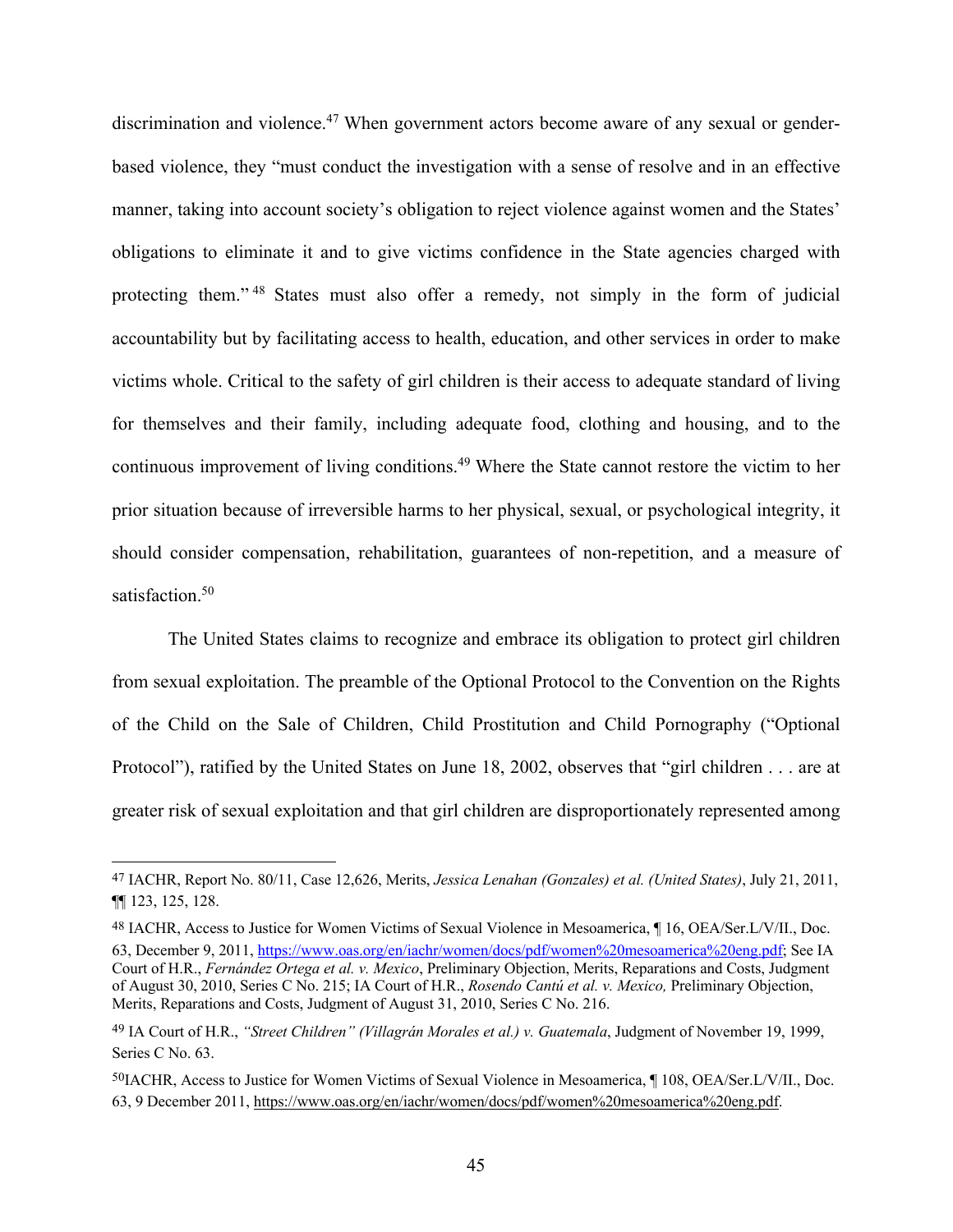discrimination and violence.[47] When government actors become aware of any sexual or gender-based violence, they "must conduct the investigation with a sense of resolve and in an effective manner, taking into account society's obligation to reject violence against women and the States' obligations to eliminate it and to give victims confidence in the State agencies charged with protecting them."[48] States must also offer a remedy, not simply in the form of judicial accountability but by facilitating access to health, education, and other services in order to make victims whole. Critical to the safety of girl children is their access to adequate standard of living for themselves and their family, including adequate food, clothing and housing, and to the continuous improvement of living conditions.[49] Where the State cannot restore the victim to her prior situation because of irreversible harms to her physical, sexual, or psychological integrity, it should consider compensation, rehabilitation, guarantees of non-repetition, and a measure of satisfaction.[50]

The United States claims to recognize and embrace its obligation to protect girl children from sexual exploitation. The preamble of the Optional Protocol to the Convention on the Rights of the Child on the Sale of Children, Child Prostitution and Child Pornography ("Optional Protocol"), ratified by the United States on June 18, 2002, observes that "girl children . . . are at greater risk of sexual exploitation and that girl children are disproportionately represented among

---

[47] IACHR, Report No. 80/11, Case 12,626, Merits, *Jessica Lenahan (Gonzales) et al. (United States)*, July 21, 2011, ¶¶ 123, 125, 128.

[48] IACHR, Access to Justice for Women Victims of Sexual Violence in Mesoamerica, ¶ 16, OEA/Ser.L/V/II., Doc. 63, December 9, 2011, https://www.oas.org/en/iachr/women/docs/pdf/women%20mesoamerica%20eng.pdf; See IA Court of H.R., *Fernández Ortega et al. v. Mexico*, Preliminary Objection, Merits, Reparations and Costs, Judgment of August 30, 2010, Series C No. 215; IA Court of H.R., *Rosendo Cantú et al. v. Mexico,* Preliminary Objection, Merits, Reparations and Costs, Judgment of August 31, 2010, Series C No. 216.

[49] IA Court of H.R., *"Street Children" (Villagrán Morales et al.) v. Guatemala*, Judgment of November 19, 1999, Series C No. 63.

[50] IACHR, Access to Justice for Women Victims of Sexual Violence in Mesoamerica, ¶ 108, OEA/Ser.L/V/II., Doc. 63, 9 December 2011, https://www.oas.org/en/iachr/women/docs/pdf/women%20mesoamerica%20eng.pdf.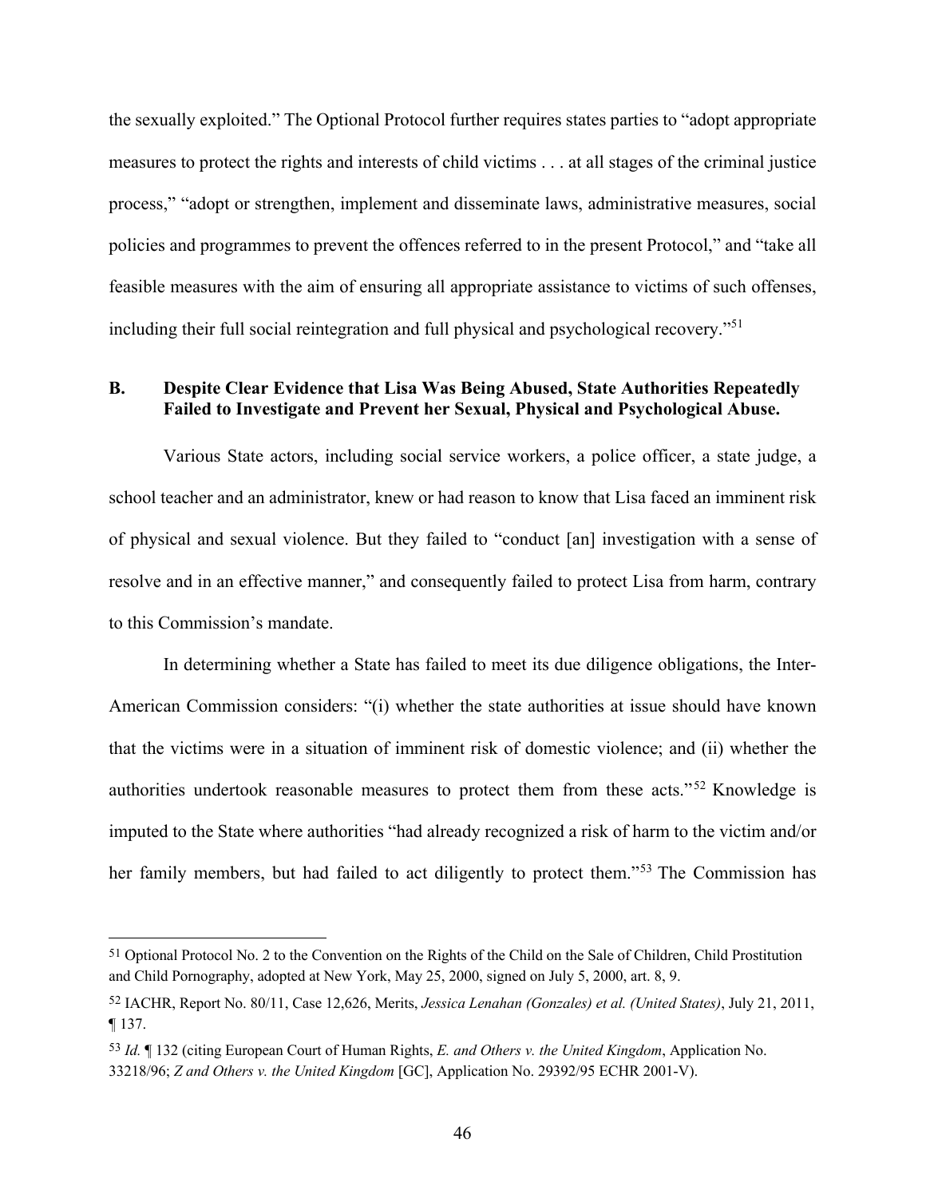the sexually exploited." The Optional Protocol further requires states parties to "adopt appropriate measures to protect the rights and interests of child victims . . . at all stages of the criminal justice process," "adopt or strengthen, implement and disseminate laws, administrative measures, social policies and programmes to prevent the offences referred to in the present Protocol," and "take all feasible measures with the aim of ensuring all appropriate assistance to victims of such offenses, including their full social reintegration and full physical and psychological recovery."[51]

### B. Despite Clear Evidence that Lisa Was Being Abused, State Authorities Repeatedly Failed to Investigate and Prevent her Sexual, Physical and Psychological Abuse.

Various State actors, including social service workers, a police officer, a state judge, a school teacher and an administrator, knew or had reason to know that Lisa faced an imminent risk of physical and sexual violence. But they failed to "conduct [an] investigation with a sense of resolve and in an effective manner," and consequently failed to protect Lisa from harm, contrary to this Commission's mandate.

In determining whether a State has failed to meet its due diligence obligations, the Inter-American Commission considers: "(i) whether the state authorities at issue should have known that the victims were in a situation of imminent risk of domestic violence; and (ii) whether the authorities undertook reasonable measures to protect them from these acts."[52] Knowledge is imputed to the State where authorities "had already recognized a risk of harm to the victim and/or her family members, but had failed to act diligently to protect them."[53] The Commission has

---

[51] Optional Protocol No. 2 to the Convention on the Rights of the Child on the Sale of Children, Child Prostitution and Child Pornography, adopted at New York, May 25, 2000, signed on July 5, 2000, art. 8, 9.

[52] IACHR, Report No. 80/11, Case 12,626, Merits, *Jessica Lenahan (Gonzales) et al. (United States)*, July 21, 2011, ¶ 137.

[53] *Id.* ¶ 132 (citing European Court of Human Rights, *E. and Others v. the United Kingdom*, Application No. 33218/96; *Z and Others v. the United Kingdom* [GC], Application No. 29392/95 ECHR 2001-V).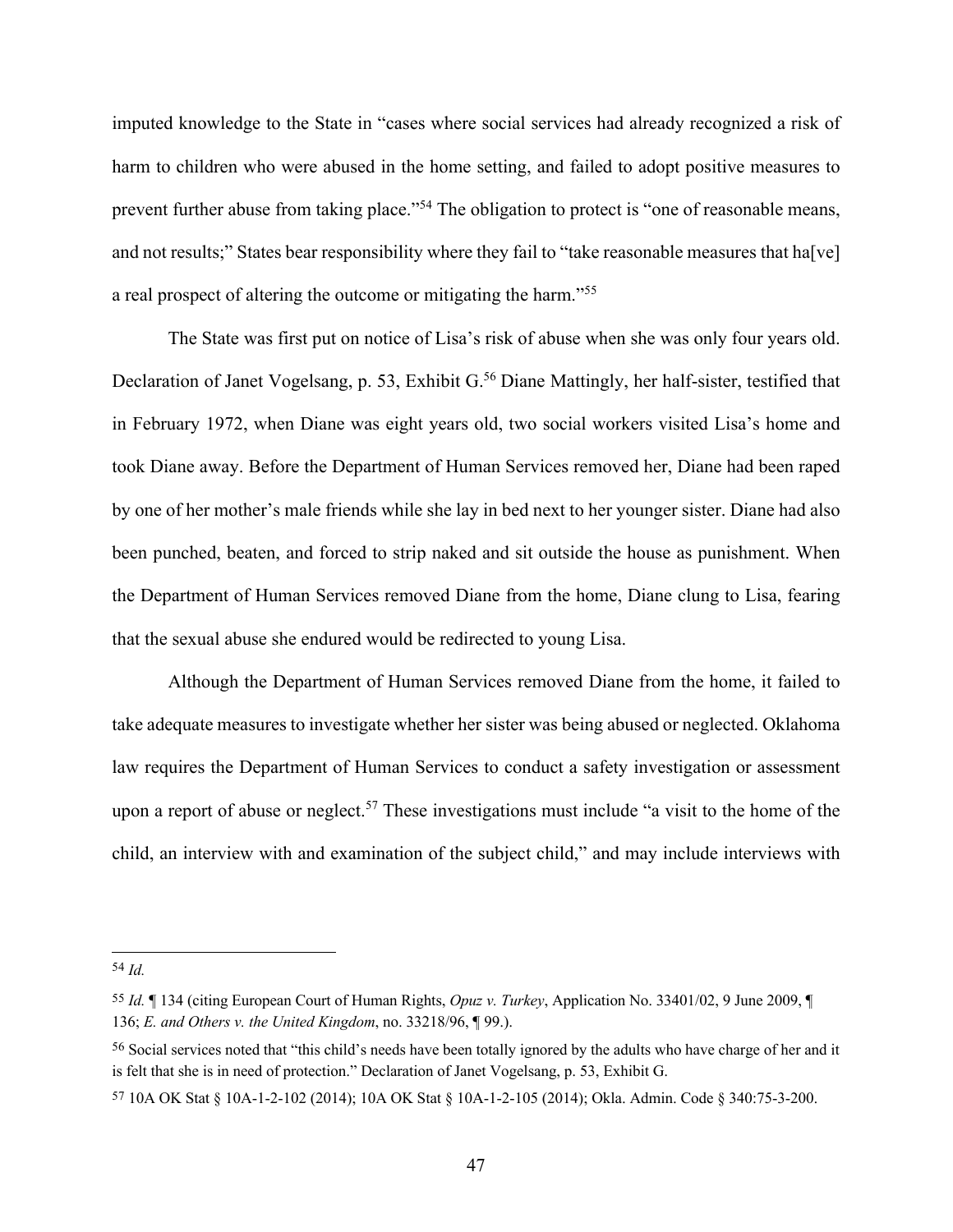imputed knowledge to the State in "cases where social services had already recognized a risk of harm to children who were abused in the home setting, and failed to adopt positive measures to prevent further abuse from taking place."[54] The obligation to protect is "one of reasonable means, and not results;" States bear responsibility where they fail to "take reasonable measures that ha[ve] a real prospect of altering the outcome or mitigating the harm."[55]

The State was first put on notice of Lisa's risk of abuse when she was only four years old. Declaration of Janet Vogelsang, p. 53, Exhibit G.[56] Diane Mattingly, her half-sister, testified that in February 1972, when Diane was eight years old, two social workers visited Lisa's home and took Diane away. Before the Department of Human Services removed her, Diane had been raped by one of her mother's male friends while she lay in bed next to her younger sister. Diane had also been punched, beaten, and forced to strip naked and sit outside the house as punishment. When the Department of Human Services removed Diane from the home, Diane clung to Lisa, fearing that the sexual abuse she endured would be redirected to young Lisa.

Although the Department of Human Services removed Diane from the home, it failed to take adequate measures to investigate whether her sister was being abused or neglected. Oklahoma law requires the Department of Human Services to conduct a safety investigation or assessment upon a report of abuse or neglect.[57] These investigations must include "a visit to the home of the child, an interview with and examination of the subject child," and may include interviews with

---

[54] *Id.*

[55] *Id.* ¶ 134 (citing European Court of Human Rights, *Opuz v. Turkey*, Application No. 33401/02, 9 June 2009, ¶ 136; *E. and Others v. the United Kingdom*, no. 33218/96, ¶ 99.).

[56] Social services noted that "this child's needs have been totally ignored by the adults who have charge of her and it is felt that she is in need of protection." Declaration of Janet Vogelsang, p. 53, Exhibit G.

[57] 10A OK Stat § 10A-1-2-102 (2014); 10A OK Stat § 10A-1-2-105 (2014); Okla. Admin. Code § 340:75-3-200.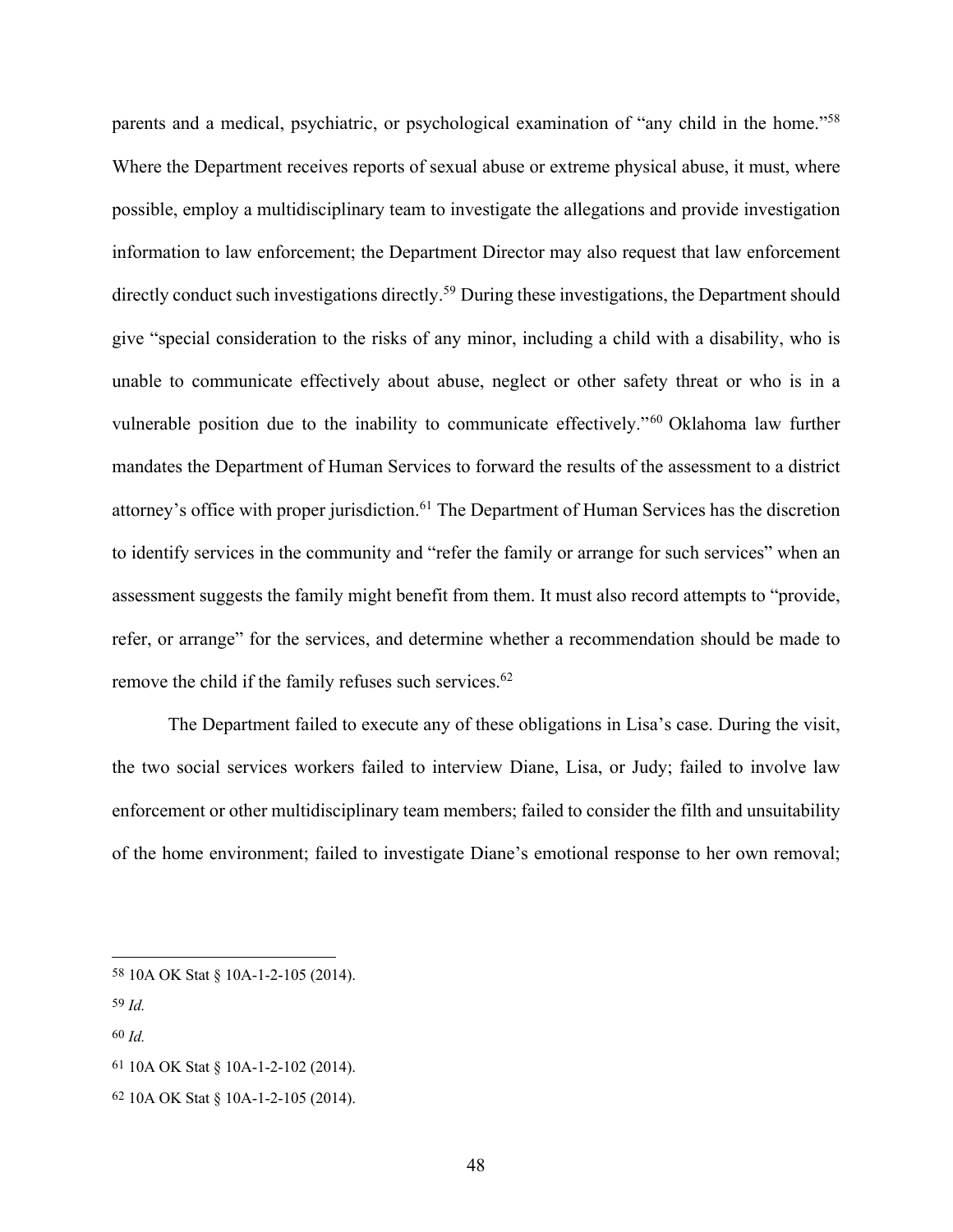parents and a medical, psychiatric, or psychological examination of "any child in the home."[58] Where the Department receives reports of sexual abuse or extreme physical abuse, it must, where possible, employ a multidisciplinary team to investigate the allegations and provide investigation information to law enforcement; the Department Director may also request that law enforcement directly conduct such investigations directly.[59] During these investigations, the Department should give "special consideration to the risks of any minor, including a child with a disability, who is unable to communicate effectively about abuse, neglect or other safety threat or who is in a vulnerable position due to the inability to communicate effectively."[60] Oklahoma law further mandates the Department of Human Services to forward the results of the assessment to a district attorney's office with proper jurisdiction.[61] The Department of Human Services has the discretion to identify services in the community and "refer the family or arrange for such services" when an assessment suggests the family might benefit from them. It must also record attempts to "provide, refer, or arrange" for the services, and determine whether a recommendation should be made to remove the child if the family refuses such services.[62]

The Department failed to execute any of these obligations in Lisa's case. During the visit, the two social services workers failed to interview Diane, Lisa, or Judy; failed to involve law enforcement or other multidisciplinary team members; failed to consider the filth and unsuitability of the home environment; failed to investigate Diane's emotional response to her own removal;

---

[58] 10A OK Stat § 10A-1-2-105 (2014).

[59] *Id.*

[60] *Id.*

[61] 10A OK Stat § 10A-1-2-102 (2014).

[62] 10A OK Stat § 10A-1-2-105 (2014).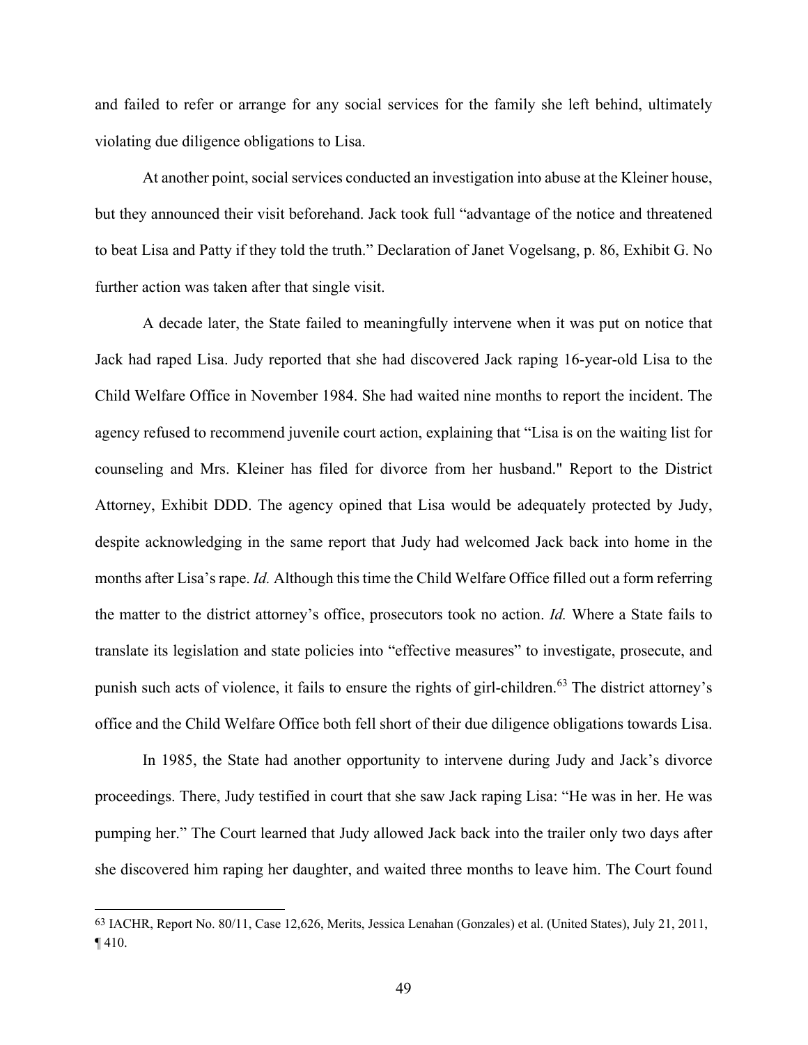and failed to refer or arrange for any social services for the family she left behind, ultimately violating due diligence obligations to Lisa.

At another point, social services conducted an investigation into abuse at the Kleiner house, but they announced their visit beforehand. Jack took full "advantage of the notice and threatened to beat Lisa and Patty if they told the truth." Declaration of Janet Vogelsang, p. 86, Exhibit G. No further action was taken after that single visit.

A decade later, the State failed to meaningfully intervene when it was put on notice that Jack had raped Lisa. Judy reported that she had discovered Jack raping 16-year-old Lisa to the Child Welfare Office in November 1984. She had waited nine months to report the incident. The agency refused to recommend juvenile court action, explaining that "Lisa is on the waiting list for counseling and Mrs. Kleiner has filed for divorce from her husband." Report to the District Attorney, Exhibit DDD. The agency opined that Lisa would be adequately protected by Judy, despite acknowledging in the same report that Judy had welcomed Jack back into home in the months after Lisa's rape. *Id.* Although this time the Child Welfare Office filled out a form referring the matter to the district attorney's office, prosecutors took no action. *Id.* Where a State fails to translate its legislation and state policies into "effective measures" to investigate, prosecute, and punish such acts of violence, it fails to ensure the rights of girl-children.[63] The district attorney's office and the Child Welfare Office both fell short of their due diligence obligations towards Lisa.

In 1985, the State had another opportunity to intervene during Judy and Jack's divorce proceedings. There, Judy testified in court that she saw Jack raping Lisa: "He was in her. He was pumping her." The Court learned that Judy allowed Jack back into the trailer only two days after she discovered him raping her daughter, and waited three months to leave him. The Court found

---

[63] IACHR, Report No. 80/11, Case 12,626, Merits, Jessica Lenahan (Gonzales) et al. (United States), July 21, 2011, ¶ 410.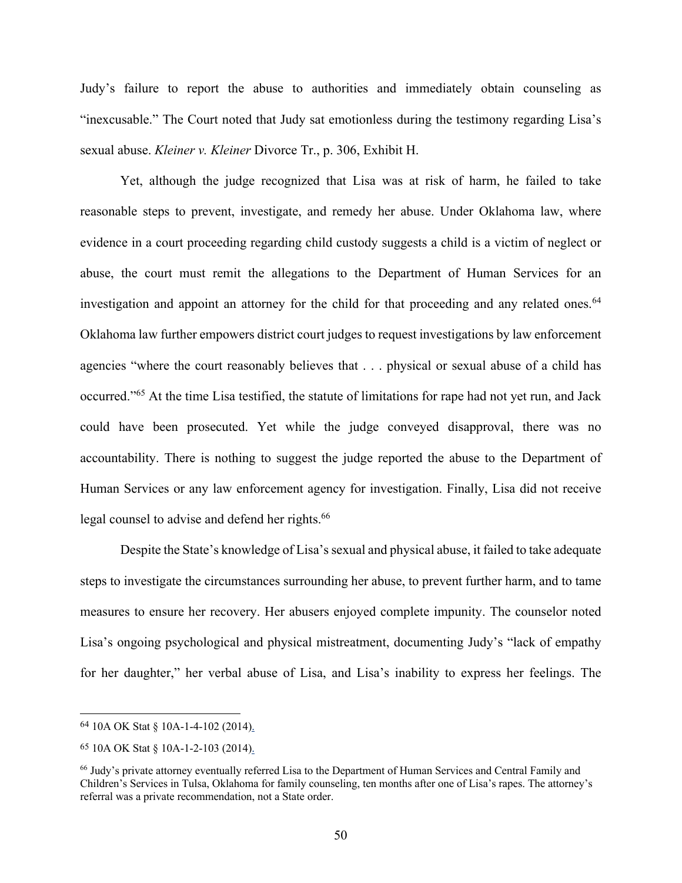Judy's failure to report the abuse to authorities and immediately obtain counseling as "inexcusable." The Court noted that Judy sat emotionless during the testimony regarding Lisa's sexual abuse. *Kleiner v. Kleiner* Divorce Tr., p. 306, Exhibit H.

Yet, although the judge recognized that Lisa was at risk of harm, he failed to take reasonable steps to prevent, investigate, and remedy her abuse. Under Oklahoma law, where evidence in a court proceeding regarding child custody suggests a child is a victim of neglect or abuse, the court must remit the allegations to the Department of Human Services for an investigation and appoint an attorney for the child for that proceeding and any related ones.[64] Oklahoma law further empowers district court judges to request investigations by law enforcement agencies "where the court reasonably believes that . . . physical or sexual abuse of a child has occurred."[65] At the time Lisa testified, the statute of limitations for rape had not yet run, and Jack could have been prosecuted. Yet while the judge conveyed disapproval, there was no accountability. There is nothing to suggest the judge reported the abuse to the Department of Human Services or any law enforcement agency for investigation. Finally, Lisa did not receive legal counsel to advise and defend her rights.[66]

Despite the State's knowledge of Lisa's sexual and physical abuse, it failed to take adequate steps to investigate the circumstances surrounding her abuse, to prevent further harm, and to tame measures to ensure her recovery. Her abusers enjoyed complete impunity. The counselor noted Lisa's ongoing psychological and physical mistreatment, documenting Judy's "lack of empathy for her daughter," her verbal abuse of Lisa, and Lisa's inability to express her feelings. The

---

[64] 10A OK Stat § 10A-1-4-102 (2014).

[65] 10A OK Stat § 10A-1-2-103 (2014).

[66] Judy's private attorney eventually referred Lisa to the Department of Human Services and Central Family and Children's Services in Tulsa, Oklahoma for family counseling, ten months after one of Lisa's rapes. The attorney's referral was a private recommendation, not a State order.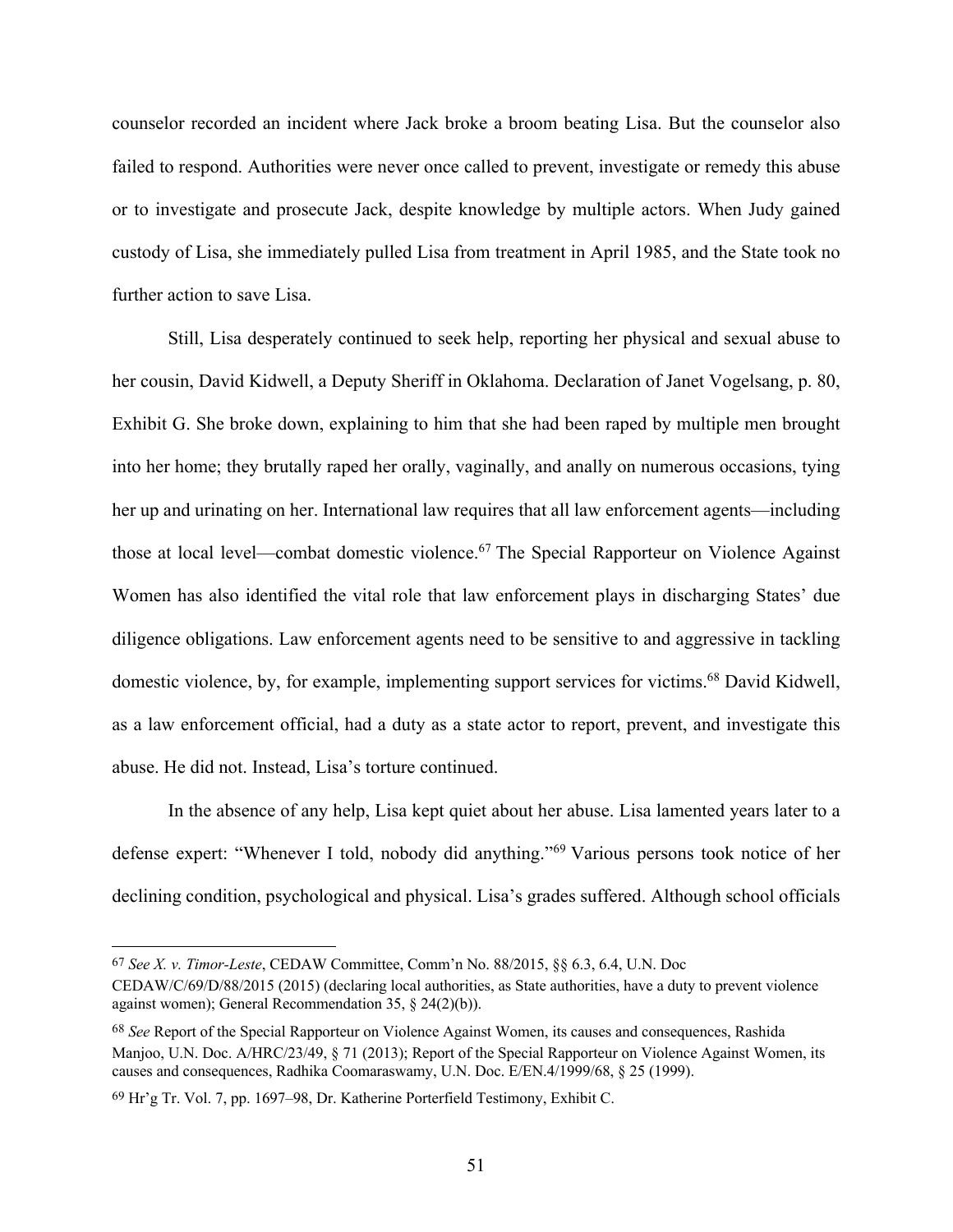counselor recorded an incident where Jack broke a broom beating Lisa. But the counselor also failed to respond. Authorities were never once called to prevent, investigate or remedy this abuse or to investigate and prosecute Jack, despite knowledge by multiple actors. When Judy gained custody of Lisa, she immediately pulled Lisa from treatment in April 1985, and the State took no further action to save Lisa.

Still, Lisa desperately continued to seek help, reporting her physical and sexual abuse to her cousin, David Kidwell, a Deputy Sheriff in Oklahoma. Declaration of Janet Vogelsang, p. 80, Exhibit G. She broke down, explaining to him that she had been raped by multiple men brought into her home; they brutally raped her orally, vaginally, and anally on numerous occasions, tying her up and urinating on her. International law requires that all law enforcement agents—including those at local level—combat domestic violence.[67] The Special Rapporteur on Violence Against Women has also identified the vital role that law enforcement plays in discharging States' due diligence obligations. Law enforcement agents need to be sensitive to and aggressive in tackling domestic violence, by, for example, implementing support services for victims.[68] David Kidwell, as a law enforcement official, had a duty as a state actor to report, prevent, and investigate this abuse. He did not. Instead, Lisa's torture continued.

In the absence of any help, Lisa kept quiet about her abuse. Lisa lamented years later to a defense expert: "Whenever I told, nobody did anything."[69] Various persons took notice of her declining condition, psychological and physical. Lisa's grades suffered. Although school officials

---

[67] *See X. v. Timor-Leste*, CEDAW Committee, Comm'n No. 88/2015, §§ 6.3, 6.4, U.N. Doc CEDAW/C/69/D/88/2015 (2015) (declaring local authorities, as State authorities, have a duty to prevent violence against women); General Recommendation 35, § 24(2)(b)).

[68] *See* Report of the Special Rapporteur on Violence Against Women, its causes and consequences, Rashida Manjoo, U.N. Doc. A/HRC/23/49, § 71 (2013); Report of the Special Rapporteur on Violence Against Women, its causes and consequences, Radhika Coomaraswamy, U.N. Doc. E/EN.4/1999/68, § 25 (1999).

[69] Hr'g Tr. Vol. 7, pp. 1697–98, Dr. Katherine Porterfield Testimony, Exhibit C.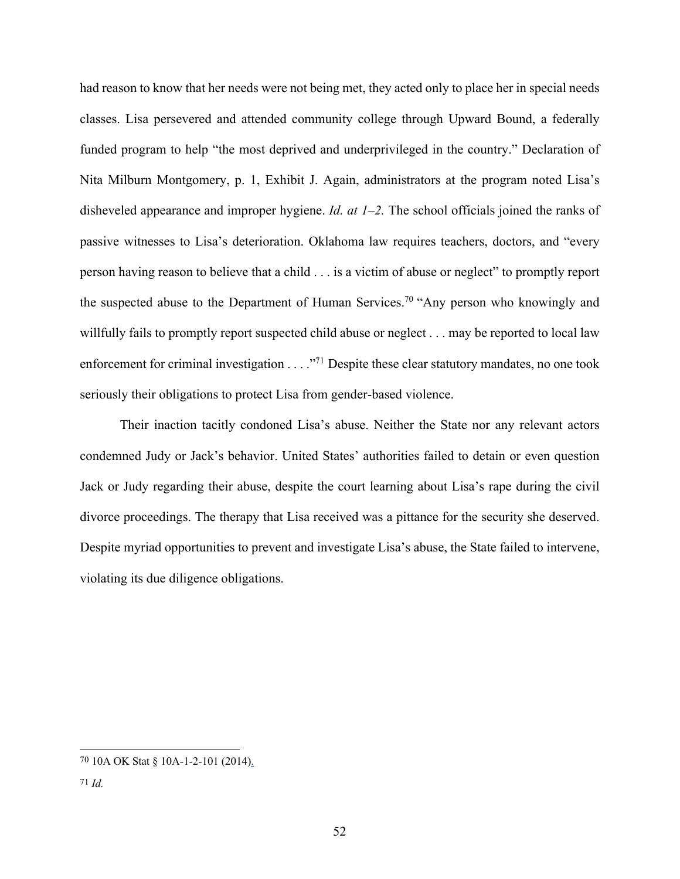had reason to know that her needs were not being met, they acted only to place her in special needs classes. Lisa persevered and attended community college through Upward Bound, a federally funded program to help "the most deprived and underprivileged in the country." Declaration of Nita Milburn Montgomery, p. 1, Exhibit J. Again, administrators at the program noted Lisa's disheveled appearance and improper hygiene. *Id. at 1–2.* The school officials joined the ranks of passive witnesses to Lisa's deterioration. Oklahoma law requires teachers, doctors, and "every person having reason to believe that a child . . . is a victim of abuse or neglect" to promptly report the suspected abuse to the Department of Human Services.[70] "Any person who knowingly and willfully fails to promptly report suspected child abuse or neglect . . . may be reported to local law enforcement for criminal investigation . . . ."[71] Despite these clear statutory mandates, no one took seriously their obligations to protect Lisa from gender-based violence.

Their inaction tacitly condoned Lisa's abuse. Neither the State nor any relevant actors condemned Judy or Jack's behavior. United States' authorities failed to detain or even question Jack or Judy regarding their abuse, despite the court learning about Lisa's rape during the civil divorce proceedings. The therapy that Lisa received was a pittance for the security she deserved. Despite myriad opportunities to prevent and investigate Lisa's abuse, the State failed to intervene, violating its due diligence obligations.

---

[70] 10A OK Stat § 10A-1-2-101 (2014).

[71] *Id.*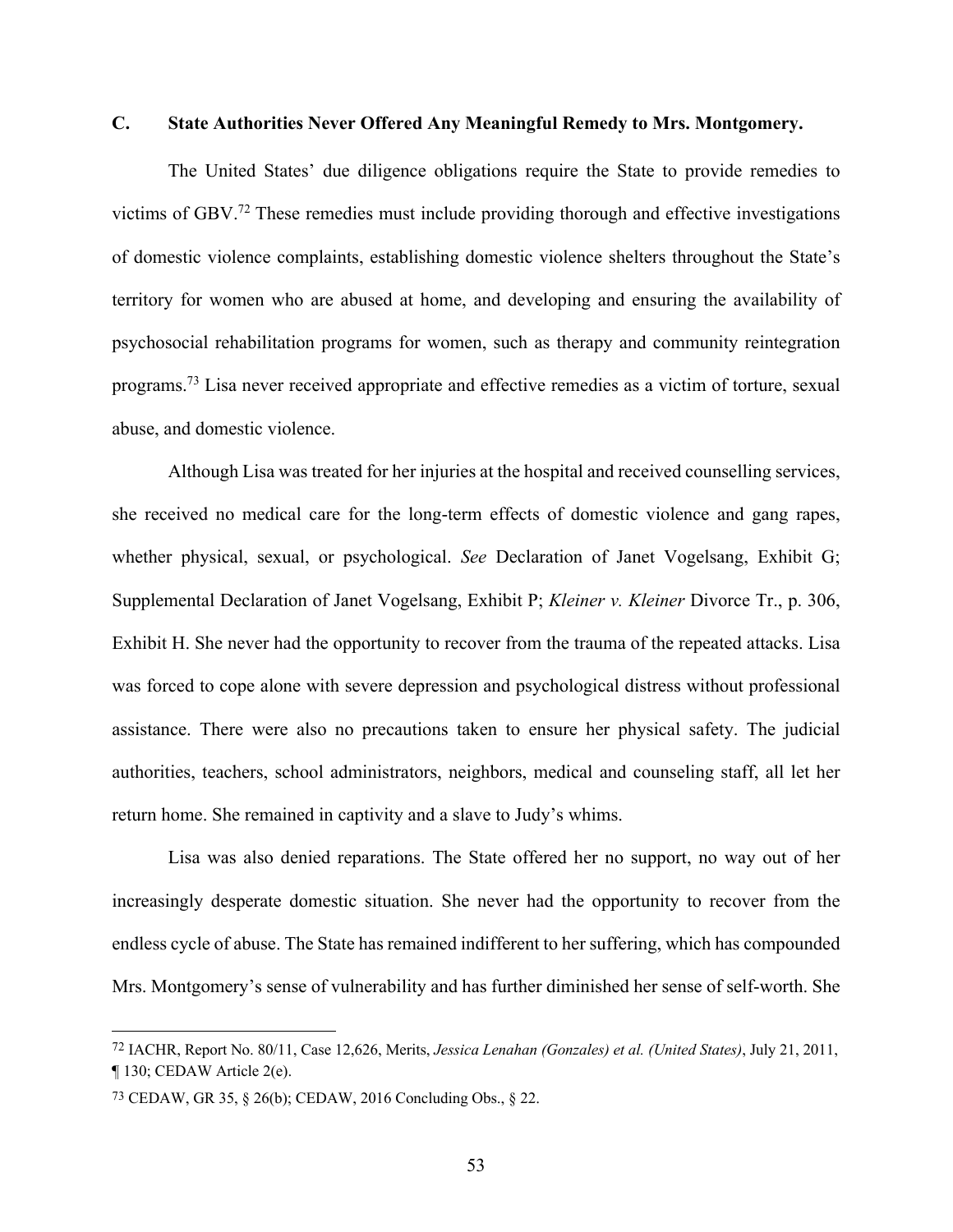### C. State Authorities Never Offered Any Meaningful Remedy to Mrs. Montgomery.

The United States' due diligence obligations require the State to provide remedies to victims of GBV.[72] These remedies must include providing thorough and effective investigations of domestic violence complaints, establishing domestic violence shelters throughout the State's territory for women who are abused at home, and developing and ensuring the availability of psychosocial rehabilitation programs for women, such as therapy and community reintegration programs.[73] Lisa never received appropriate and effective remedies as a victim of torture, sexual abuse, and domestic violence.

Although Lisa was treated for her injuries at the hospital and received counselling services, she received no medical care for the long-term effects of domestic violence and gang rapes, whether physical, sexual, or psychological. *See* Declaration of Janet Vogelsang, Exhibit G; Supplemental Declaration of Janet Vogelsang, Exhibit P; *Kleiner v. Kleiner* Divorce Tr., p. 306, Exhibit H. She never had the opportunity to recover from the trauma of the repeated attacks. Lisa was forced to cope alone with severe depression and psychological distress without professional assistance. There were also no precautions taken to ensure her physical safety. The judicial authorities, teachers, school administrators, neighbors, medical and counseling staff, all let her return home. She remained in captivity and a slave to Judy's whims.

Lisa was also denied reparations. The State offered her no support, no way out of her increasingly desperate domestic situation. She never had the opportunity to recover from the endless cycle of abuse. The State has remained indifferent to her suffering, which has compounded Mrs. Montgomery's sense of vulnerability and has further diminished her sense of self-worth. She

---

[72] IACHR, Report No. 80/11, Case 12,626, Merits, *Jessica Lenahan (Gonzales) et al. (United States)*, July 21, 2011, ¶ 130; CEDAW Article 2(e).

[73] CEDAW, GR 35, § 26(b); CEDAW, 2016 Concluding Obs., § 22.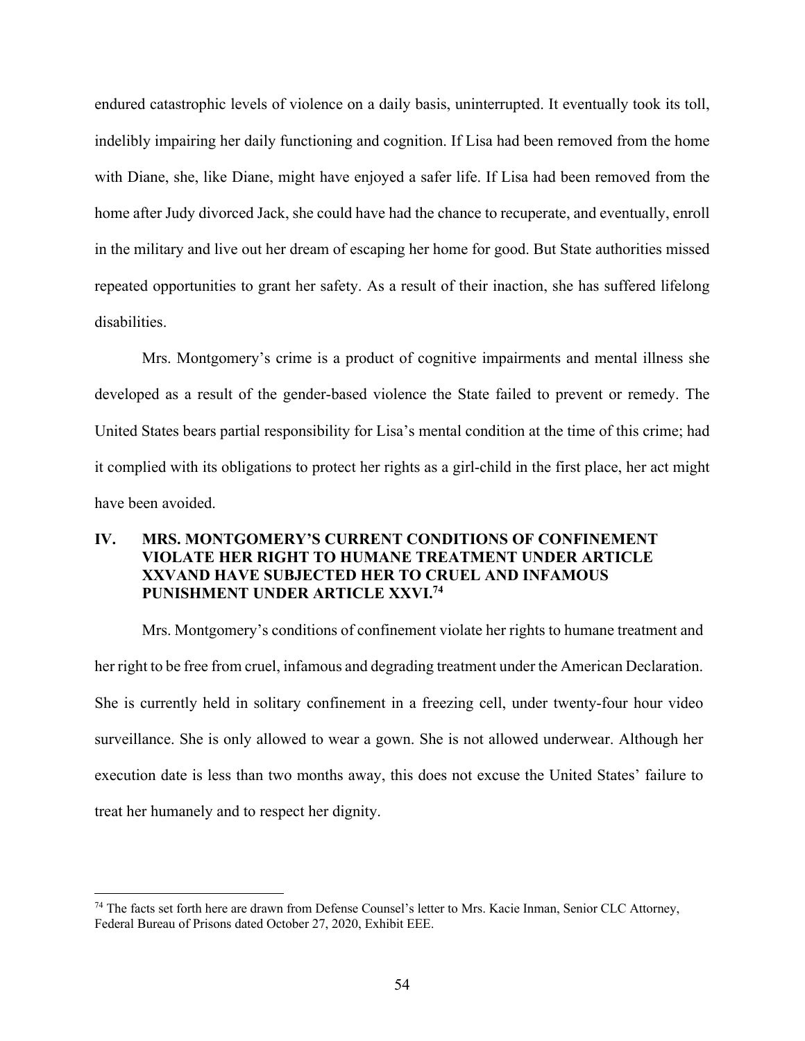endured catastrophic levels of violence on a daily basis, uninterrupted. It eventually took its toll, indelibly impairing her daily functioning and cognition. If Lisa had been removed from the home with Diane, she, like Diane, might have enjoyed a safer life. If Lisa had been removed from the home after Judy divorced Jack, she could have had the chance to recuperate, and eventually, enroll in the military and live out her dream of escaping her home for good. But State authorities missed repeated opportunities to grant her safety. As a result of their inaction, she has suffered lifelong disabilities.

Mrs. Montgomery's crime is a product of cognitive impairments and mental illness she developed as a result of the gender-based violence the State failed to prevent or remedy. The United States bears partial responsibility for Lisa's mental condition at the time of this crime; had it complied with its obligations to protect her rights as a girl-child in the first place, her act might have been avoided.

## IV. MRS. MONTGOMERY'S CURRENT CONDITIONS OF CONFINEMENT VIOLATE HER RIGHT TO HUMANE TREATMENT UNDER ARTICLE XXVAND HAVE SUBJECTED HER TO CRUEL AND INFAMOUS PUNISHMENT UNDER ARTICLE XXVI.[74]

Mrs. Montgomery's conditions of confinement violate her rights to humane treatment and her right to be free from cruel, infamous and degrading treatment under the American Declaration. She is currently held in solitary confinement in a freezing cell, under twenty-four hour video surveillance. She is only allowed to wear a gown. She is not allowed underwear. Although her execution date is less than two months away, this does not excuse the United States' failure to treat her humanely and to respect her dignity.

[74] The facts set forth here are drawn from Defense Counsel's letter to Mrs. Kacie Inman, Senior CLC Attorney, Federal Bureau of Prisons dated October 27, 2020, Exhibit EEE.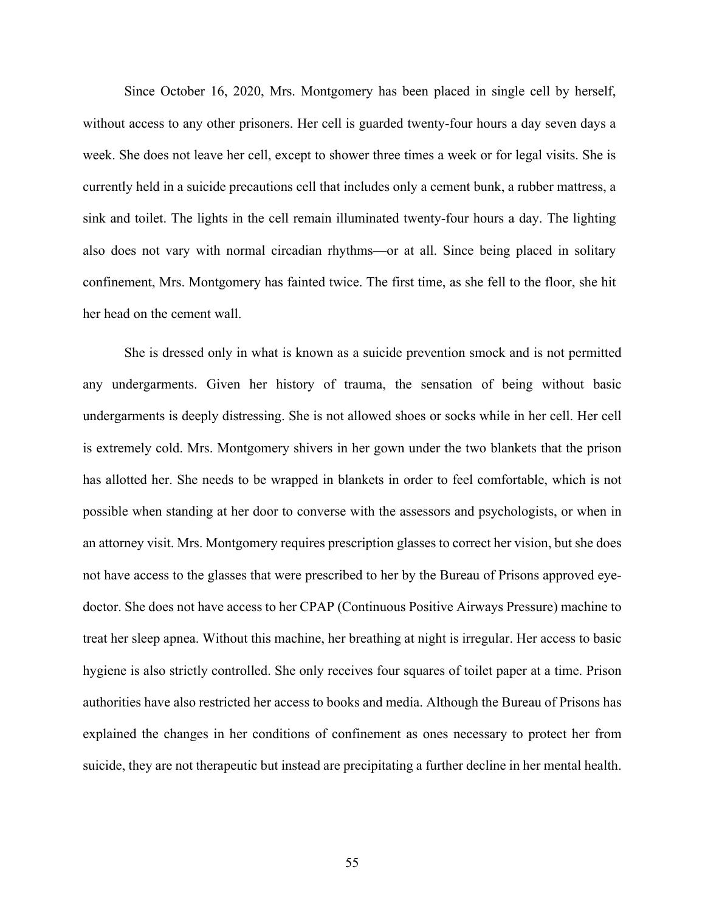Since October 16, 2020, Mrs. Montgomery has been placed in single cell by herself, without access to any other prisoners. Her cell is guarded twenty-four hours a day seven days a week. She does not leave her cell, except to shower three times a week or for legal visits. She is currently held in a suicide precautions cell that includes only a cement bunk, a rubber mattress, a sink and toilet. The lights in the cell remain illuminated twenty-four hours a day. The lighting also does not vary with normal circadian rhythms—or at all. Since being placed in solitary confinement, Mrs. Montgomery has fainted twice. The first time, as she fell to the floor, she hit her head on the cement wall.

She is dressed only in what is known as a suicide prevention smock and is not permitted any undergarments. Given her history of trauma, the sensation of being without basic undergarments is deeply distressing. She is not allowed shoes or socks while in her cell. Her cell is extremely cold. Mrs. Montgomery shivers in her gown under the two blankets that the prison has allotted her. She needs to be wrapped in blankets in order to feel comfortable, which is not possible when standing at her door to converse with the assessors and psychologists, or when in an attorney visit. Mrs. Montgomery requires prescription glasses to correct her vision, but she does not have access to the glasses that were prescribed to her by the Bureau of Prisons approved eye-doctor. She does not have access to her CPAP (Continuous Positive Airways Pressure) machine to treat her sleep apnea. Without this machine, her breathing at night is irregular. Her access to basic hygiene is also strictly controlled. She only receives four squares of toilet paper at a time. Prison authorities have also restricted her access to books and media. Although the Bureau of Prisons has explained the changes in her conditions of confinement as ones necessary to protect her from suicide, they are not therapeutic but instead are precipitating a further decline in her mental health.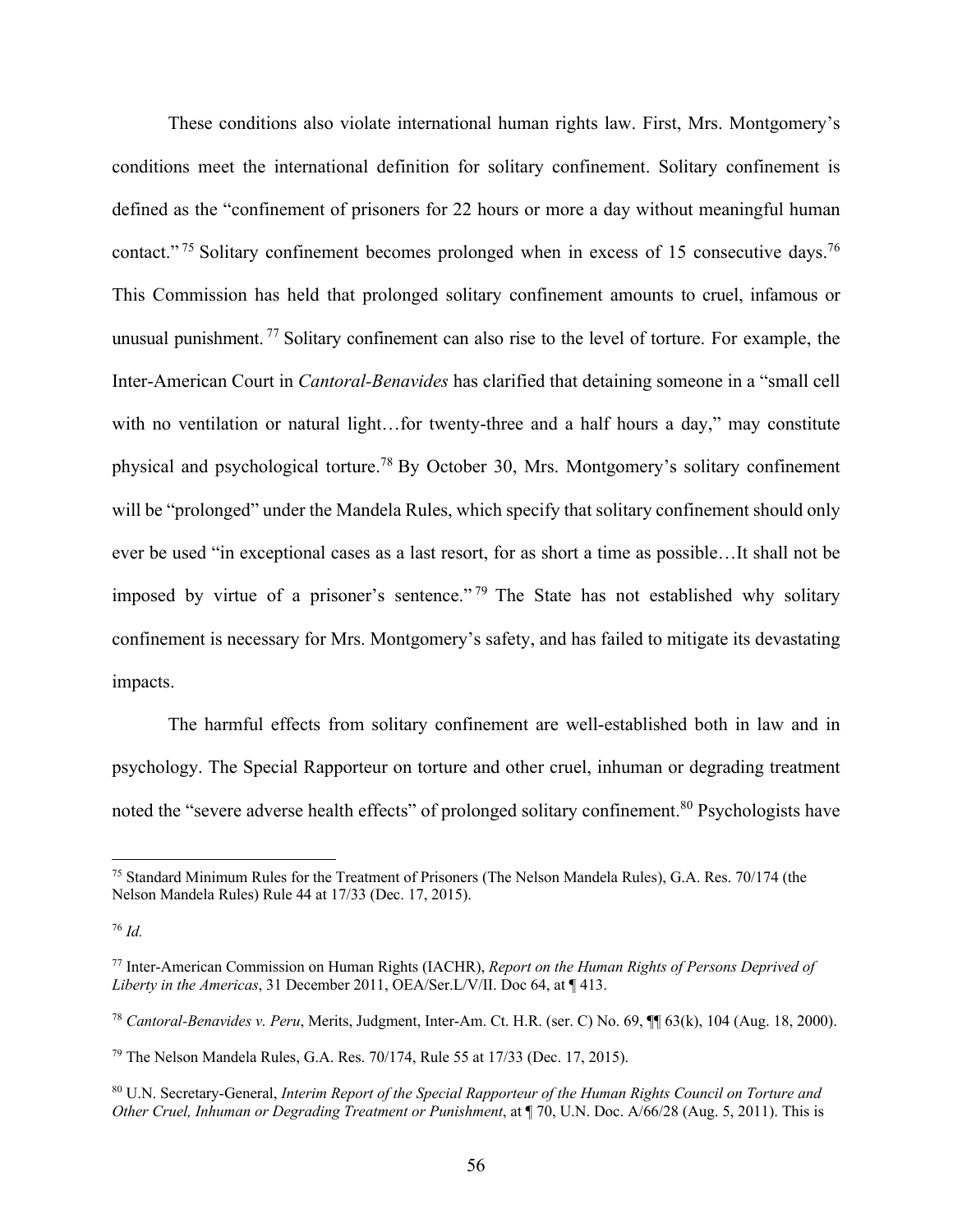These conditions also violate international human rights law. First, Mrs. Montgomery's conditions meet the international definition for solitary confinement. Solitary confinement is defined as the "confinement of prisoners for 22 hours or more a day without meaningful human contact."[75] Solitary confinement becomes prolonged when in excess of 15 consecutive days.[76] This Commission has held that prolonged solitary confinement amounts to cruel, infamous or unusual punishment.[77] Solitary confinement can also rise to the level of torture. For example, the Inter-American Court in *Cantoral-Benavides* has clarified that detaining someone in a "small cell with no ventilation or natural light…for twenty-three and a half hours a day," may constitute physical and psychological torture.[78] By October 30, Mrs. Montgomery's solitary confinement will be "prolonged" under the Mandela Rules, which specify that solitary confinement should only ever be used "in exceptional cases as a last resort, for as short a time as possible…It shall not be imposed by virtue of a prisoner's sentence."[79] The State has not established why solitary confinement is necessary for Mrs. Montgomery's safety, and has failed to mitigate its devastating impacts.

The harmful effects from solitary confinement are well-established both in law and in psychology. The Special Rapporteur on torture and other cruel, inhuman or degrading treatment noted the "severe adverse health effects" of prolonged solitary confinement.[80] Psychologists have

---

[75] Standard Minimum Rules for the Treatment of Prisoners (The Nelson Mandela Rules), G.A. Res. 70/174 (the Nelson Mandela Rules) Rule 44 at 17/33 (Dec. 17, 2015).

[76] *Id.*

[77] Inter-American Commission on Human Rights (IACHR), *Report on the Human Rights of Persons Deprived of Liberty in the Americas*, 31 December 2011, OEA/Ser.L/V/II. Doc 64, at ¶ 413.

[78] *Cantoral-Benavides v. Peru*, Merits, Judgment, Inter-Am. Ct. H.R. (ser. C) No. 69, ¶¶ 63(k), 104 (Aug. 18, 2000).

[79] The Nelson Mandela Rules, G.A. Res. 70/174, Rule 55 at 17/33 (Dec. 17, 2015).

[80] U.N. Secretary-General, *Interim Report of the Special Rapporteur of the Human Rights Council on Torture and Other Cruel, Inhuman or Degrading Treatment or Punishment*, at ¶ 70, U.N. Doc. A/66/28 (Aug. 5, 2011). This is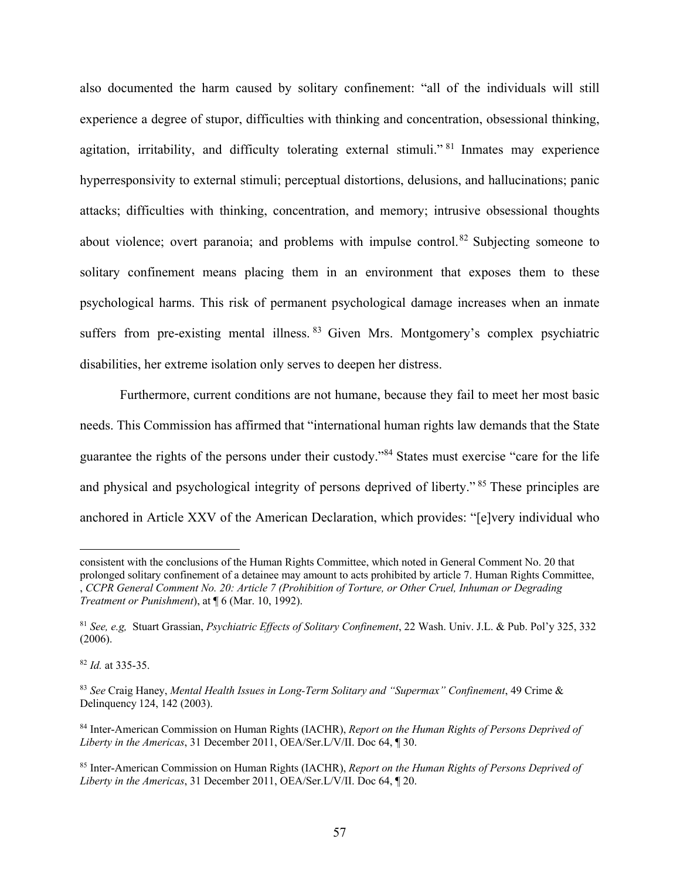also documented the harm caused by solitary confinement: "all of the individuals will still experience a degree of stupor, difficulties with thinking and concentration, obsessional thinking, agitation, irritability, and difficulty tolerating external stimuli." [81] Inmates may experience hyperresponsivity to external stimuli; perceptual distortions, delusions, and hallucinations; panic attacks; difficulties with thinking, concentration, and memory; intrusive obsessional thoughts about violence; overt paranoia; and problems with impulse control. [82] Subjecting someone to solitary confinement means placing them in an environment that exposes them to these psychological harms. This risk of permanent psychological damage increases when an inmate suffers from pre-existing mental illness. [83] Given Mrs. Montgomery's complex psychiatric disabilities, her extreme isolation only serves to deepen her distress.

Furthermore, current conditions are not humane, because they fail to meet her most basic needs. This Commission has affirmed that "international human rights law demands that the State guarantee the rights of the persons under their custody."[84] States must exercise "care for the life and physical and psychological integrity of persons deprived of liberty." [85] These principles are anchored in Article XXV of the American Declaration, which provides: "[e]very individual who

---

consistent with the conclusions of the Human Rights Committee, which noted in General Comment No. 20 that prolonged solitary confinement of a detainee may amount to acts prohibited by article 7. Human Rights Committee, , *CCPR General Comment No. 20: Article 7 (Prohibition of Torture, or Other Cruel, Inhuman or Degrading Treatment or Punishment*), at ¶ 6 (Mar. 10, 1992).

[81] *See, e.g,* Stuart Grassian, *Psychiatric Effects of Solitary Confinement*, 22 Wash. Univ. J.L. & Pub. Pol'y 325, 332 (2006).

[82] *Id.* at 335-35.

[83] *See* Craig Haney, *Mental Health Issues in Long-Term Solitary and "Supermax" Confinement*, 49 Crime & Delinquency 124, 142 (2003).

[84] Inter-American Commission on Human Rights (IACHR), *Report on the Human Rights of Persons Deprived of Liberty in the Americas*, 31 December 2011, OEA/Ser.L/V/II. Doc 64, ¶ 30.

[85] Inter-American Commission on Human Rights (IACHR), *Report on the Human Rights of Persons Deprived of Liberty in the Americas*, 31 December 2011, OEA/Ser.L/V/II. Doc 64, ¶ 20.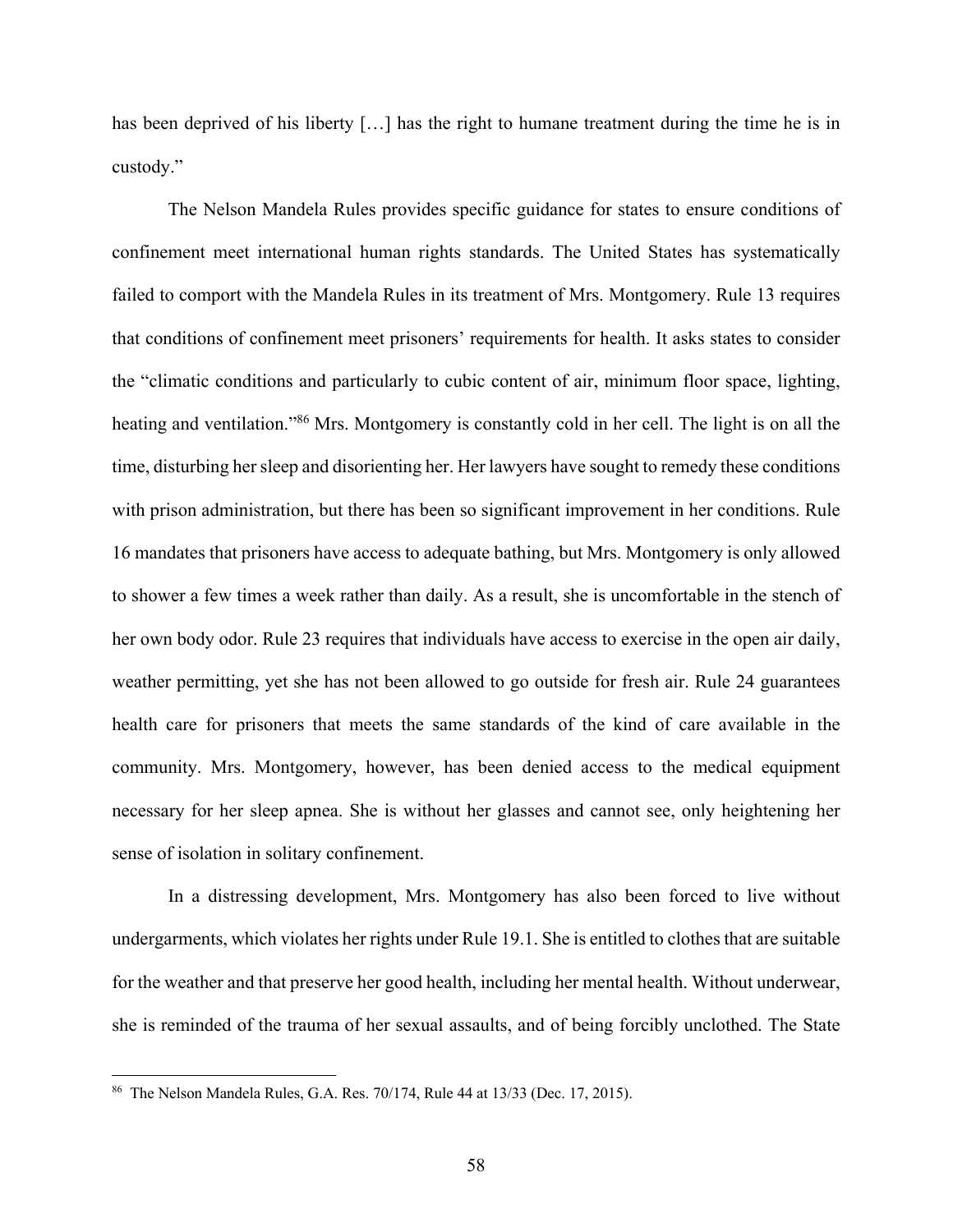has been deprived of his liberty […] has the right to humane treatment during the time he is in custody."

The Nelson Mandela Rules provides specific guidance for states to ensure conditions of confinement meet international human rights standards. The United States has systematically failed to comport with the Mandela Rules in its treatment of Mrs. Montgomery. Rule 13 requires that conditions of confinement meet prisoners' requirements for health. It asks states to consider the "climatic conditions and particularly to cubic content of air, minimum floor space, lighting, heating and ventilation."[86] Mrs. Montgomery is constantly cold in her cell. The light is on all the time, disturbing her sleep and disorienting her. Her lawyers have sought to remedy these conditions with prison administration, but there has been so significant improvement in her conditions. Rule 16 mandates that prisoners have access to adequate bathing, but Mrs. Montgomery is only allowed to shower a few times a week rather than daily. As a result, she is uncomfortable in the stench of her own body odor. Rule 23 requires that individuals have access to exercise in the open air daily, weather permitting, yet she has not been allowed to go outside for fresh air. Rule 24 guarantees health care for prisoners that meets the same standards of the kind of care available in the community. Mrs. Montgomery, however, has been denied access to the medical equipment necessary for her sleep apnea. She is without her glasses and cannot see, only heightening her sense of isolation in solitary confinement.

In a distressing development, Mrs. Montgomery has also been forced to live without undergarments, which violates her rights under Rule 19.1. She is entitled to clothes that are suitable for the weather and that preserve her good health, including her mental health. Without underwear, she is reminded of the trauma of her sexual assaults, and of being forcibly unclothed. The State

---

[86] The Nelson Mandela Rules, G.A. Res. 70/174, Rule 44 at 13/33 (Dec. 17, 2015).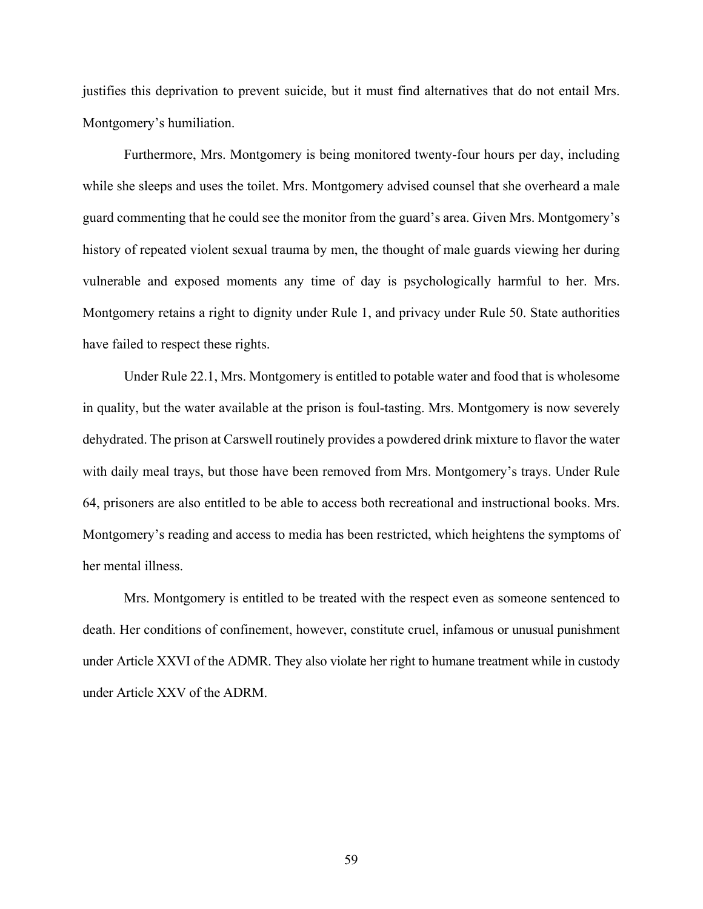justifies this deprivation to prevent suicide, but it must find alternatives that do not entail Mrs. Montgomery's humiliation.

Furthermore, Mrs. Montgomery is being monitored twenty-four hours per day, including while she sleeps and uses the toilet. Mrs. Montgomery advised counsel that she overheard a male guard commenting that he could see the monitor from the guard's area. Given Mrs. Montgomery's history of repeated violent sexual trauma by men, the thought of male guards viewing her during vulnerable and exposed moments any time of day is psychologically harmful to her. Mrs. Montgomery retains a right to dignity under Rule 1, and privacy under Rule 50. State authorities have failed to respect these rights.

Under Rule 22.1, Mrs. Montgomery is entitled to potable water and food that is wholesome in quality, but the water available at the prison is foul-tasting. Mrs. Montgomery is now severely dehydrated. The prison at Carswell routinely provides a powdered drink mixture to flavor the water with daily meal trays, but those have been removed from Mrs. Montgomery's trays. Under Rule 64, prisoners are also entitled to be able to access both recreational and instructional books. Mrs. Montgomery's reading and access to media has been restricted, which heightens the symptoms of her mental illness.

Mrs. Montgomery is entitled to be treated with the respect even as someone sentenced to death. Her conditions of confinement, however, constitute cruel, infamous or unusual punishment under Article XXVI of the ADMR. They also violate her right to humane treatment while in custody under Article XXV of the ADRM.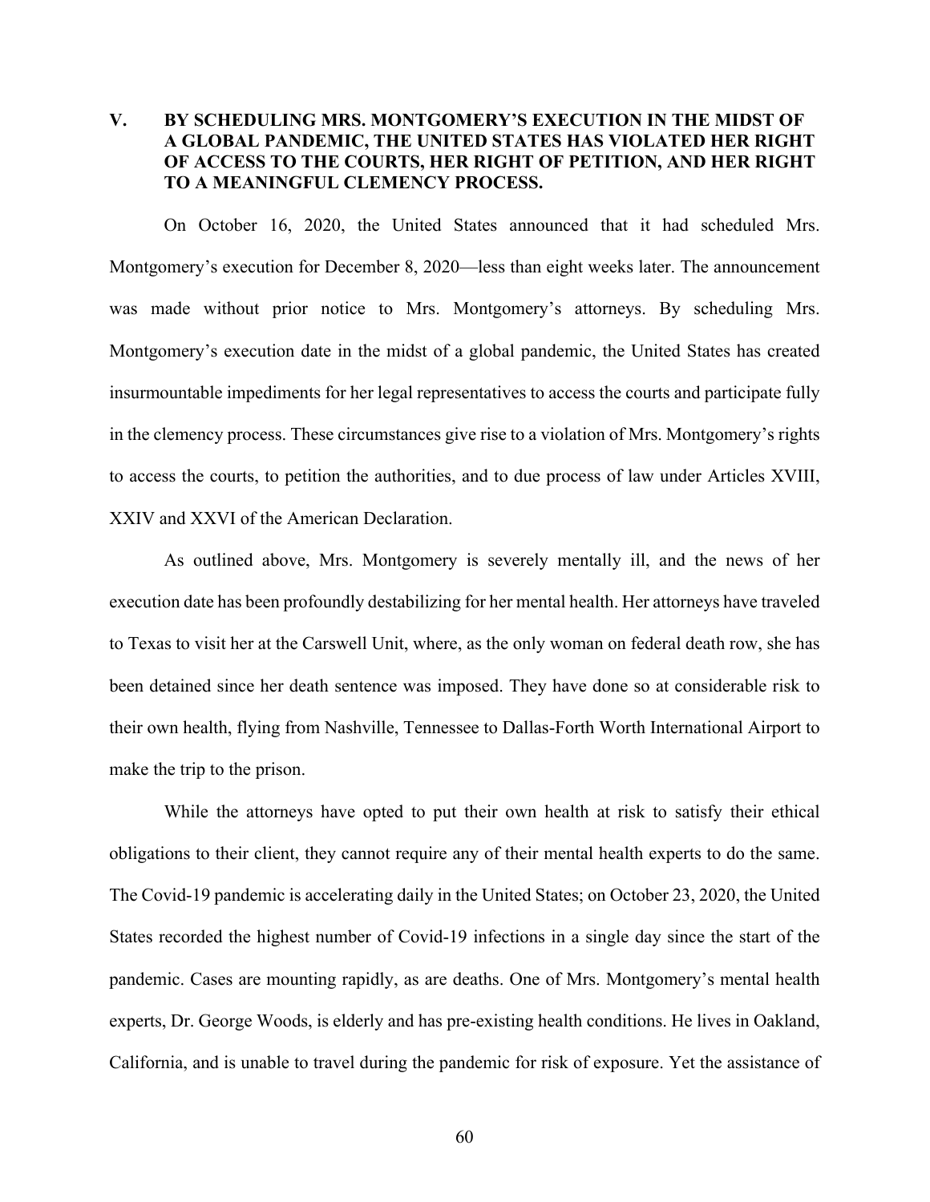## V. BY SCHEDULING MRS. MONTGOMERY'S EXECUTION IN THE MIDST OF A GLOBAL PANDEMIC, THE UNITED STATES HAS VIOLATED HER RIGHT OF ACCESS TO THE COURTS, HER RIGHT OF PETITION, AND HER RIGHT TO A MEANINGFUL CLEMENCY PROCESS.

On October 16, 2020, the United States announced that it had scheduled Mrs. Montgomery's execution for December 8, 2020—less than eight weeks later. The announcement was made without prior notice to Mrs. Montgomery's attorneys. By scheduling Mrs. Montgomery's execution date in the midst of a global pandemic, the United States has created insurmountable impediments for her legal representatives to access the courts and participate fully in the clemency process. These circumstances give rise to a violation of Mrs. Montgomery's rights to access the courts, to petition the authorities, and to due process of law under Articles XVIII, XXIV and XXVI of the American Declaration.

As outlined above, Mrs. Montgomery is severely mentally ill, and the news of her execution date has been profoundly destabilizing for her mental health. Her attorneys have traveled to Texas to visit her at the Carswell Unit, where, as the only woman on federal death row, she has been detained since her death sentence was imposed. They have done so at considerable risk to their own health, flying from Nashville, Tennessee to Dallas-Forth Worth International Airport to make the trip to the prison.

While the attorneys have opted to put their own health at risk to satisfy their ethical obligations to their client, they cannot require any of their mental health experts to do the same. The Covid-19 pandemic is accelerating daily in the United States; on October 23, 2020, the United States recorded the highest number of Covid-19 infections in a single day since the start of the pandemic. Cases are mounting rapidly, as are deaths. One of Mrs. Montgomery's mental health experts, Dr. George Woods, is elderly and has pre-existing health conditions. He lives in Oakland, California, and is unable to travel during the pandemic for risk of exposure. Yet the assistance of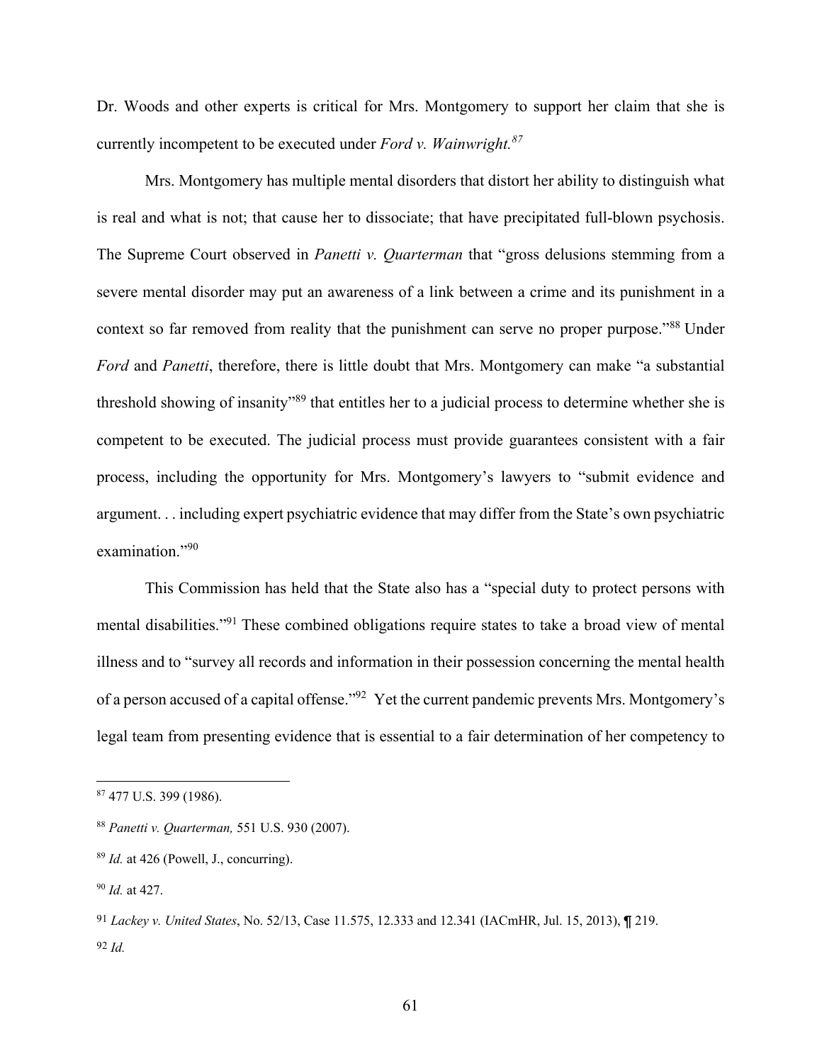Dr. Woods and other experts is critical for Mrs. Montgomery to support her claim that she is currently incompetent to be executed under *Ford v. Wainwright.*[87]

Mrs. Montgomery has multiple mental disorders that distort her ability to distinguish what is real and what is not; that cause her to dissociate; that have precipitated full-blown psychosis. The Supreme Court observed in *Panetti v. Quarterman* that "gross delusions stemming from a severe mental disorder may put an awareness of a link between a crime and its punishment in a context so far removed from reality that the punishment can serve no proper purpose."[88] Under *Ford* and *Panetti*, therefore, there is little doubt that Mrs. Montgomery can make "a substantial threshold showing of insanity"[89] that entitles her to a judicial process to determine whether she is competent to be executed. The judicial process must provide guarantees consistent with a fair process, including the opportunity for Mrs. Montgomery's lawyers to "submit evidence and argument. . . including expert psychiatric evidence that may differ from the State's own psychiatric examination."[90]

This Commission has held that the State also has a "special duty to protect persons with mental disabilities."[91] These combined obligations require states to take a broad view of mental illness and to "survey all records and information in their possession concerning the mental health of a person accused of a capital offense."[92] Yet the current pandemic prevents Mrs. Montgomery's legal team from presenting evidence that is essential to a fair determination of her competency to

---

[87] 477 U.S. 399 (1986).

[88] *Panetti v. Quarterman,* 551 U.S. 930 (2007).

[89] *Id.* at 426 (Powell, J., concurring).

[90] *Id.* at 427.

[91] *Lackey v. United States*, No. 52/13, Case 11.575, 12.333 and 12.341 (IACmHR, Jul. 15, 2013), ¶ 219.

[92] *Id.*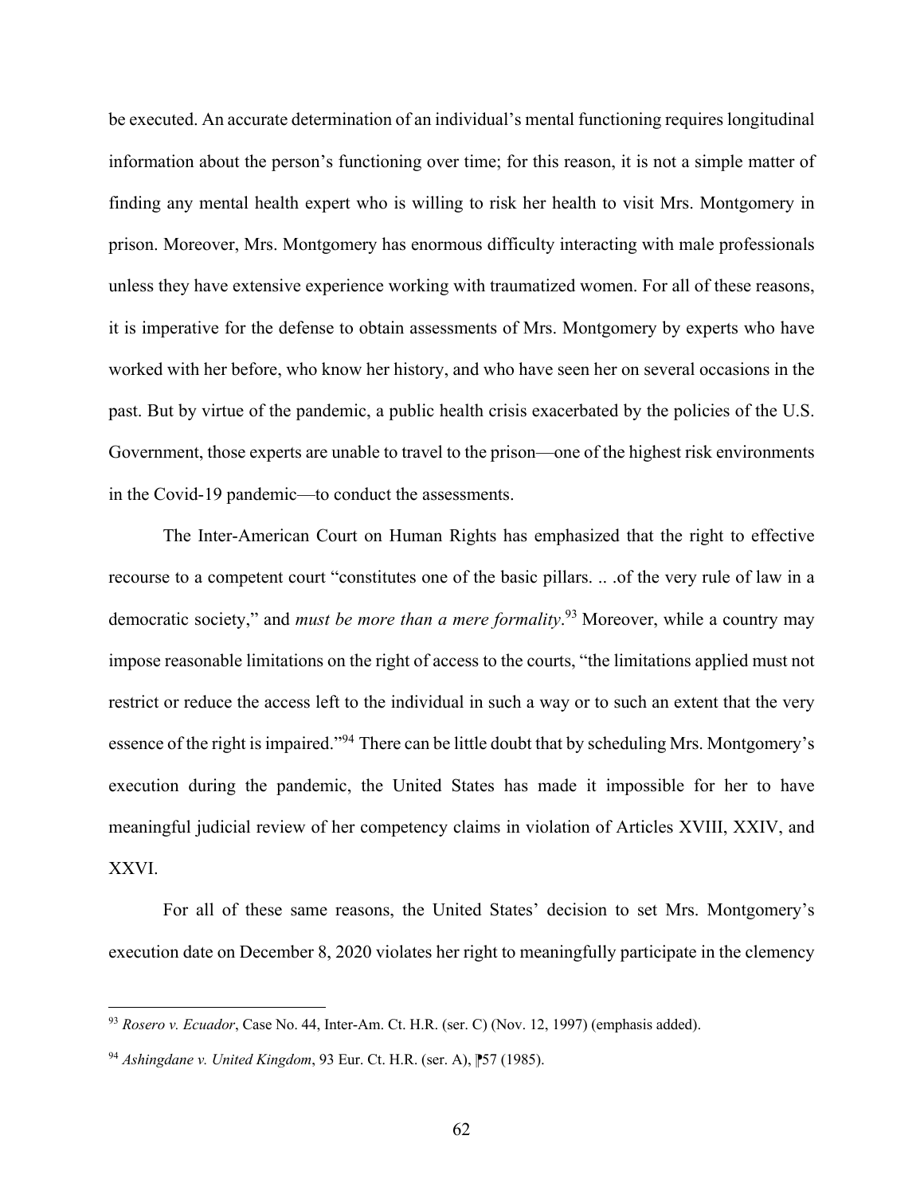be executed. An accurate determination of an individual's mental functioning requires longitudinal information about the person's functioning over time; for this reason, it is not a simple matter of finding any mental health expert who is willing to risk her health to visit Mrs. Montgomery in prison. Moreover, Mrs. Montgomery has enormous difficulty interacting with male professionals unless they have extensive experience working with traumatized women. For all of these reasons, it is imperative for the defense to obtain assessments of Mrs. Montgomery by experts who have worked with her before, who know her history, and who have seen her on several occasions in the past. But by virtue of the pandemic, a public health crisis exacerbated by the policies of the U.S. Government, those experts are unable to travel to the prison—one of the highest risk environments in the Covid-19 pandemic—to conduct the assessments.

The Inter-American Court on Human Rights has emphasized that the right to effective recourse to a competent court "constitutes one of the basic pillars. .. .of the very rule of law in a democratic society," and *must be more than a mere formality*.[93] Moreover, while a country may impose reasonable limitations on the right of access to the courts, "the limitations applied must not restrict or reduce the access left to the individual in such a way or to such an extent that the very essence of the right is impaired."[94] There can be little doubt that by scheduling Mrs. Montgomery's execution during the pandemic, the United States has made it impossible for her to have meaningful judicial review of her competency claims in violation of Articles XVIII, XXIV, and XXVI.

For all of these same reasons, the United States' decision to set Mrs. Montgomery's execution date on December 8, 2020 violates her right to meaningfully participate in the clemency

---

[93] *Rosero v. Ecuador*, Case No. 44, Inter-Am. Ct. H.R. (ser. C) (Nov. 12, 1997) (emphasis added).

[94] *Ashingdane v. United Kingdom*, 93 Eur. Ct. H.R. (ser. A), ⁋57 (1985).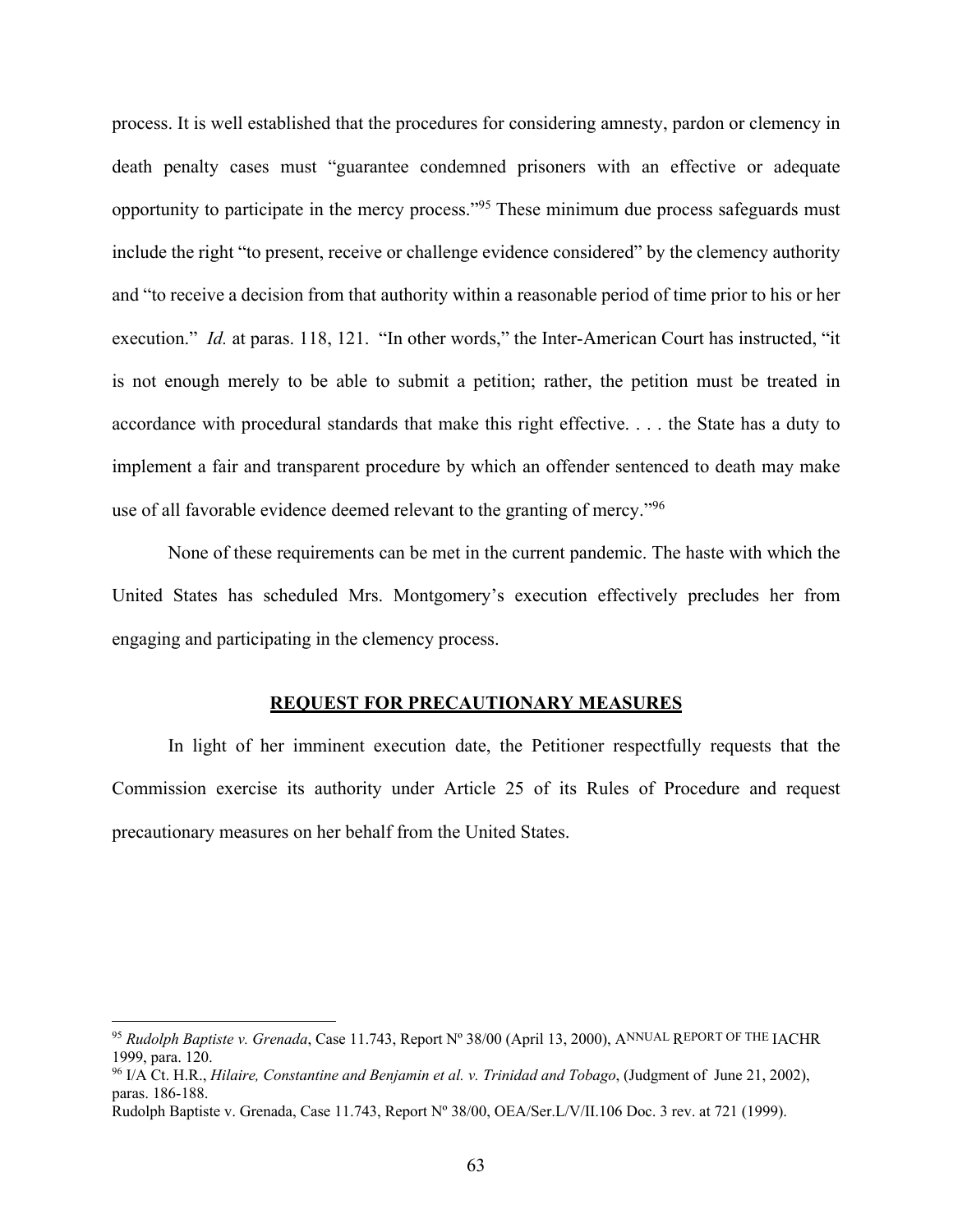process. It is well established that the procedures for considering amnesty, pardon or clemency in death penalty cases must "guarantee condemned prisoners with an effective or adequate opportunity to participate in the mercy process."[95] These minimum due process safeguards must include the right "to present, receive or challenge evidence considered" by the clemency authority and "to receive a decision from that authority within a reasonable period of time prior to his or her execution." *Id.* at paras. 118, 121. "In other words," the Inter-American Court has instructed, "it is not enough merely to be able to submit a petition; rather, the petition must be treated in accordance with procedural standards that make this right effective. . . . the State has a duty to implement a fair and transparent procedure by which an offender sentenced to death may make use of all favorable evidence deemed relevant to the granting of mercy."[96]

None of these requirements can be met in the current pandemic. The haste with which the United States has scheduled Mrs. Montgomery's execution effectively precludes her from engaging and participating in the clemency process.

## REQUEST FOR PRECAUTIONARY MEASURES

In light of her imminent execution date, the Petitioner respectfully requests that the Commission exercise its authority under Article 25 of its Rules of Procedure and request precautionary measures on her behalf from the United States.

---

[95] *Rudolph Baptiste v. Grenada*, Case 11.743, Report Nº 38/00 (April 13, 2000), ANNUAL REPORT OF THE IACHR 1999, para. 120.

[96] I/A Ct. H.R., *Hilaire, Constantine and Benjamin et al. v. Trinidad and Tobago*, (Judgment of June 21, 2002), paras. 186-188.

Rudolph Baptiste v. Grenada, Case 11.743, Report Nº 38/00, OEA/Ser.L/V/II.106 Doc. 3 rev. at 721 (1999).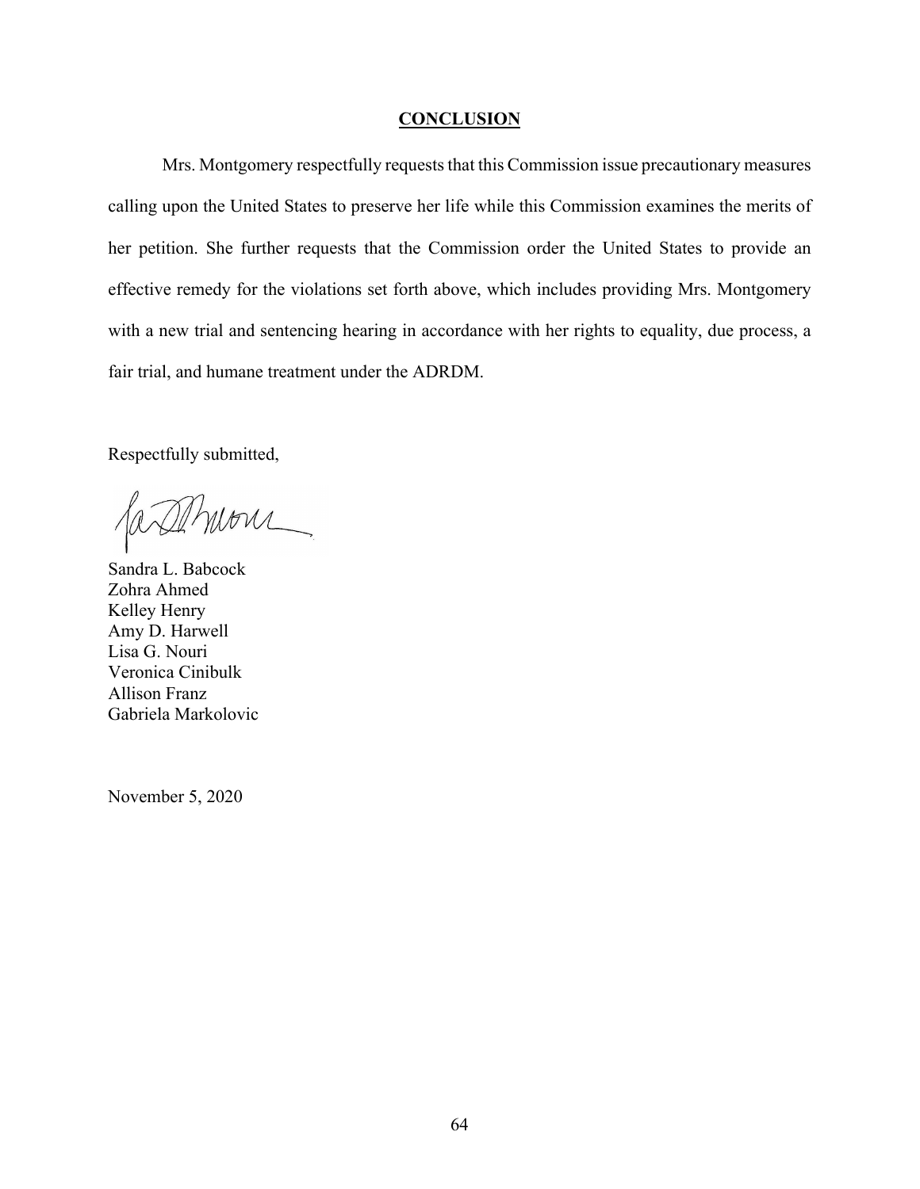## CONCLUSION

Mrs. Montgomery respectfully requests that this Commission issue precautionary measures calling upon the United States to preserve her life while this Commission examines the merits of her petition. She further requests that the Commission order the United States to provide an effective remedy for the violations set forth above, which includes providing Mrs. Montgomery with a new trial and sentencing hearing in accordance with her rights to equality, due process, a fair trial, and humane treatment under the ADRDM.

Respectfully submitted,

Sandra L. Babcock
Zohra Ahmed
Kelley Henry
Amy D. Harwell
Lisa G. Nouri
Veronica Cinibulk
Allison Franz
Gabriela Markolovic

November 5, 2020